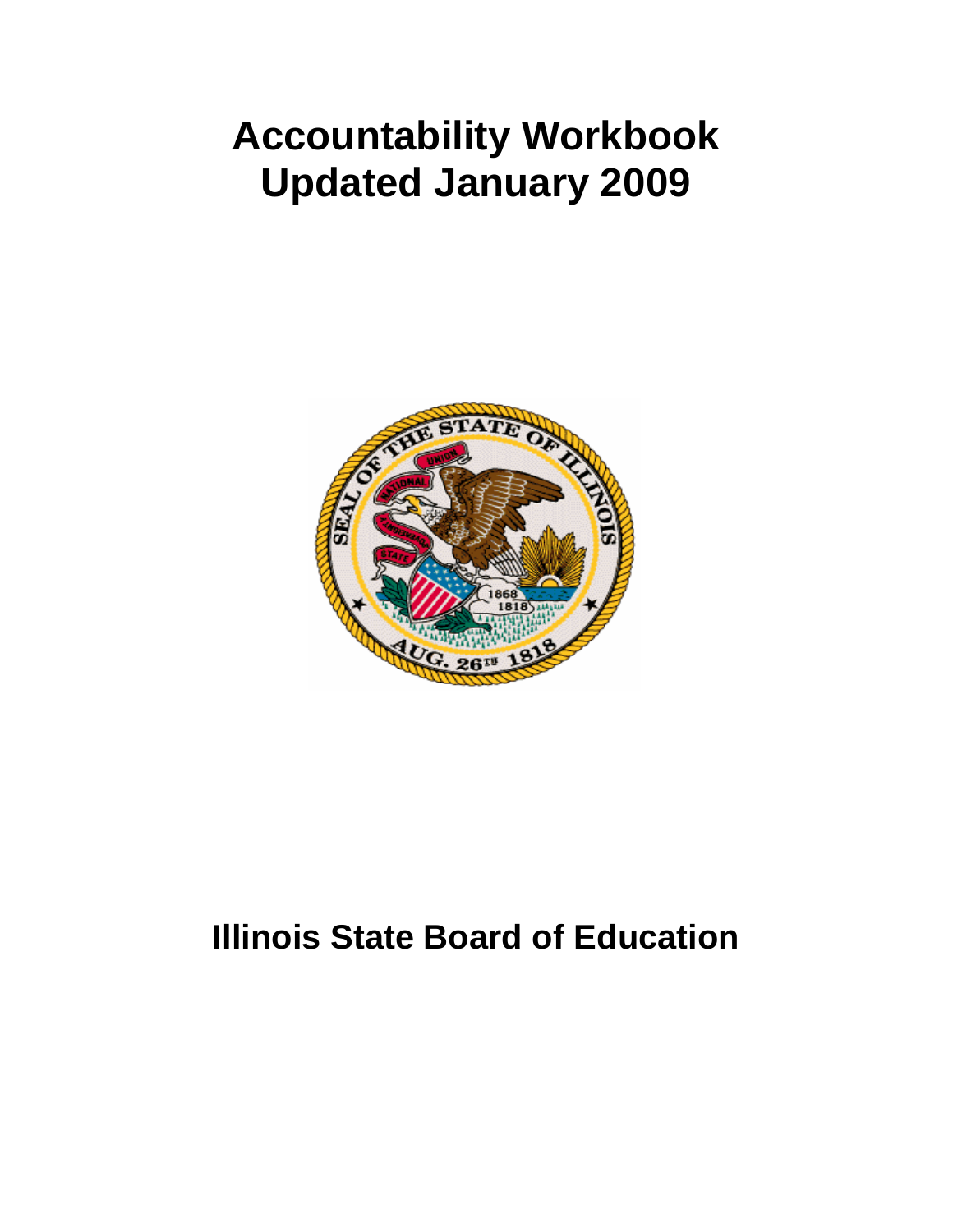# Accountability Workbook
# Updated January 2009

# Illinois State Board of Education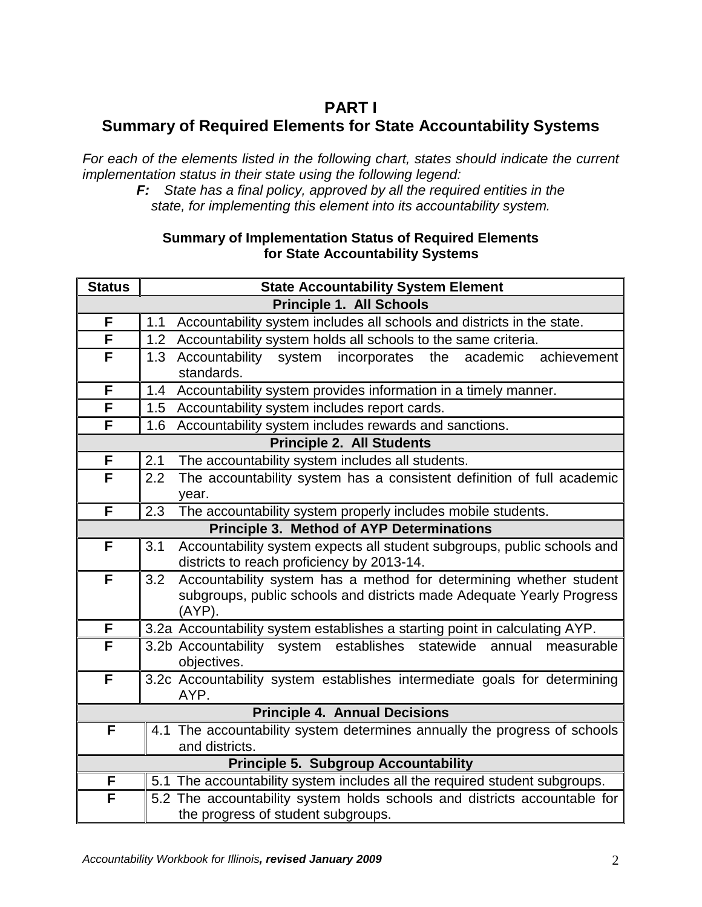# PART I
## Summary of Required Elements for State Accountability Systems

*For each of the elements listed in the following chart, states should indicate the current implementation status in their state using the following legend:*

> ***F:*** *State has a final policy, approved by all the required entities in the state, for implementing this element into its accountability system.*

**Summary of Implementation Status of Required Elements for State Accountability Systems**

| Status | State Accountability System Element |
|---|---|
| | **Principle 1. All Schools** |
| F | 1.1 Accountability system includes all schools and districts in the state. |
| F | 1.2 Accountability system holds all schools to the same criteria. |
| F | 1.3 Accountability system incorporates the academic achievement standards. |
| F | 1.4 Accountability system provides information in a timely manner. |
| F | 1.5 Accountability system includes report cards. |
| F | 1.6 Accountability system includes rewards and sanctions. |
| | **Principle 2. All Students** |
| F | 2.1 The accountability system includes all students. |
| F | 2.2 The accountability system has a consistent definition of full academic year. |
| F | 2.3 The accountability system properly includes mobile students. |
| | **Principle 3. Method of AYP Determinations** |
| F | 3.1 Accountability system expects all student subgroups, public schools and districts to reach proficiency by 2013-14. |
| F | 3.2 Accountability system has a method for determining whether student subgroups, public schools and districts made Adequate Yearly Progress (AYP). |
| F | 3.2a Accountability system establishes a starting point in calculating AYP. |
| F | 3.2b Accountability system establishes statewide annual measurable objectives. |
| F | 3.2c Accountability system establishes intermediate goals for determining AYP. |
| | **Principle 4. Annual Decisions** |
| F | 4.1 The accountability system determines annually the progress of schools and districts. |
| | **Principle 5. Subgroup Accountability** |
| F | 5.1 The accountability system includes all the required student subgroups. |
| F | 5.2 The accountability system holds schools and districts accountable for the progress of student subgroups. |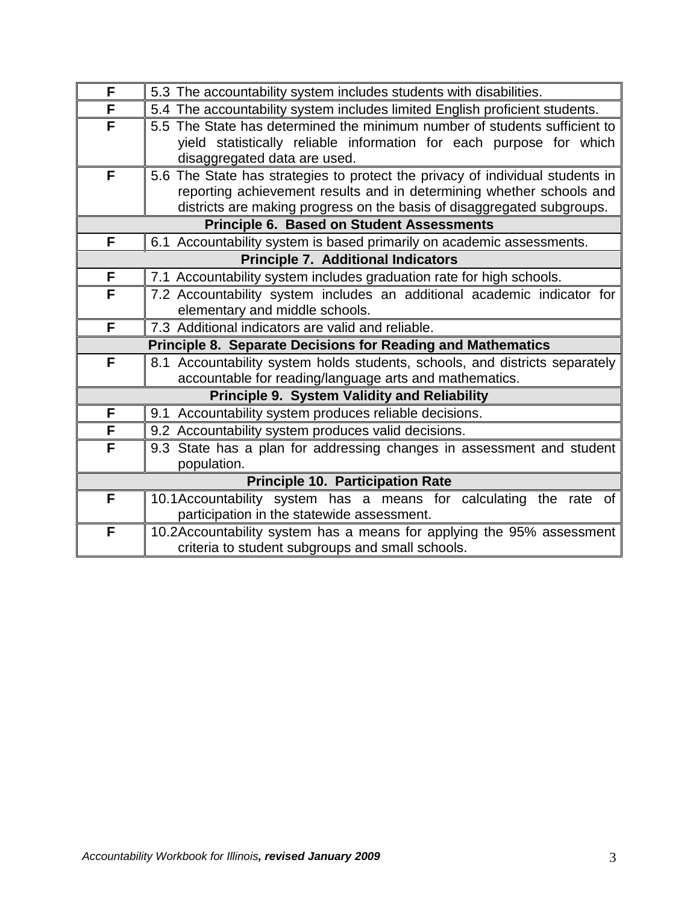| | |
|---|---|
| F | 5.3 The accountability system includes students with disabilities. |
| F | 5.4 The accountability system includes limited English proficient students. |
| F | 5.5 The State has determined the minimum number of students sufficient to yield statistically reliable information for each purpose for which disaggregated data are used. |
| F | 5.6 The State has strategies to protect the privacy of individual students in reporting achievement results and in determining whether schools and districts are making progress on the basis of disaggregated subgroups. |
| **Principle 6. Based on Student Assessments** | |
| F | 6.1 Accountability system is based primarily on academic assessments. |
| **Principle 7. Additional Indicators** | |
| F | 7.1 Accountability system includes graduation rate for high schools. |
| F | 7.2 Accountability system includes an additional academic indicator for elementary and middle schools. |
| F | 7.3 Additional indicators are valid and reliable. |
| **Principle 8. Separate Decisions for Reading and Mathematics** | |
| F | 8.1 Accountability system holds students, schools, and districts separately accountable for reading/language arts and mathematics. |
| **Principle 9. System Validity and Reliability** | |
| F | 9.1 Accountability system produces reliable decisions. |
| F | 9.2 Accountability system produces valid decisions. |
| F | 9.3 State has a plan for addressing changes in assessment and student population. |
| **Principle 10. Participation Rate** | |
| F | 10.1 Accountability system has a means for calculating the rate of participation in the statewide assessment. |
| F | 10.2 Accountability system has a means for applying the 95% assessment criteria to student subgroups and small schools. |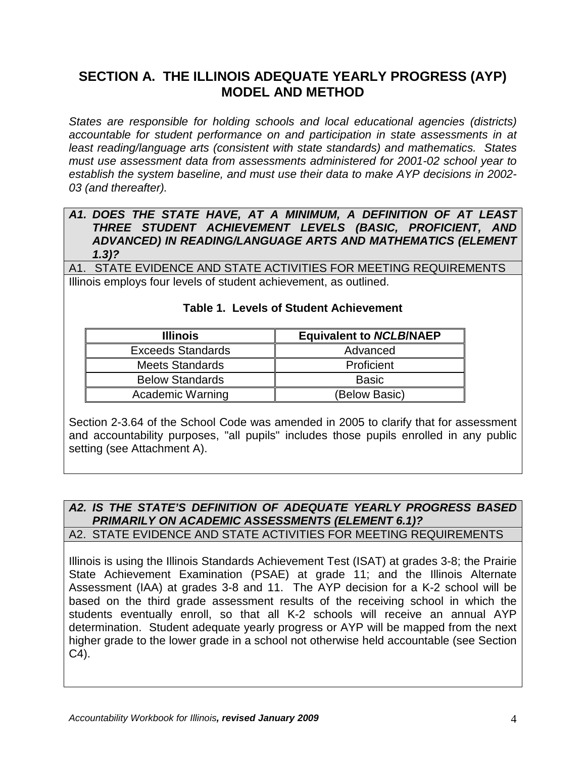## SECTION A. THE ILLINOIS ADEQUATE YEARLY PROGRESS (AYP) MODEL AND METHOD

*States are responsible for holding schools and local educational agencies (districts) accountable for student performance on and participation in state assessments in at least reading/language arts (consistent with state standards) and mathematics. States must use assessment data from assessments administered for 2001-02 school year to establish the system baseline, and must use their data to make AYP decisions in 2002-03 (and thereafter).*

***A1. DOES THE STATE HAVE, AT A MINIMUM, A DEFINITION OF AT LEAST THREE STUDENT ACHIEVEMENT LEVELS (BASIC, PROFICIENT, AND ADVANCED) IN READING/LANGUAGE ARTS AND MATHEMATICS (ELEMENT 1.3)?***

A1. STATE EVIDENCE AND STATE ACTIVITIES FOR MEETING REQUIREMENTS

Illinois employs four levels of student achievement, as outlined.

**Table 1. Levels of Student Achievement**

| Illinois | Equivalent to *NCLB*/NAEP |
|---|---|
| Exceeds Standards | Advanced |
| Meets Standards | Proficient |
| Below Standards | Basic |
| Academic Warning | (Below Basic) |

Section 2-3.64 of the School Code was amended in 2005 to clarify that for assessment and accountability purposes, "all pupils" includes those pupils enrolled in any public setting (see Attachment A).

***A2. IS THE STATE'S DEFINITION OF ADEQUATE YEARLY PROGRESS BASED PRIMARILY ON ACADEMIC ASSESSMENTS (ELEMENT 6.1)?***

A2. STATE EVIDENCE AND STATE ACTIVITIES FOR MEETING REQUIREMENTS

Illinois is using the Illinois Standards Achievement Test (ISAT) at grades 3-8; the Prairie State Achievement Examination (PSAE) at grade 11; and the Illinois Alternate Assessment (IAA) at grades 3-8 and 11. The AYP decision for a K-2 school will be based on the third grade assessment results of the receiving school in which the students eventually enroll, so that all K-2 schools will receive an annual AYP determination. Student adequate yearly progress or AYP will be mapped from the next higher grade to the lower grade in a school not otherwise held accountable (see Section C4).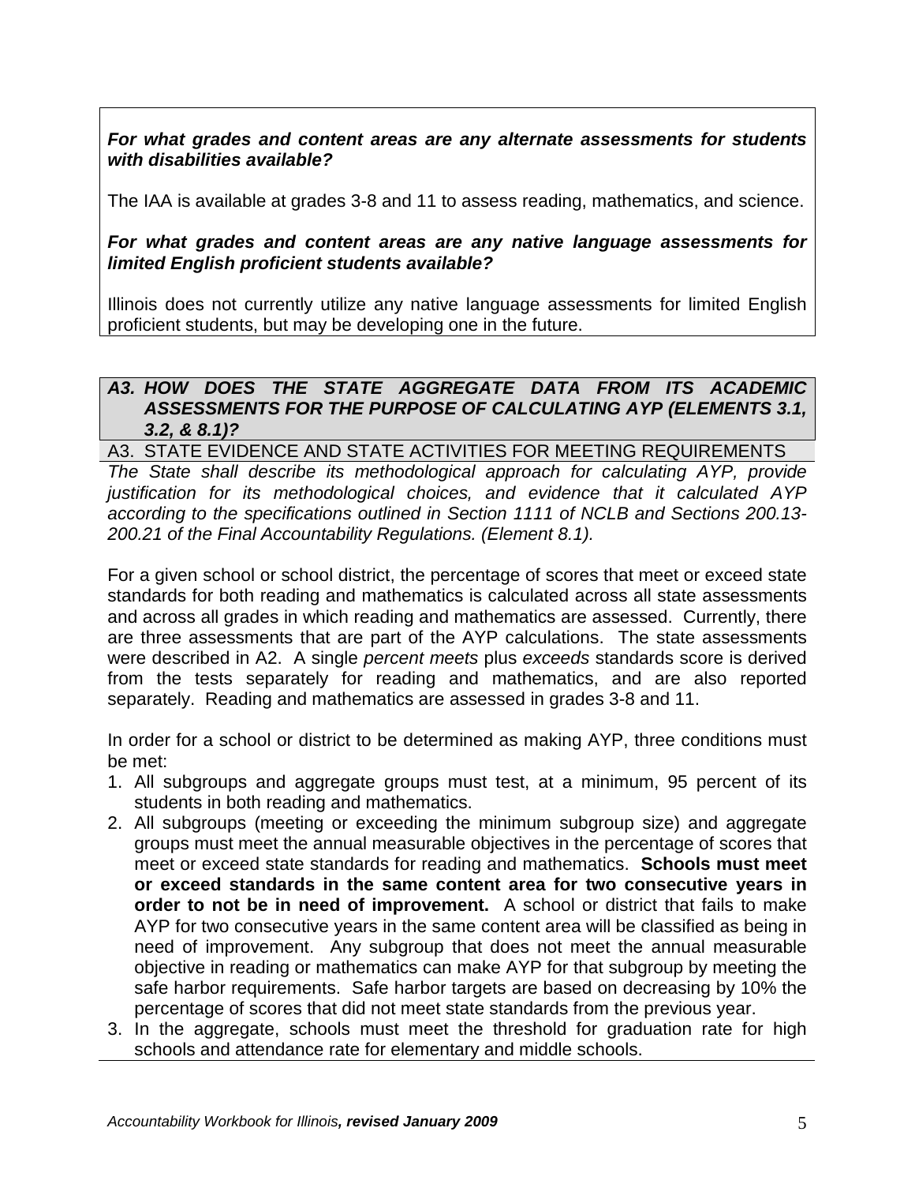***For what grades and content areas are any alternate assessments for students with disabilities available?***

The IAA is available at grades 3-8 and 11 to assess reading, mathematics, and science.

***For what grades and content areas are any native language assessments for limited English proficient students available?***

Illinois does not currently utilize any native language assessments for limited English proficient students, but may be developing one in the future.

### *A3. HOW DOES THE STATE AGGREGATE DATA FROM ITS ACADEMIC ASSESSMENTS FOR THE PURPOSE OF CALCULATING AYP (ELEMENTS 3.1, 3.2, & 8.1)?*

A3. STATE EVIDENCE AND STATE ACTIVITIES FOR MEETING REQUIREMENTS

*The State shall describe its methodological approach for calculating AYP, provide justification for its methodological choices, and evidence that it calculated AYP according to the specifications outlined in Section 1111 of NCLB and Sections 200.13-200.21 of the Final Accountability Regulations. (Element 8.1).*

For a given school or school district, the percentage of scores that meet or exceed state standards for both reading and mathematics is calculated across all state assessments and across all grades in which reading and mathematics are assessed. Currently, there are three assessments that are part of the AYP calculations. The state assessments were described in A2. A single *percent meets* plus *exceeds* standards score is derived from the tests separately for reading and mathematics, and are also reported separately. Reading and mathematics are assessed in grades 3-8 and 11.

In order for a school or district to be determined as making AYP, three conditions must be met:

1. All subgroups and aggregate groups must test, at a minimum, 95 percent of its students in both reading and mathematics.
2. All subgroups (meeting or exceeding the minimum subgroup size) and aggregate groups must meet the annual measurable objectives in the percentage of scores that meet or exceed state standards for reading and mathematics. **Schools must meet or exceed standards in the same content area for two consecutive years in order to not be in need of improvement.** A school or district that fails to make AYP for two consecutive years in the same content area will be classified as being in need of improvement. Any subgroup that does not meet the annual measurable objective in reading or mathematics can make AYP for that subgroup by meeting the safe harbor requirements. Safe harbor targets are based on decreasing by 10% the percentage of scores that did not meet state standards from the previous year.
3. In the aggregate, schools must meet the threshold for graduation rate for high schools and attendance rate for elementary and middle schools.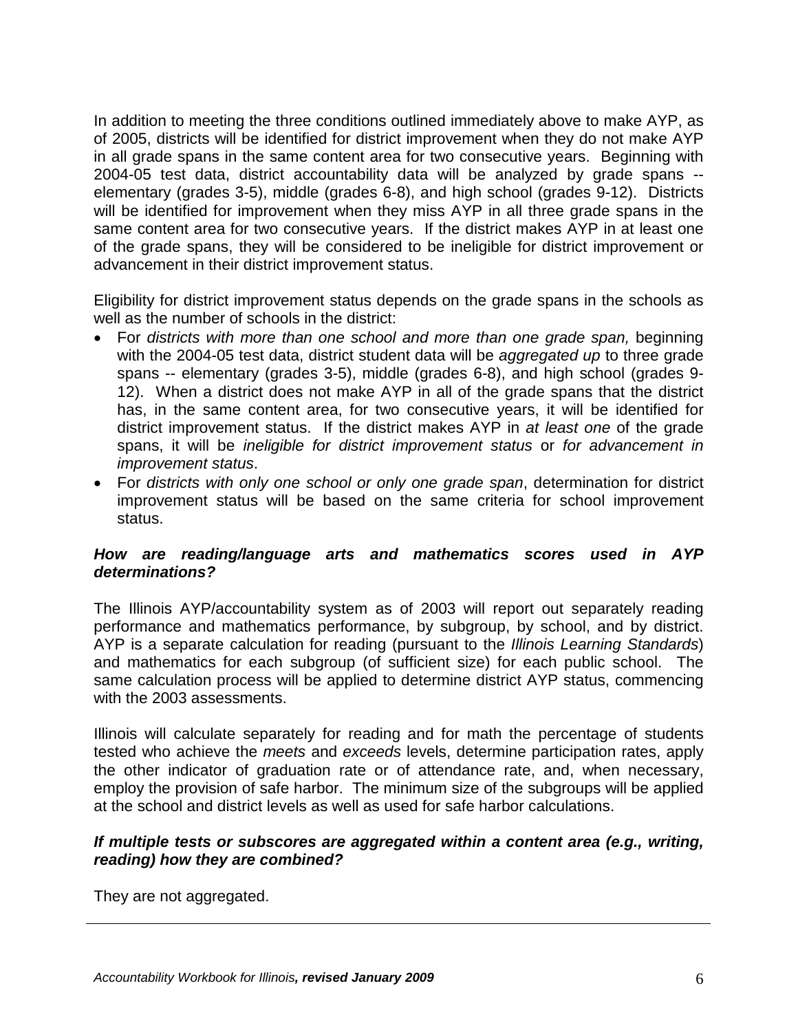In addition to meeting the three conditions outlined immediately above to make AYP, as of 2005, districts will be identified for district improvement when they do not make AYP in all grade spans in the same content area for two consecutive years. Beginning with 2004-05 test data, district accountability data will be analyzed by grade spans -- elementary (grades 3-5), middle (grades 6-8), and high school (grades 9-12). Districts will be identified for improvement when they miss AYP in all three grade spans in the same content area for two consecutive years. If the district makes AYP in at least one of the grade spans, they will be considered to be ineligible for district improvement or advancement in their district improvement status.

Eligibility for district improvement status depends on the grade spans in the schools as well as the number of schools in the district:

- For *districts with more than one school and more than one grade span,* beginning with the 2004-05 test data, district student data will be *aggregated up* to three grade spans -- elementary (grades 3-5), middle (grades 6-8), and high school (grades 9-12). When a district does not make AYP in all of the grade spans that the district has, in the same content area, for two consecutive years, it will be identified for district improvement status. If the district makes AYP in *at least one* of the grade spans, it will be *ineligible for district improvement status* or *for advancement in improvement status*.
- For *districts with only one school or only one grade span*, determination for district improvement status will be based on the same criteria for school improvement status.

***How are reading/language arts and mathematics scores used in AYP determinations?***

The Illinois AYP/accountability system as of 2003 will report out separately reading performance and mathematics performance, by subgroup, by school, and by district. AYP is a separate calculation for reading (pursuant to the *Illinois Learning Standards*) and mathematics for each subgroup (of sufficient size) for each public school. The same calculation process will be applied to determine district AYP status, commencing with the 2003 assessments.

Illinois will calculate separately for reading and for math the percentage of students tested who achieve the *meets* and *exceeds* levels, determine participation rates, apply the other indicator of graduation rate or of attendance rate, and, when necessary, employ the provision of safe harbor. The minimum size of the subgroups will be applied at the school and district levels as well as used for safe harbor calculations.

***If multiple tests or subscores are aggregated within a content area (e.g., writing, reading) how they are combined?***

They are not aggregated.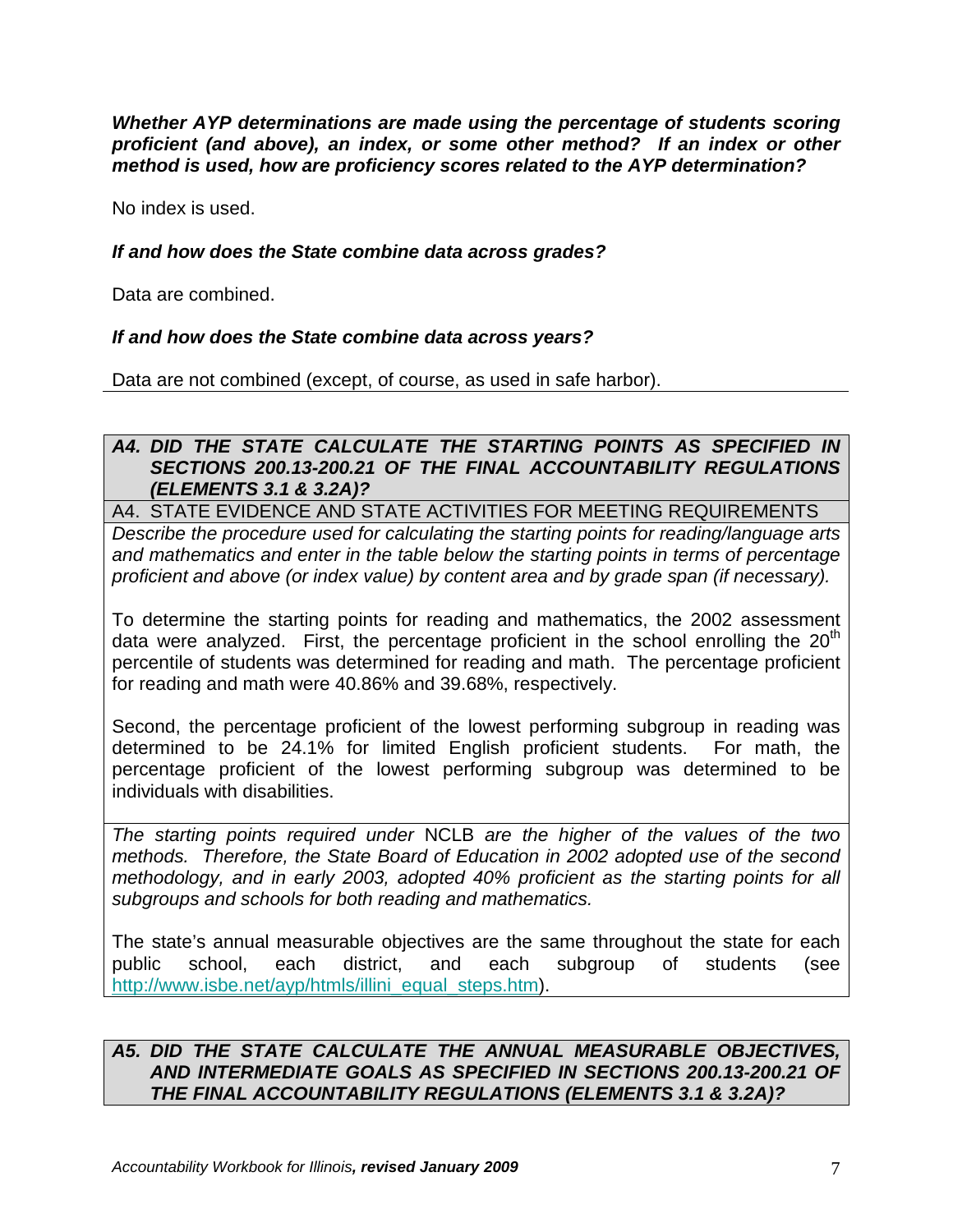***Whether AYP determinations are made using the percentage of students scoring proficient (and above), an index, or some other method? If an index or other method is used, how are proficiency scores related to the AYP determination?***

No index is used.

***If and how does the State combine data across grades?***

Data are combined.

***If and how does the State combine data across years?***

Data are not combined (except, of course, as used in safe harbor).

***A4. DID THE STATE CALCULATE THE STARTING POINTS AS SPECIFIED IN SECTIONS 200.13-200.21 OF THE FINAL ACCOUNTABILITY REGULATIONS (ELEMENTS 3.1 & 3.2A)?***

A4. STATE EVIDENCE AND STATE ACTIVITIES FOR MEETING REQUIREMENTS

*Describe the procedure used for calculating the starting points for reading/language arts and mathematics and enter in the table below the starting points in terms of percentage proficient and above (or index value) by content area and by grade span (if necessary).*

To determine the starting points for reading and mathematics, the 2002 assessment data were analyzed. First, the percentage proficient in the school enrolling the 20th percentile of students was determined for reading and math. The percentage proficient for reading and math were 40.86% and 39.68%, respectively.

Second, the percentage proficient of the lowest performing subgroup in reading was determined to be 24.1% for limited English proficient students. For math, the percentage proficient of the lowest performing subgroup was determined to be individuals with disabilities.

*The starting points required under* NCLB *are the higher of the values of the two methods. Therefore, the State Board of Education in 2002 adopted use of the second methodology, and in early 2003, adopted 40% proficient as the starting points for all subgroups and schools for both reading and mathematics.*

The state's annual measurable objectives are the same throughout the state for each public school, each district, and each subgroup of students (see http://www.isbe.net/ayp/htmls/illini_equal_steps.htm).

***A5. DID THE STATE CALCULATE THE ANNUAL MEASURABLE OBJECTIVES, AND INTERMEDIATE GOALS AS SPECIFIED IN SECTIONS 200.13-200.21 OF THE FINAL ACCOUNTABILITY REGULATIONS (ELEMENTS 3.1 & 3.2A)?***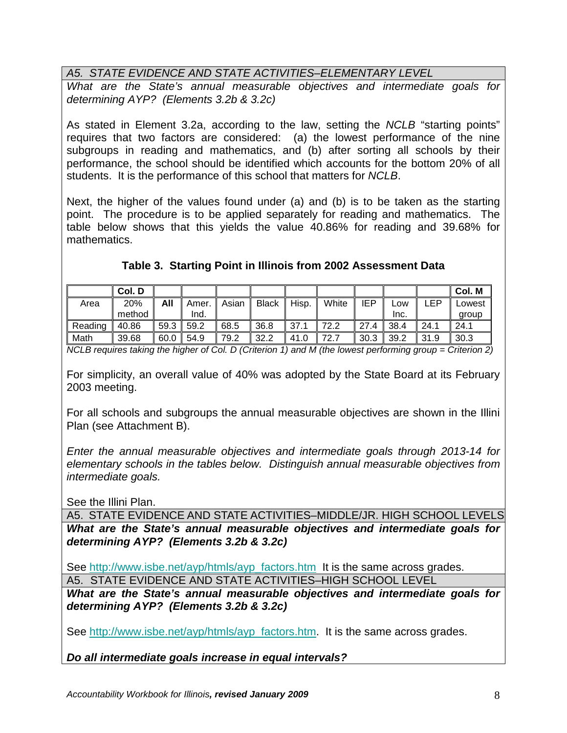*A5. STATE EVIDENCE AND STATE ACTIVITIES–ELEMENTARY LEVEL*

*What are the State's annual measurable objectives and intermediate goals for determining AYP? (Elements 3.2b & 3.2c)*

As stated in Element 3.2a, according to the law, setting the *NCLB* "starting points" requires that two factors are considered: (a) the lowest performance of the nine subgroups in reading and mathematics, and (b) after sorting all schools by their performance, the school should be identified which accounts for the bottom 20% of all students. It is the performance of this school that matters for *NCLB*.

Next, the higher of the values found under (a) and (b) is to be taken as the starting point. The procedure is to be applied separately for reading and mathematics. The table below shows that this yields the value 40.86% for reading and 39.68% for mathematics.

**Table 3. Starting Point in Illinois from 2002 Assessment Data**

| | **Col. D** | | | | | | | | | | **Col. M** |
|---|---|---|---|---|---|---|---|---|---|---|---|
| Area | 20% method | **All** | Amer. Ind. | Asian | Black | Hisp. | White | IEP | Low Inc. | LEP | Lowest group |
| Reading | 40.86 | 59.3 | 59.2 | 68.5 | 36.8 | 37.1 | 72.2 | 27.4 | 38.4 | 24.1 | 24.1 |
| Math | 39.68 | 60.0 | 54.9 | 79.2 | 32.2 | 41.0 | 72.7 | 30.3 | 39.2 | 31.9 | 30.3 |

*NCLB requires taking the higher of Col. D (Criterion 1) and M (the lowest performing group = Criterion 2)*

For simplicity, an overall value of 40% was adopted by the State Board at its February 2003 meeting.

For all schools and subgroups the annual measurable objectives are shown in the Illini Plan (see Attachment B).

*Enter the annual measurable objectives and intermediate goals through 2013-14 for elementary schools in the tables below. Distinguish annual measurable objectives from intermediate goals.*

See the Illini Plan.

A5. STATE EVIDENCE AND STATE ACTIVITIES–MIDDLE/JR. HIGH SCHOOL LEVELS

***What are the State's annual measurable objectives and intermediate goals for determining AYP? (Elements 3.2b & 3.2c)***

See http://www.isbe.net/ayp/htmls/ayp_factors.htm It is the same across grades.

A5. STATE EVIDENCE AND STATE ACTIVITIES–HIGH SCHOOL LEVEL

***What are the State's annual measurable objectives and intermediate goals for determining AYP? (Elements 3.2b & 3.2c)***

See http://www.isbe.net/ayp/htmls/ayp_factors.htm. It is the same across grades.

***Do all intermediate goals increase in equal intervals?***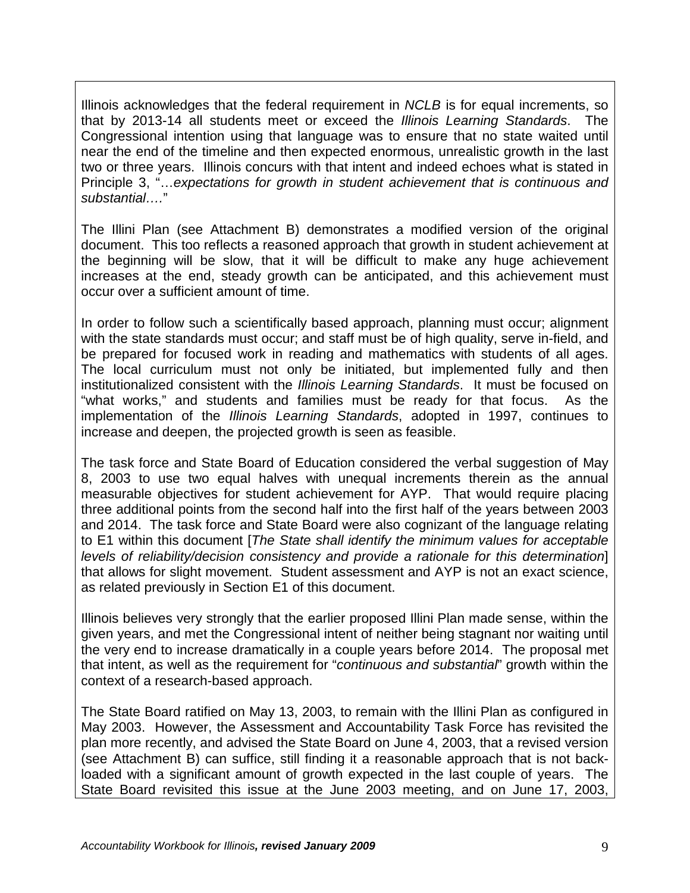Illinois acknowledges that the federal requirement in *NCLB* is for equal increments, so that by 2013-14 all students meet or exceed the *Illinois Learning Standards*. The Congressional intention using that language was to ensure that no state waited until near the end of the timeline and then expected enormous, unrealistic growth in the last two or three years. Illinois concurs with that intent and indeed echoes what is stated in Principle 3, "…*expectations for growth in student achievement that is continuous and substantial….*"

The Illini Plan (see Attachment B) demonstrates a modified version of the original document. This too reflects a reasoned approach that growth in student achievement at the beginning will be slow, that it will be difficult to make any huge achievement increases at the end, steady growth can be anticipated, and this achievement must occur over a sufficient amount of time.

In order to follow such a scientifically based approach, planning must occur; alignment with the state standards must occur; and staff must be of high quality, serve in-field, and be prepared for focused work in reading and mathematics with students of all ages. The local curriculum must not only be initiated, but implemented fully and then institutionalized consistent with the *Illinois Learning Standards*. It must be focused on "what works," and students and families must be ready for that focus. As the implementation of the *Illinois Learning Standards*, adopted in 1997, continues to increase and deepen, the projected growth is seen as feasible.

The task force and State Board of Education considered the verbal suggestion of May 8, 2003 to use two equal halves with unequal increments therein as the annual measurable objectives for student achievement for AYP. That would require placing three additional points from the second half into the first half of the years between 2003 and 2014. The task force and State Board were also cognizant of the language relating to E1 within this document [*The State shall identify the minimum values for acceptable levels of reliability/decision consistency and provide a rationale for this determination*] that allows for slight movement. Student assessment and AYP is not an exact science, as related previously in Section E1 of this document.

Illinois believes very strongly that the earlier proposed Illini Plan made sense, within the given years, and met the Congressional intent of neither being stagnant nor waiting until the very end to increase dramatically in a couple years before 2014. The proposal met that intent, as well as the requirement for "*continuous and substantial*" growth within the context of a research-based approach.

The State Board ratified on May 13, 2003, to remain with the Illini Plan as configured in May 2003. However, the Assessment and Accountability Task Force has revisited the plan more recently, and advised the State Board on June 4, 2003, that a revised version (see Attachment B) can suffice, still finding it a reasonable approach that is not back-loaded with a significant amount of growth expected in the last couple of years. The State Board revisited this issue at the June 2003 meeting, and on June 17, 2003,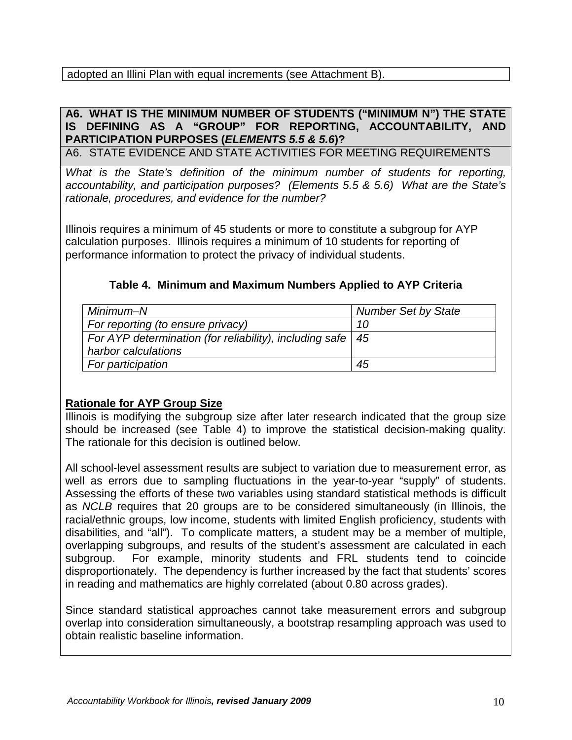adopted an Illini Plan with equal increments (see Attachment B).

**A6. WHAT IS THE MINIMUM NUMBER OF STUDENTS ("MINIMUM N") THE STATE IS DEFINING AS A "GROUP" FOR REPORTING, ACCOUNTABILITY, AND PARTICIPATION PURPOSES (*ELEMENTS 5.5 & 5.6*)?**

A6. STATE EVIDENCE AND STATE ACTIVITIES FOR MEETING REQUIREMENTS

*What is the State's definition of the minimum number of students for reporting, accountability, and participation purposes? (Elements 5.5 & 5.6) What are the State's rationale, procedures, and evidence for the number?*

Illinois requires a minimum of 45 students or more to constitute a subgroup for AYP calculation purposes. Illinois requires a minimum of 10 students for reporting of performance information to protect the privacy of individual students.

**Table 4. Minimum and Maximum Numbers Applied to AYP Criteria**

| *Minimum–N* | *Number Set by State* |
|---|---|
| *For reporting (to ensure privacy)* | *10* |
| *For AYP determination (for reliability), including safe harbor calculations* | *45* |
| *For participation* | *45* |

**Rationale for AYP Group Size**

Illinois is modifying the subgroup size after later research indicated that the group size should be increased (see Table 4) to improve the statistical decision-making quality. The rationale for this decision is outlined below.

All school-level assessment results are subject to variation due to measurement error, as well as errors due to sampling fluctuations in the year-to-year "supply" of students. Assessing the efforts of these two variables using standard statistical methods is difficult as *NCLB* requires that 20 groups are to be considered simultaneously (in Illinois, the racial/ethnic groups, low income, students with limited English proficiency, students with disabilities, and "all"). To complicate matters, a student may be a member of multiple, overlapping subgroups, and results of the student's assessment are calculated in each subgroup. For example, minority students and FRL students tend to coincide disproportionately. The dependency is further increased by the fact that students' scores in reading and mathematics are highly correlated (about 0.80 across grades).

Since standard statistical approaches cannot take measurement errors and subgroup overlap into consideration simultaneously, a bootstrap resampling approach was used to obtain realistic baseline information.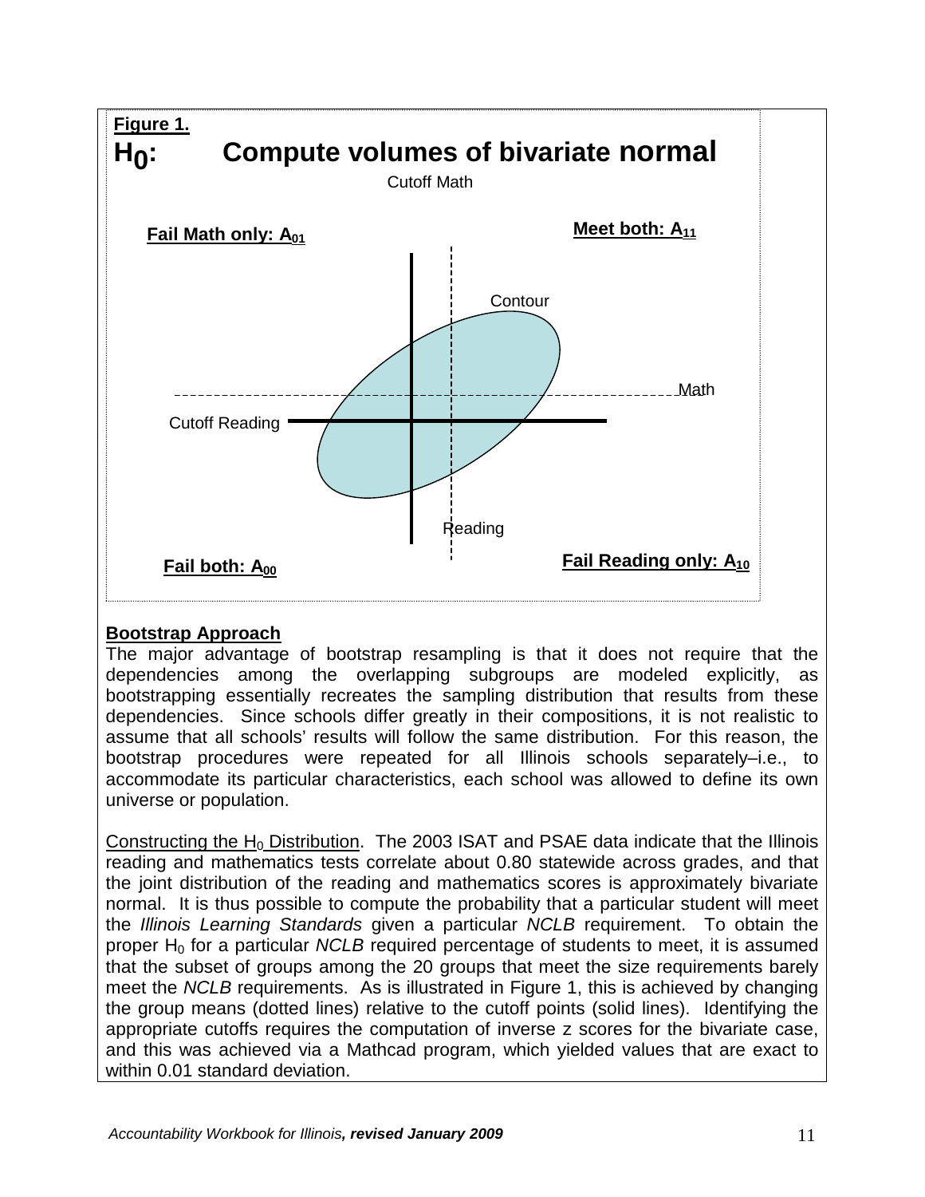**Figure 1.**

**$H_0$: Compute volumes of bivariate normal**

Cutoff Math

**Fail Math only: $A_{01}$**

**Meet both: $A_{11}$**

Contour

Math

Cutoff Reading

Reading

**Fail both: $A_{00}$**

**Fail Reading only: $A_{10}$**

**Bootstrap Approach**

The major advantage of bootstrap resampling is that it does not require that the dependencies among the overlapping subgroups are modeled explicitly, as bootstrapping essentially recreates the sampling distribution that results from these dependencies. Since schools differ greatly in their compositions, it is not realistic to assume that all schools' results will follow the same distribution. For this reason, the bootstrap procedures were repeated for all Illinois schools separately–i.e., to accommodate its particular characteristics, each school was allowed to define its own universe or population.

Constructing the $H_0$ Distribution. The 2003 ISAT and PSAE data indicate that the Illinois reading and mathematics tests correlate about 0.80 statewide across grades, and that the joint distribution of the reading and mathematics scores is approximately bivariate normal. It is thus possible to compute the probability that a particular student will meet the *Illinois Learning Standards* given a particular *NCLB* requirement. To obtain the proper $H_0$ for a particular *NCLB* required percentage of students to meet, it is assumed that the subset of groups among the 20 groups that meet the size requirements barely meet the *NCLB* requirements. As is illustrated in Figure 1, this is achieved by changing the group means (dotted lines) relative to the cutoff points (solid lines). Identifying the appropriate cutoffs requires the computation of inverse z scores for the bivariate case, and this was achieved via a Mathcad program, which yielded values that are exact to within 0.01 standard deviation.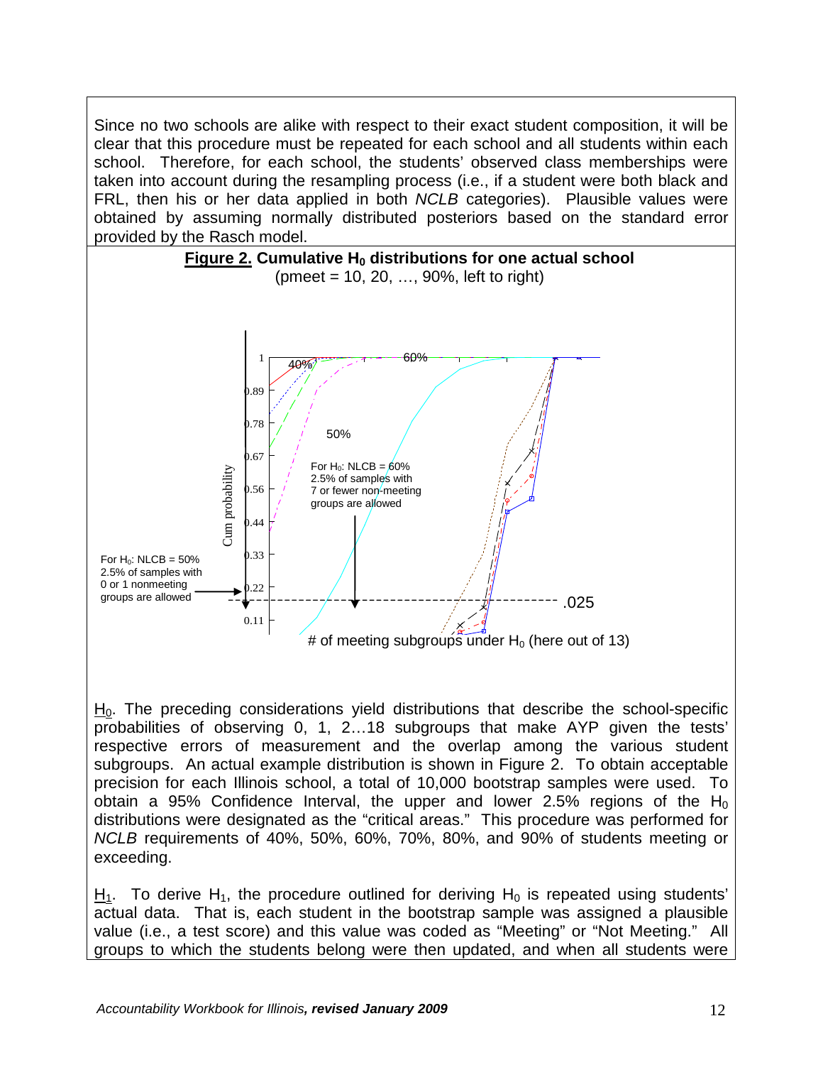Since no two schools are alike with respect to their exact student composition, it will be clear that this procedure must be repeated for each school and all students within each school. Therefore, for each school, the students' observed class memberships were taken into account during the resampling process (i.e., if a student were both black and FRL, then his or her data applied in both *NCLB* categories). Plausible values were obtained by assuming normally distributed posteriors based on the standard error provided by the Rasch model.

**Figure 2. Cumulative $H_0$ distributions for one actual school**
(pmeet = 10, 20, …, 90%, left to right)

Cum probability

# of meeting subgroups under $H_0$ (here out of 13)

For $H_0$: NLCB = 50% 2.5% of samples with 0 or 1 nonmeeting groups are allowed

For $H_0$: NLCB = 60% 2.5% of samples with 7 or fewer non-meeting groups are allowed

$\underline{H_0}$. The preceding considerations yield distributions that describe the school-specific probabilities of observing 0, 1, 2…18 subgroups that make AYP given the tests' respective errors of measurement and the overlap among the various student subgroups. An actual example distribution is shown in Figure 2. To obtain acceptable precision for each Illinois school, a total of 10,000 bootstrap samples were used. To obtain a 95% Confidence Interval, the upper and lower 2.5% regions of the $H_0$ distributions were designated as the "critical areas." This procedure was performed for *NCLB* requirements of 40%, 50%, 60%, 70%, 80%, and 90% of students meeting or exceeding.

$\underline{H_1}$. To derive $H_1$, the procedure outlined for deriving $H_0$ is repeated using students' actual data. That is, each student in the bootstrap sample was assigned a plausible value (i.e., a test score) and this value was coded as "Meeting" or "Not Meeting." All groups to which the students belong were then updated, and when all students were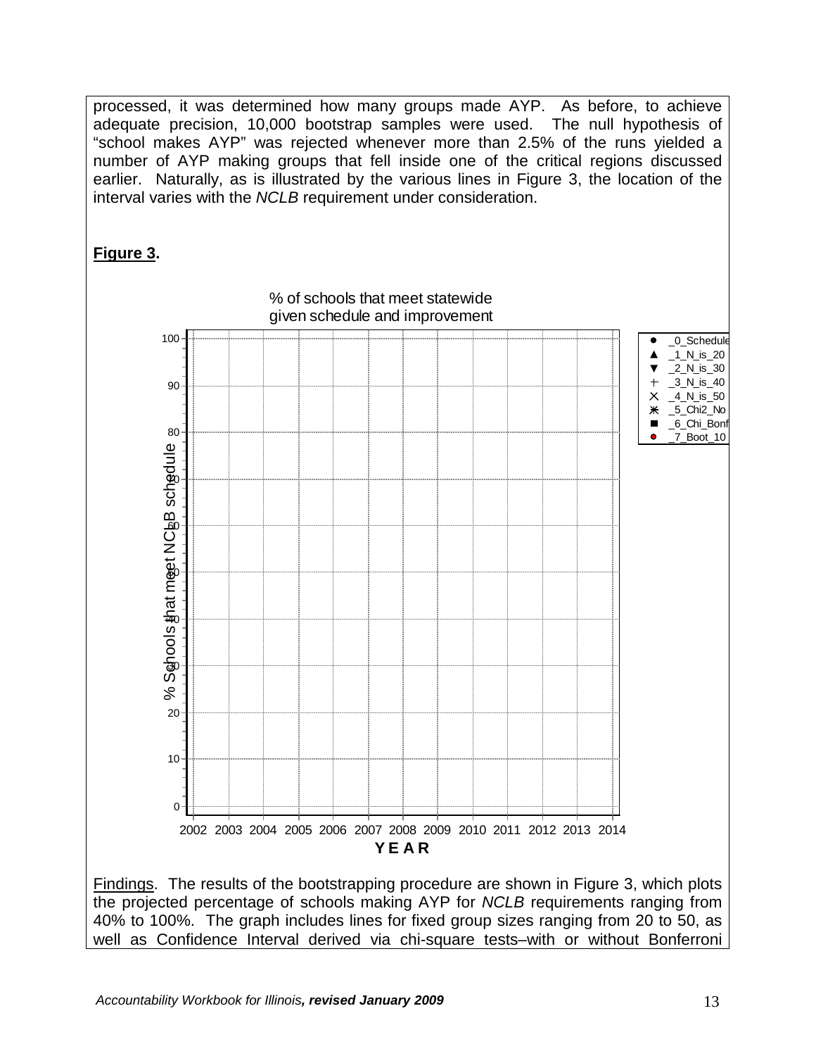processed, it was determined how many groups made AYP. As before, to achieve adequate precision, 10,000 bootstrap samples were used. The null hypothesis of "school makes AYP" was rejected whenever more than 2.5% of the runs yielded a number of AYP making groups that fell inside one of the critical regions discussed earlier. Naturally, as is illustrated by the various lines in Figure 3, the location of the interval varies with the *NCLB* requirement under consideration.

**Figure 3.**

% of schools that meet statewide given schedule and improvement

Findings. The results of the bootstrapping procedure are shown in Figure 3, which plots the projected percentage of schools making AYP for *NCLB* requirements ranging from 40% to 100%. The graph includes lines for fixed group sizes ranging from 20 to 50, as well as Confidence Interval derived via chi-square tests–with or without Bonferroni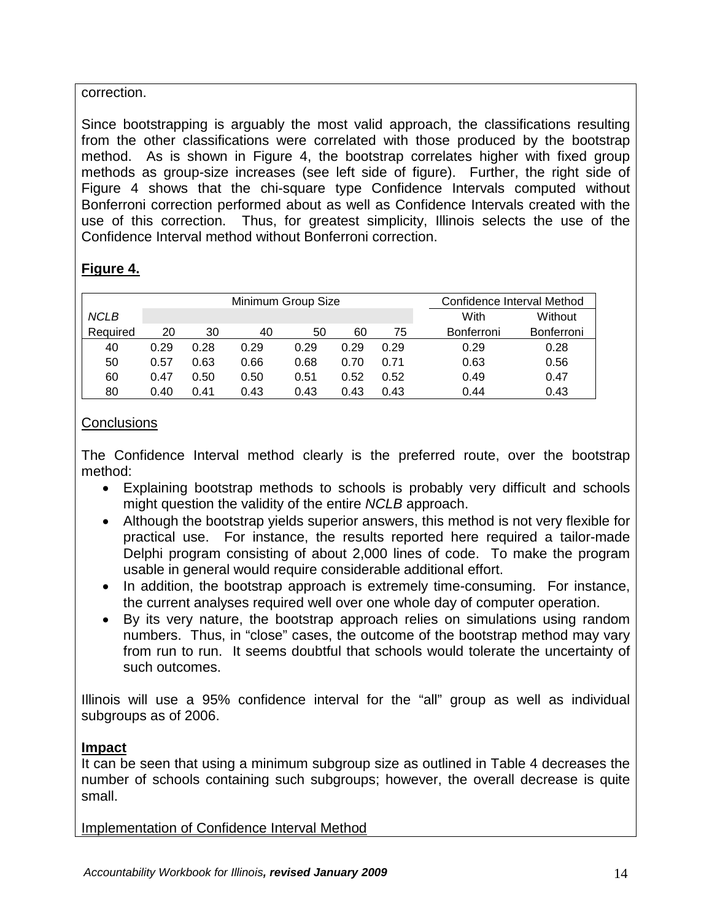correction.

Since bootstrapping is arguably the most valid approach, the classifications resulting from the other classifications were correlated with those produced by the bootstrap method. As is shown in Figure 4, the bootstrap correlates higher with fixed group methods as group-size increases (see left side of figure). Further, the right side of Figure 4 shows that the chi-square type Confidence Intervals computed without Bonferroni correction performed about as well as Confidence Intervals created with the use of this correction. Thus, for greatest simplicity, Illinois selects the use of the Confidence Interval method without Bonferroni correction.

**Figure 4.**

| | Minimum Group Size | | | | | | Confidence Interval Method | |
|---|---|---|---|---|---|---|---|---|
| *NCLB* | | | | | | | With | Without |
| Required | 20 | 30 | 40 | 50 | 60 | 75 | Bonferroni | Bonferroni |
| 40 | 0.29 | 0.28 | 0.29 | 0.29 | 0.29 | 0.29 | 0.29 | 0.28 |
| 50 | 0.57 | 0.63 | 0.66 | 0.68 | 0.70 | 0.71 | 0.63 | 0.56 |
| 60 | 0.47 | 0.50 | 0.50 | 0.51 | 0.52 | 0.52 | 0.49 | 0.47 |
| 80 | 0.40 | 0.41 | 0.43 | 0.43 | 0.43 | 0.43 | 0.44 | 0.43 |

Conclusions

The Confidence Interval method clearly is the preferred route, over the bootstrap method:

- Explaining bootstrap methods to schools is probably very difficult and schools might question the validity of the entire *NCLB* approach.
- Although the bootstrap yields superior answers, this method is not very flexible for practical use. For instance, the results reported here required a tailor-made Delphi program consisting of about 2,000 lines of code. To make the program usable in general would require considerable additional effort.
- In addition, the bootstrap approach is extremely time-consuming. For instance, the current analyses required well over one whole day of computer operation.
- By its very nature, the bootstrap approach relies on simulations using random numbers. Thus, in "close" cases, the outcome of the bootstrap method may vary from run to run. It seems doubtful that schools would tolerate the uncertainty of such outcomes.

Illinois will use a 95% confidence interval for the "all" group as well as individual subgroups as of 2006.

**Impact**

It can be seen that using a minimum subgroup size as outlined in Table 4 decreases the number of schools containing such subgroups; however, the overall decrease is quite small.

Implementation of Confidence Interval Method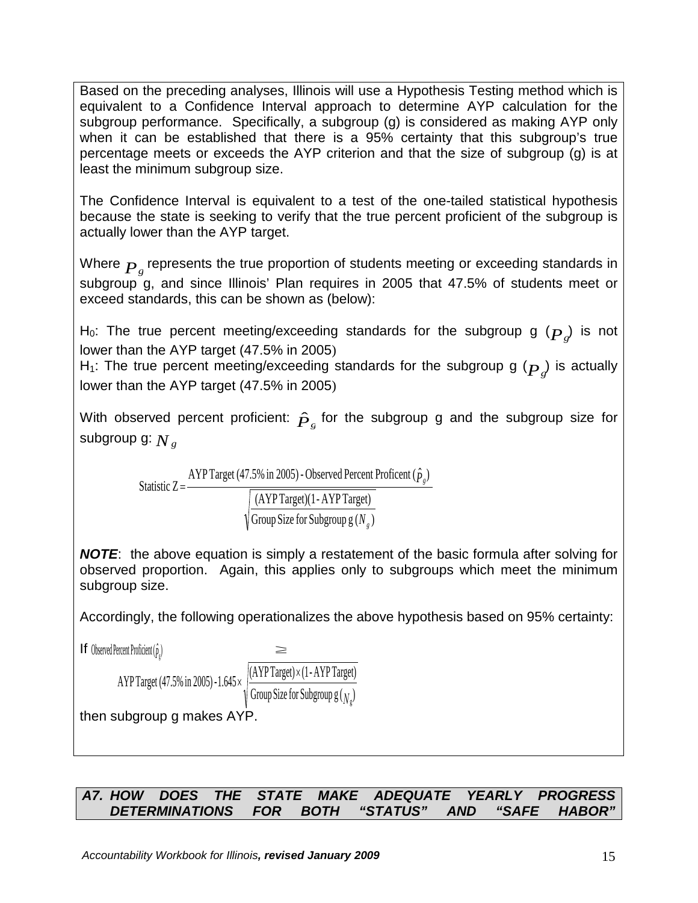Based on the preceding analyses, Illinois will use a Hypothesis Testing method which is equivalent to a Confidence Interval approach to determine AYP calculation for the subgroup performance. Specifically, a subgroup (g) is considered as making AYP only when it can be established that there is a 95% certainty that this subgroup's true percentage meets or exceeds the AYP criterion and that the size of subgroup (g) is at least the minimum subgroup size.

The Confidence Interval is equivalent to a test of the one-tailed statistical hypothesis because the state is seeking to verify that the true percent proficient of the subgroup is actually lower than the AYP target.

Where $P_g$ represents the true proportion of students meeting or exceeding standards in subgroup g, and since Illinois' Plan requires in 2005 that 47.5% of students meet or exceed standards, this can be shown as (below):

$H_0$: The true percent meeting/exceeding standards for the subgroup g ($P_g$) is not lower than the AYP target (47.5% in 2005)

$H_1$: The true percent meeting/exceeding standards for the subgroup g ($P_g$) is actually lower than the AYP target (47.5% in 2005)

With observed percent proficient: $\hat{P}_g$ for the subgroup g and the subgroup size for subgroup g: $N_g$

$$\text{Statistic Z} = \frac{\text{AYP Target (47.5\% in 2005) - Observed Percent Proficent } (\hat{P}_g)}{\sqrt{\dfrac{\text{(AYP Target)(1 - AYP Target)}}{\text{Group Size for Subgroup g } (N_g)}}}$$

***NOTE***: the above equation is simply a restatement of the basic formula after solving for observed proportion. Again, this applies only to subgroups which meet the minimum subgroup size.

Accordingly, the following operationalizes the above hypothesis based on 95% certainty:

If $\text{Observed Percent Proficient } (\hat{p}_g) \geq$

$$\text{AYP Target (47.5\% in 2005)} - 1.645 \times \sqrt{\frac{\text{(AYP Target)} \times \text{(1 - AYP Target)}}{\text{Group Size for Subgroup g } (N_g)}}$$

then subgroup g makes AYP.

***A7. HOW DOES THE STATE MAKE ADEQUATE YEARLY PROGRESS DETERMINATIONS FOR BOTH "STATUS" AND "SAFE HABOR"***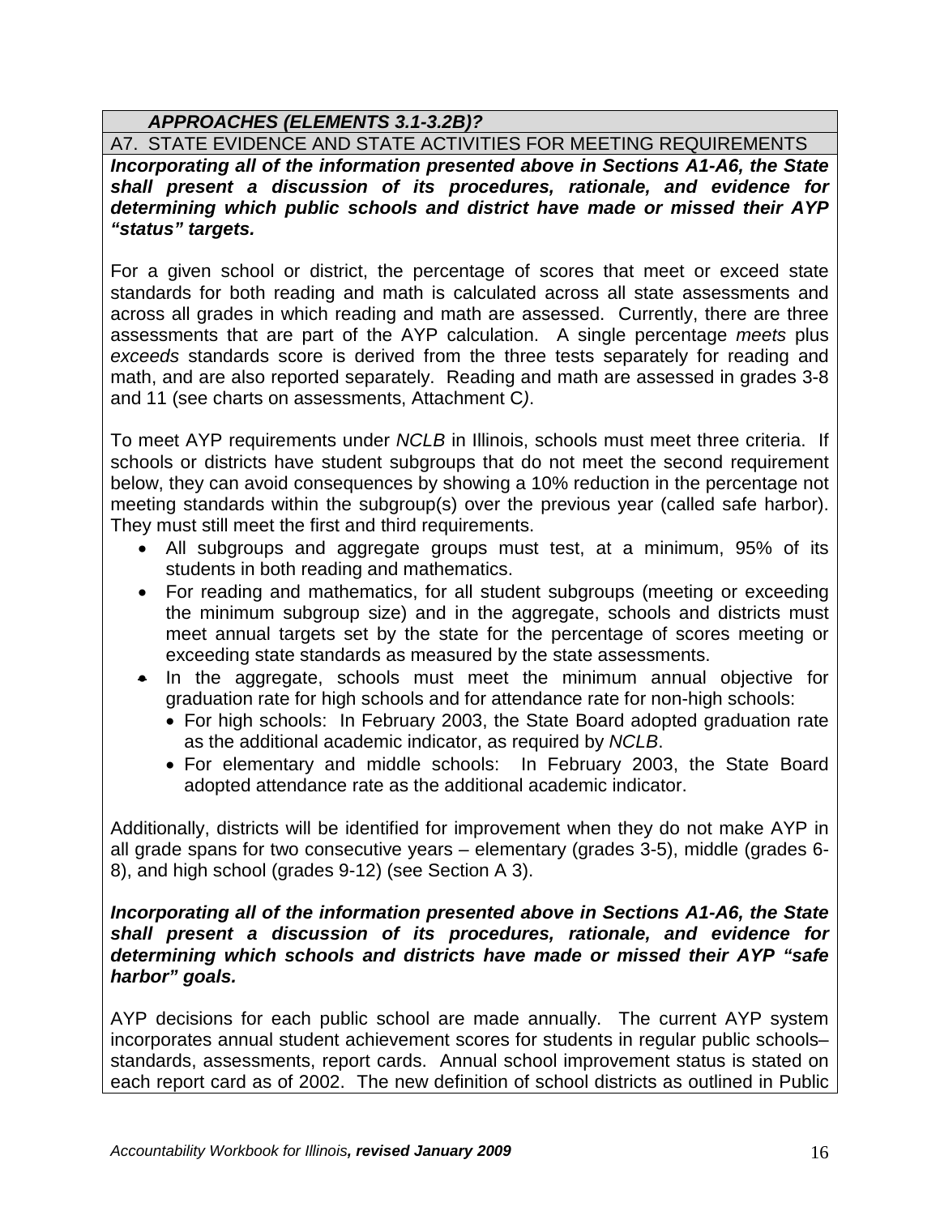***APPROACHES (ELEMENTS 3.1-3.2B)?***

A7. STATE EVIDENCE AND STATE ACTIVITIES FOR MEETING REQUIREMENTS

***Incorporating all of the information presented above in Sections A1-A6, the State shall present a discussion of its procedures, rationale, and evidence for determining which public schools and district have made or missed their AYP "status" targets.***

For a given school or district, the percentage of scores that meet or exceed state standards for both reading and math is calculated across all state assessments and across all grades in which reading and math are assessed. Currently, there are three assessments that are part of the AYP calculation. A single percentage *meets* plus *exceeds* standards score is derived from the three tests separately for reading and math, and are also reported separately. Reading and math are assessed in grades 3-8 and 11 (see charts on assessments, Attachment C).

To meet AYP requirements under *NCLB* in Illinois, schools must meet three criteria. If schools or districts have student subgroups that do not meet the second requirement below, they can avoid consequences by showing a 10% reduction in the percentage not meeting standards within the subgroup(s) over the previous year (called safe harbor). They must still meet the first and third requirements.

- All subgroups and aggregate groups must test, at a minimum, 95% of its students in both reading and mathematics.
- For reading and mathematics, for all student subgroups (meeting or exceeding the minimum subgroup size) and in the aggregate, schools and districts must meet annual targets set by the state for the percentage of scores meeting or exceeding state standards as measured by the state assessments.
- In the aggregate, schools must meet the minimum annual objective for graduation rate for high schools and for attendance rate for non-high schools:
  - For high schools: In February 2003, the State Board adopted graduation rate as the additional academic indicator, as required by *NCLB*.
  - For elementary and middle schools: In February 2003, the State Board adopted attendance rate as the additional academic indicator.

Additionally, districts will be identified for improvement when they do not make AYP in all grade spans for two consecutive years – elementary (grades 3-5), middle (grades 6-8), and high school (grades 9-12) (see Section A 3).

***Incorporating all of the information presented above in Sections A1-A6, the State shall present a discussion of its procedures, rationale, and evidence for determining which schools and districts have made or missed their AYP "safe harbor" goals.***

AYP decisions for each public school are made annually. The current AYP system incorporates annual student achievement scores for students in regular public schools– standards, assessments, report cards. Annual school improvement status is stated on each report card as of 2002. The new definition of school districts as outlined in Public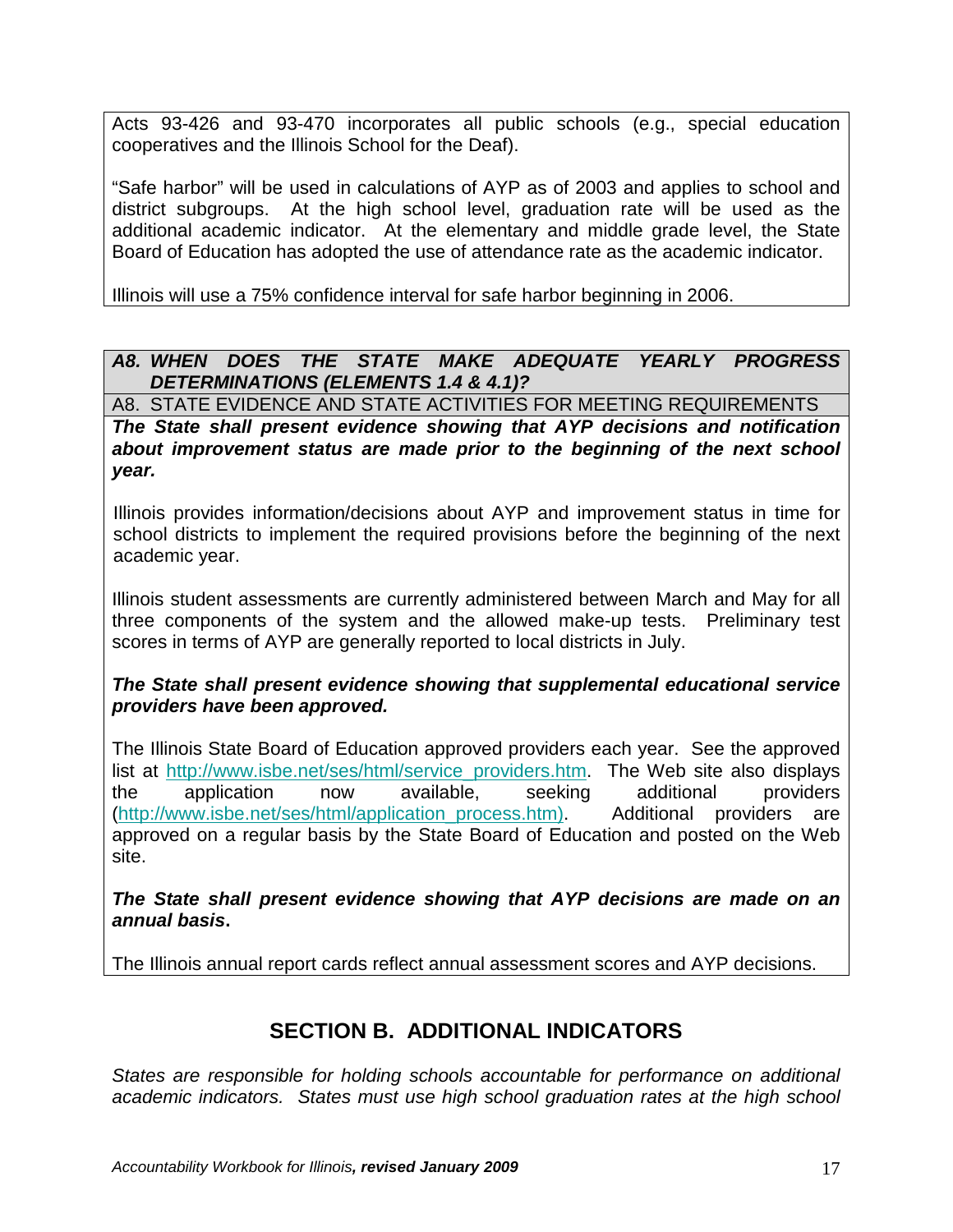Acts 93-426 and 93-470 incorporates all public schools (e.g., special education cooperatives and the Illinois School for the Deaf).

"Safe harbor" will be used in calculations of AYP as of 2003 and applies to school and district subgroups. At the high school level, graduation rate will be used as the additional academic indicator. At the elementary and middle grade level, the State Board of Education has adopted the use of attendance rate as the academic indicator.

Illinois will use a 75% confidence interval for safe harbor beginning in 2006.

***A8. WHEN DOES THE STATE MAKE ADEQUATE YEARLY PROGRESS DETERMINATIONS (ELEMENTS 1.4 & 4.1)?***

A8. STATE EVIDENCE AND STATE ACTIVITIES FOR MEETING REQUIREMENTS

***The State shall present evidence showing that AYP decisions and notification about improvement status are made prior to the beginning of the next school year.***

Illinois provides information/decisions about AYP and improvement status in time for school districts to implement the required provisions before the beginning of the next academic year.

Illinois student assessments are currently administered between March and May for all three components of the system and the allowed make-up tests. Preliminary test scores in terms of AYP are generally reported to local districts in July.

***The State shall present evidence showing that supplemental educational service providers have been approved.***

The Illinois State Board of Education approved providers each year. See the approved list at http://www.isbe.net/ses/html/service_providers.htm. The Web site also displays the application now available, seeking additional providers (http://www.isbe.net/ses/html/application_process.htm). Additional providers are approved on a regular basis by the State Board of Education and posted on the Web site.

***The State shall present evidence showing that AYP decisions are made on an annual basis*.**

The Illinois annual report cards reflect annual assessment scores and AYP decisions.

## SECTION B. ADDITIONAL INDICATORS

*States are responsible for holding schools accountable for performance on additional academic indicators. States must use high school graduation rates at the high school*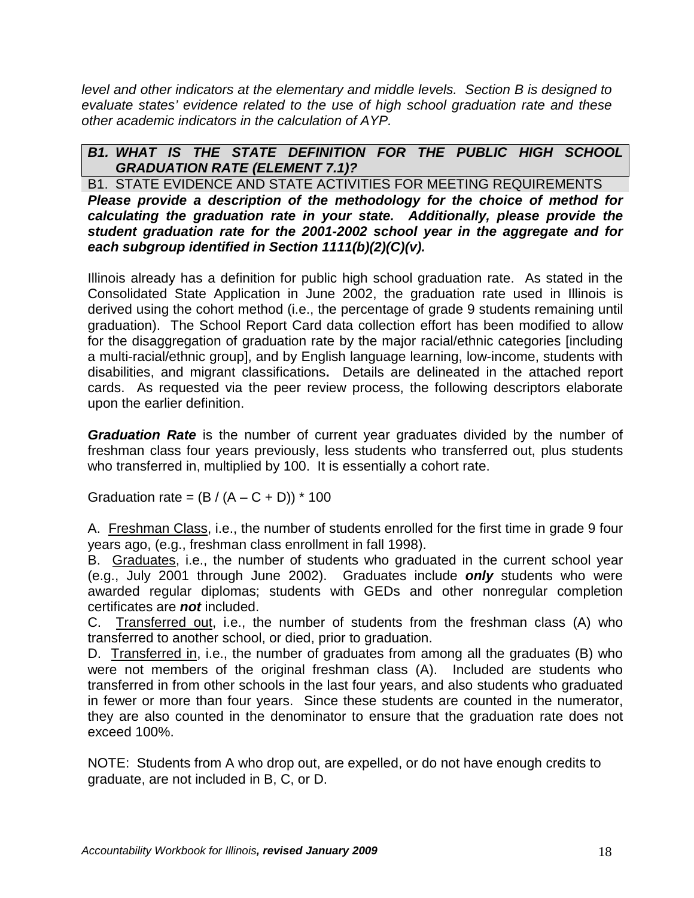*level and other indicators at the elementary and middle levels. Section B is designed to evaluate states' evidence related to the use of high school graduation rate and these other academic indicators in the calculation of AYP.*

### ***B1. WHAT IS THE STATE DEFINITION FOR THE PUBLIC HIGH SCHOOL GRADUATION RATE (ELEMENT 7.1)?***

B1. STATE EVIDENCE AND STATE ACTIVITIES FOR MEETING REQUIREMENTS

***Please provide a description of the methodology for the choice of method for calculating the graduation rate in your state. Additionally, please provide the student graduation rate for the 2001-2002 school year in the aggregate and for each subgroup identified in Section 1111(b)(2)(C)(v).***

Illinois already has a definition for public high school graduation rate. As stated in the Consolidated State Application in June 2002, the graduation rate used in Illinois is derived using the cohort method (i.e., the percentage of grade 9 students remaining until graduation). The School Report Card data collection effort has been modified to allow for the disaggregation of graduation rate by the major racial/ethnic categories [including a multi-racial/ethnic group], and by English language learning, low-income, students with disabilities, and migrant classifications**.** Details are delineated in the attached report cards. As requested via the peer review process, the following descriptors elaborate upon the earlier definition.

***Graduation Rate*** is the number of current year graduates divided by the number of freshman class four years previously, less students who transferred out, plus students who transferred in, multiplied by 100. It is essentially a cohort rate.

Graduation rate = $(B / (A – C + D)) * 100$

A. <u>Freshman Class</u>, i.e., the number of students enrolled for the first time in grade 9 four years ago, (e.g., freshman class enrollment in fall 1998).

B. <u>Graduates</u>, i.e., the number of students who graduated in the current school year (e.g., July 2001 through June 2002). Graduates include ***only*** students who were awarded regular diplomas; students with GEDs and other nonregular completion certificates are ***not*** included.

C. <u>Transferred out</u>, i.e., the number of students from the freshman class (A) who transferred to another school, or died, prior to graduation.

D. <u>Transferred in</u>, i.e., the number of graduates from among all the graduates (B) who were not members of the original freshman class (A). Included are students who transferred in from other schools in the last four years, and also students who graduated in fewer or more than four years. Since these students are counted in the numerator, they are also counted in the denominator to ensure that the graduation rate does not exceed 100%.

NOTE: Students from A who drop out, are expelled, or do not have enough credits to graduate, are not included in B, C, or D.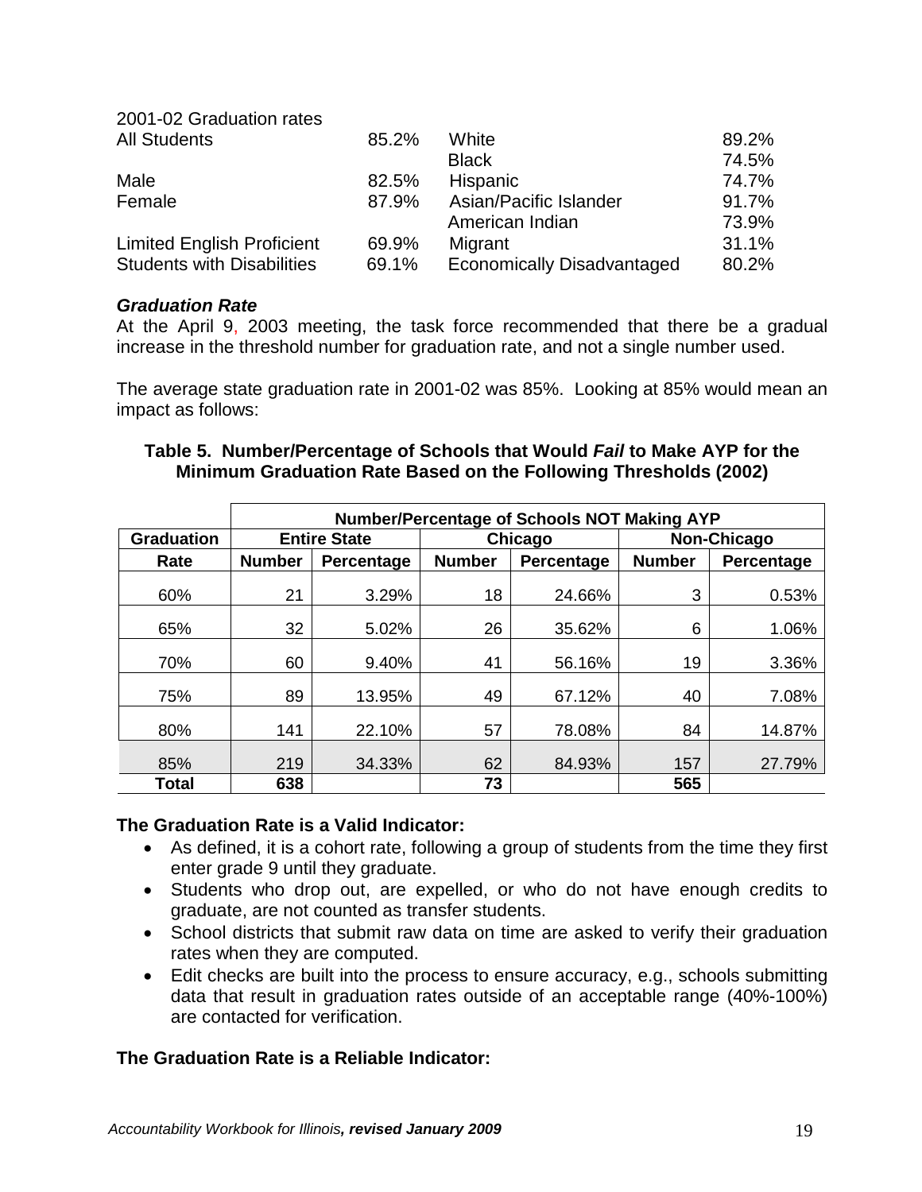2001-02 Graduation rates

| | | | |
|---|---|---|---|
| All Students | 85.2% | White | 89.2% |
| | | Black | 74.5% |
| Male | 82.5% | Hispanic | 74.7% |
| Female | 87.9% | Asian/Pacific Islander | 91.7% |
| | | American Indian | 73.9% |
| Limited English Proficient | 69.9% | Migrant | 31.1% |
| Students with Disabilities | 69.1% | Economically Disadvantaged | 80.2% |

### *Graduation Rate*

At the April 9, 2003 meeting, the task force recommended that there be a gradual increase in the threshold number for graduation rate, and not a single number used.

The average state graduation rate in 2001-02 was 85%. Looking at 85% would mean an impact as follows:

**Table 5. Number/Percentage of Schools that Would *Fail* to Make AYP for the Minimum Graduation Rate Based on the Following Thresholds (2002)**

| | Number/Percentage of Schools NOT Making AYP | | | | | |
|---|---|---|---|---|---|---|
| **Graduation** | **Entire State** | | **Chicago** | | **Non-Chicago** | |
| **Rate** | **Number** | **Percentage** | **Number** | **Percentage** | **Number** | **Percentage** |
| 60% | 21 | 3.29% | 18 | 24.66% | 3 | 0.53% |
| 65% | 32 | 5.02% | 26 | 35.62% | 6 | 1.06% |
| 70% | 60 | 9.40% | 41 | 56.16% | 19 | 3.36% |
| 75% | 89 | 13.95% | 49 | 67.12% | 40 | 7.08% |
| 80% | 141 | 22.10% | 57 | 78.08% | 84 | 14.87% |
| 85% | 219 | 34.33% | 62 | 84.93% | 157 | 27.79% |
| **Total** | **638** | | **73** | | **565** | |

**The Graduation Rate is a Valid Indicator:**

- As defined, it is a cohort rate, following a group of students from the time they first enter grade 9 until they graduate.
- Students who drop out, are expelled, or who do not have enough credits to graduate, are not counted as transfer students.
- School districts that submit raw data on time are asked to verify their graduation rates when they are computed.
- Edit checks are built into the process to ensure accuracy, e.g., schools submitting data that result in graduation rates outside of an acceptable range (40%-100%) are contacted for verification.

**The Graduation Rate is a Reliable Indicator:**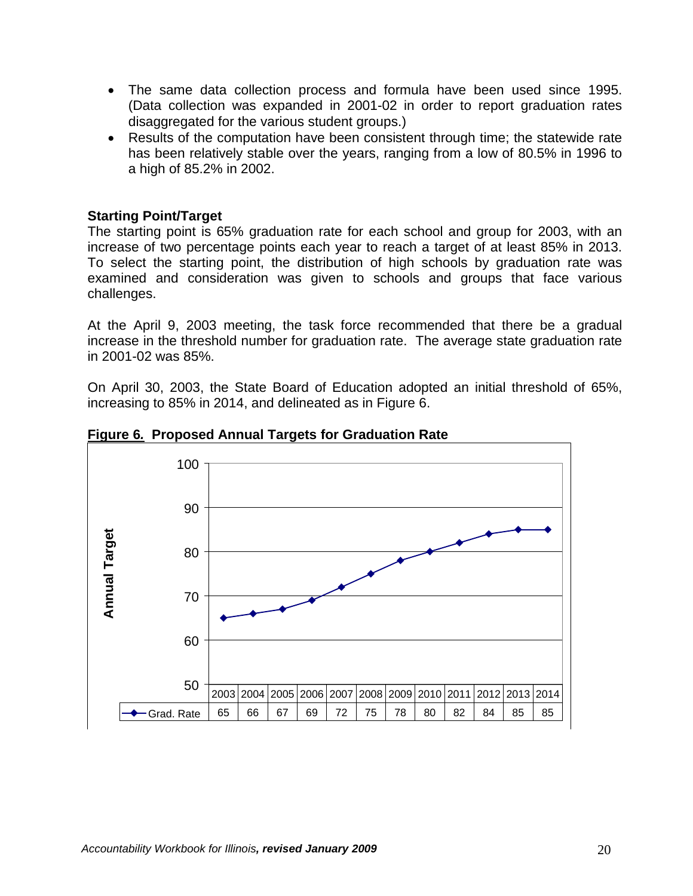- The same data collection process and formula have been used since 1995. (Data collection was expanded in 2001-02 in order to report graduation rates disaggregated for the various student groups.)
- Results of the computation have been consistent through time; the statewide rate has been relatively stable over the years, ranging from a low of 80.5% in 1996 to a high of 85.2% in 2002.

**Starting Point/Target**

The starting point is 65% graduation rate for each school and group for 2003, with an increase of two percentage points each year to reach a target of at least 85% in 2013. To select the starting point, the distribution of high schools by graduation rate was examined and consideration was given to schools and groups that face various challenges.

At the April 9, 2003 meeting, the task force recommended that there be a gradual increase in the threshold number for graduation rate. The average state graduation rate in 2001-02 was 85%.

On April 30, 2003, the State Board of Education adopted an initial threshold of 65%, increasing to 85% in 2014, and delineated as in Figure 6.

**Figure 6. Proposed Annual Targets for Graduation Rate**

| | 2003 | 2004 | 2005 | 2006 | 2007 | 2008 | 2009 | 2010 | 2011 | 2012 | 2013 | 2014 |
|---|---|---|---|---|---|---|---|---|---|---|---|---|
| Grad. Rate | 65 | 66 | 67 | 69 | 72 | 75 | 78 | 80 | 82 | 84 | 85 | 85 |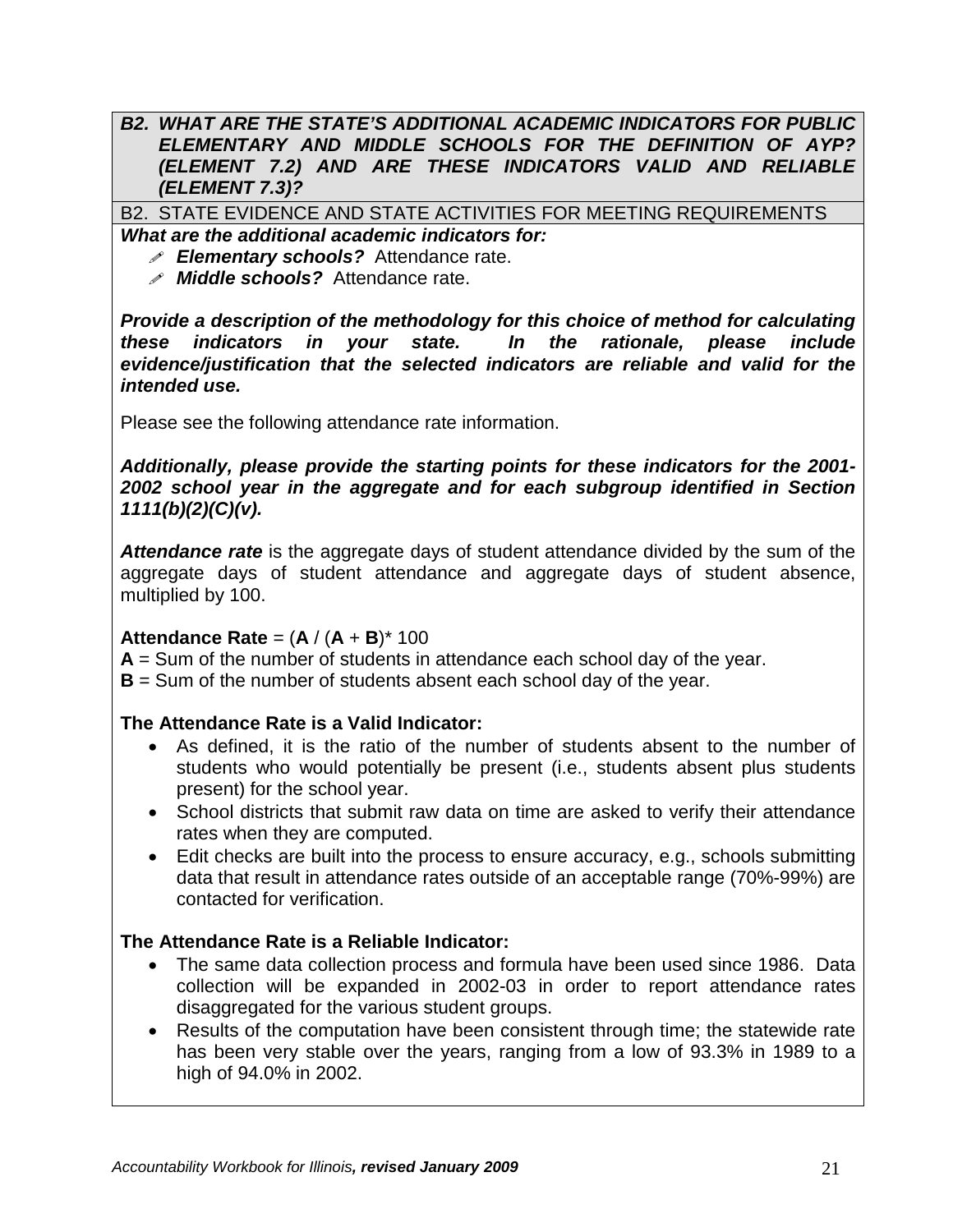### *B2. WHAT ARE THE STATE'S ADDITIONAL ACADEMIC INDICATORS FOR PUBLIC ELEMENTARY AND MIDDLE SCHOOLS FOR THE DEFINITION OF AYP? (ELEMENT 7.2) AND ARE THESE INDICATORS VALID AND RELIABLE (ELEMENT 7.3)?*

B2. STATE EVIDENCE AND STATE ACTIVITIES FOR MEETING REQUIREMENTS

***What are the additional academic indicators for:***

- ***Elementary schools?*** Attendance rate.
- ***Middle schools?*** Attendance rate.

***Provide a description of the methodology for this choice of method for calculating these indicators in your state. In the rationale, please include evidence/justification that the selected indicators are reliable and valid for the intended use.***

Please see the following attendance rate information.

***Additionally, please provide the starting points for these indicators for the 2001-2002 school year in the aggregate and for each subgroup identified in Section 1111(b)(2)(C)(v).***

***Attendance rate*** is the aggregate days of student attendance divided by the sum of the aggregate days of student attendance and aggregate days of student absence, multiplied by 100.

**Attendance Rate** = (**A** / (**A** + **B**)* 100

**A** = Sum of the number of students in attendance each school day of the year.
**B** = Sum of the number of students absent each school day of the year.

**The Attendance Rate is a Valid Indicator:**

- As defined, it is the ratio of the number of students absent to the number of students who would potentially be present (i.e., students absent plus students present) for the school year.
- School districts that submit raw data on time are asked to verify their attendance rates when they are computed.
- Edit checks are built into the process to ensure accuracy, e.g., schools submitting data that result in attendance rates outside of an acceptable range (70%-99%) are contacted for verification.

**The Attendance Rate is a Reliable Indicator:**

- The same data collection process and formula have been used since 1986. Data collection will be expanded in 2002-03 in order to report attendance rates disaggregated for the various student groups.
- Results of the computation have been consistent through time; the statewide rate has been very stable over the years, ranging from a low of 93.3% in 1989 to a high of 94.0% in 2002.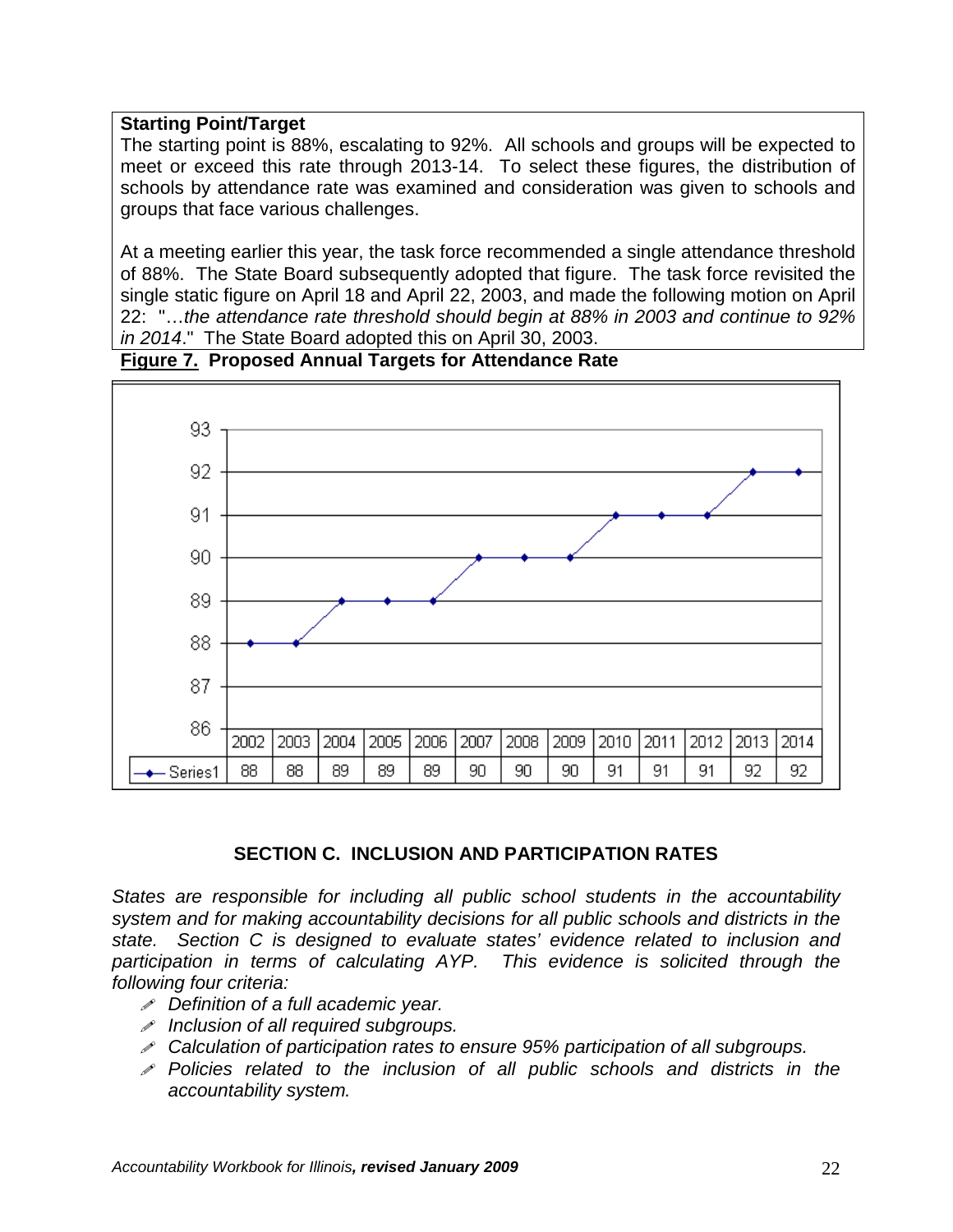**Starting Point/Target**

The starting point is 88%, escalating to 92%. All schools and groups will be expected to meet or exceed this rate through 2013-14. To select these figures, the distribution of schools by attendance rate was examined and consideration was given to schools and groups that face various challenges.

At a meeting earlier this year, the task force recommended a single attendance threshold of 88%. The State Board subsequently adopted that figure. The task force revisited the single static figure on April 18 and April 22, 2003, and made the following motion on April 22: "…*the attendance rate threshold should begin at 88% in 2003 and continue to 92% in 2014*." The State Board adopted this on April 30, 2003.

**Figure 7. Proposed Annual Targets for Attendance Rate**

| | 2002 | 2003 | 2004 | 2005 | 2006 | 2007 | 2008 | 2009 | 2010 | 2011 | 2012 | 2013 | 2014 |
|---|---|---|---|---|---|---|---|---|---|---|---|---|---|
| Series1 | 88 | 88 | 89 | 89 | 89 | 90 | 90 | 90 | 91 | 91 | 91 | 92 | 92 |

## SECTION C. INCLUSION AND PARTICIPATION RATES

*States are responsible for including all public school students in the accountability system and for making accountability decisions for all public schools and districts in the state. Section C is designed to evaluate states' evidence related to inclusion and participation in terms of calculating AYP. This evidence is solicited through the following four criteria:*

- *Definition of a full academic year.*
- *Inclusion of all required subgroups.*
- *Calculation of participation rates to ensure 95% participation of all subgroups.*
- *Policies related to the inclusion of all public schools and districts in the accountability system.*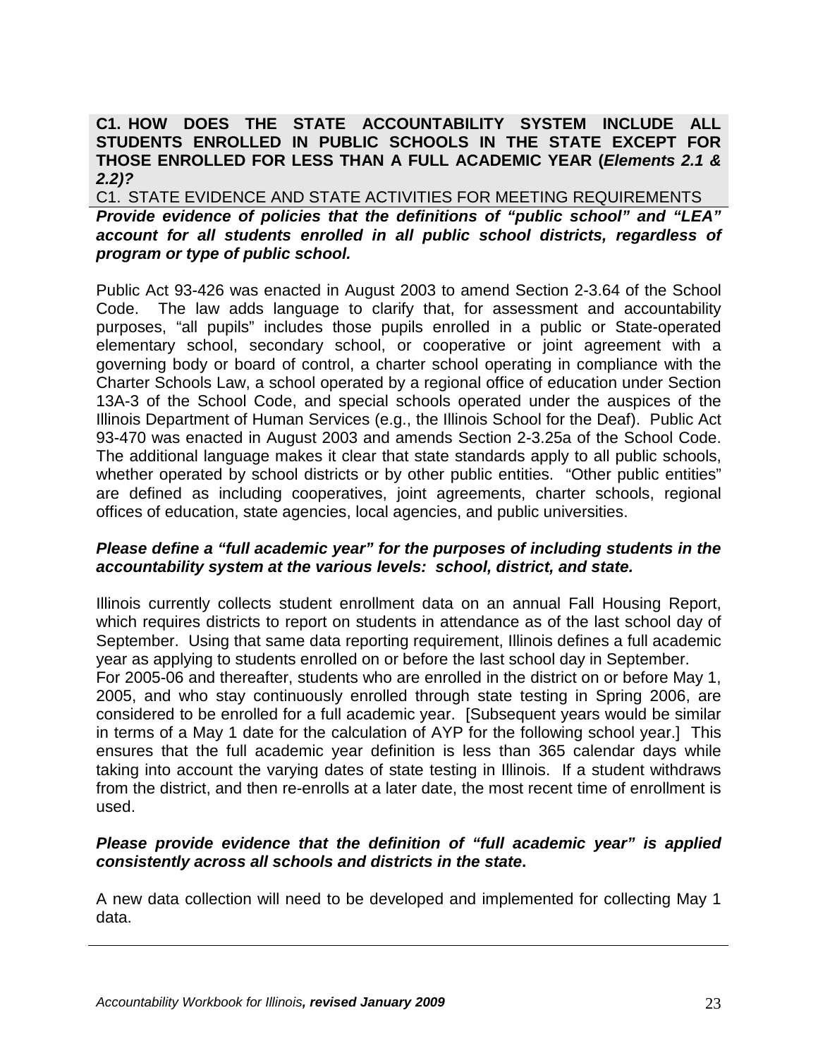**C1. HOW DOES THE STATE ACCOUNTABILITY SYSTEM INCLUDE ALL STUDENTS ENROLLED IN PUBLIC SCHOOLS IN THE STATE EXCEPT FOR THOSE ENROLLED FOR LESS THAN A FULL ACADEMIC YEAR (*Elements 2.1 & 2.2)?***

C1. STATE EVIDENCE AND STATE ACTIVITIES FOR MEETING REQUIREMENTS

***Provide evidence of policies that the definitions of "public school" and "LEA" account for all students enrolled in all public school districts, regardless of program or type of public school.***

Public Act 93-426 was enacted in August 2003 to amend Section 2-3.64 of the School Code. The law adds language to clarify that, for assessment and accountability purposes, "all pupils" includes those pupils enrolled in a public or State-operated elementary school, secondary school, or cooperative or joint agreement with a governing body or board of control, a charter school operating in compliance with the Charter Schools Law, a school operated by a regional office of education under Section 13A-3 of the School Code, and special schools operated under the auspices of the Illinois Department of Human Services (e.g., the Illinois School for the Deaf). Public Act 93-470 was enacted in August 2003 and amends Section 2-3.25a of the School Code. The additional language makes it clear that state standards apply to all public schools, whether operated by school districts or by other public entities. "Other public entities" are defined as including cooperatives, joint agreements, charter schools, regional offices of education, state agencies, local agencies, and public universities.

***Please define a "full academic year" for the purposes of including students in the accountability system at the various levels: school, district, and state.***

Illinois currently collects student enrollment data on an annual Fall Housing Report, which requires districts to report on students in attendance as of the last school day of September. Using that same data reporting requirement, Illinois defines a full academic year as applying to students enrolled on or before the last school day in September.

For 2005-06 and thereafter, students who are enrolled in the district on or before May 1, 2005, and who stay continuously enrolled through state testing in Spring 2006, are considered to be enrolled for a full academic year. [Subsequent years would be similar in terms of a May 1 date for the calculation of AYP for the following school year.] This ensures that the full academic year definition is less than 365 calendar days while taking into account the varying dates of state testing in Illinois. If a student withdraws from the district, and then re-enrolls at a later date, the most recent time of enrollment is used.

***Please provide evidence that the definition of "full academic year" is applied consistently across all schools and districts in the state*.**

A new data collection will need to be developed and implemented for collecting May 1 data.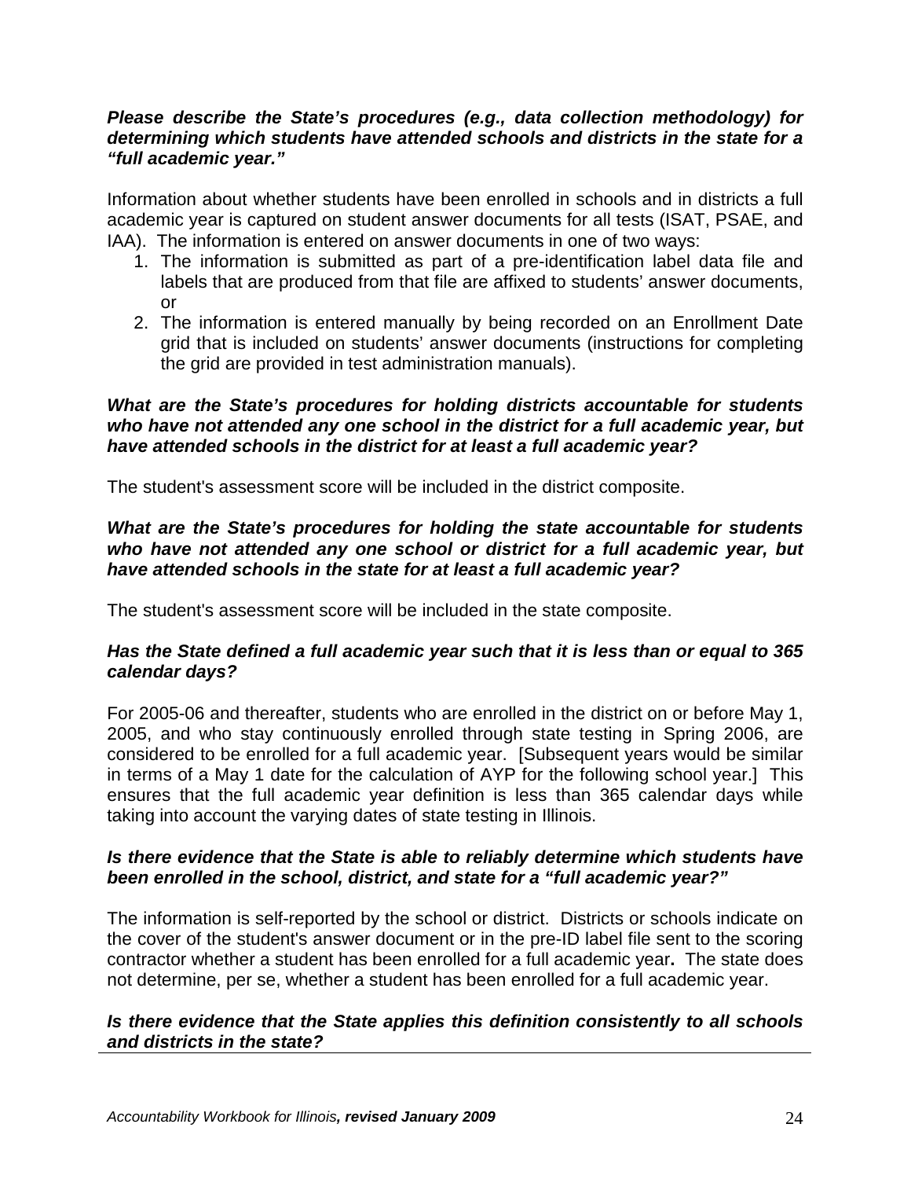***Please describe the State's procedures (e.g., data collection methodology) for determining which students have attended schools and districts in the state for a "full academic year."***

Information about whether students have been enrolled in schools and in districts a full academic year is captured on student answer documents for all tests (ISAT, PSAE, and IAA). The information is entered on answer documents in one of two ways:

1. The information is submitted as part of a pre-identification label data file and labels that are produced from that file are affixed to students' answer documents, or
2. The information is entered manually by being recorded on an Enrollment Date grid that is included on students' answer documents (instructions for completing the grid are provided in test administration manuals).

***What are the State's procedures for holding districts accountable for students who have not attended any one school in the district for a full academic year, but have attended schools in the district for at least a full academic year?***

The student's assessment score will be included in the district composite.

***What are the State's procedures for holding the state accountable for students who have not attended any one school or district for a full academic year, but have attended schools in the state for at least a full academic year?***

The student's assessment score will be included in the state composite.

***Has the State defined a full academic year such that it is less than or equal to 365 calendar days?***

For 2005-06 and thereafter, students who are enrolled in the district on or before May 1, 2005, and who stay continuously enrolled through state testing in Spring 2006, are considered to be enrolled for a full academic year. [Subsequent years would be similar in terms of a May 1 date for the calculation of AYP for the following school year.] This ensures that the full academic year definition is less than 365 calendar days while taking into account the varying dates of state testing in Illinois.

***Is there evidence that the State is able to reliably determine which students have been enrolled in the school, district, and state for a "full academic year?"***

The information is self-reported by the school or district. Districts or schools indicate on the cover of the student's answer document or in the pre-ID label file sent to the scoring contractor whether a student has been enrolled for a full academic year**.** The state does not determine, per se, whether a student has been enrolled for a full academic year.

***Is there evidence that the State applies this definition consistently to all schools and districts in the state?***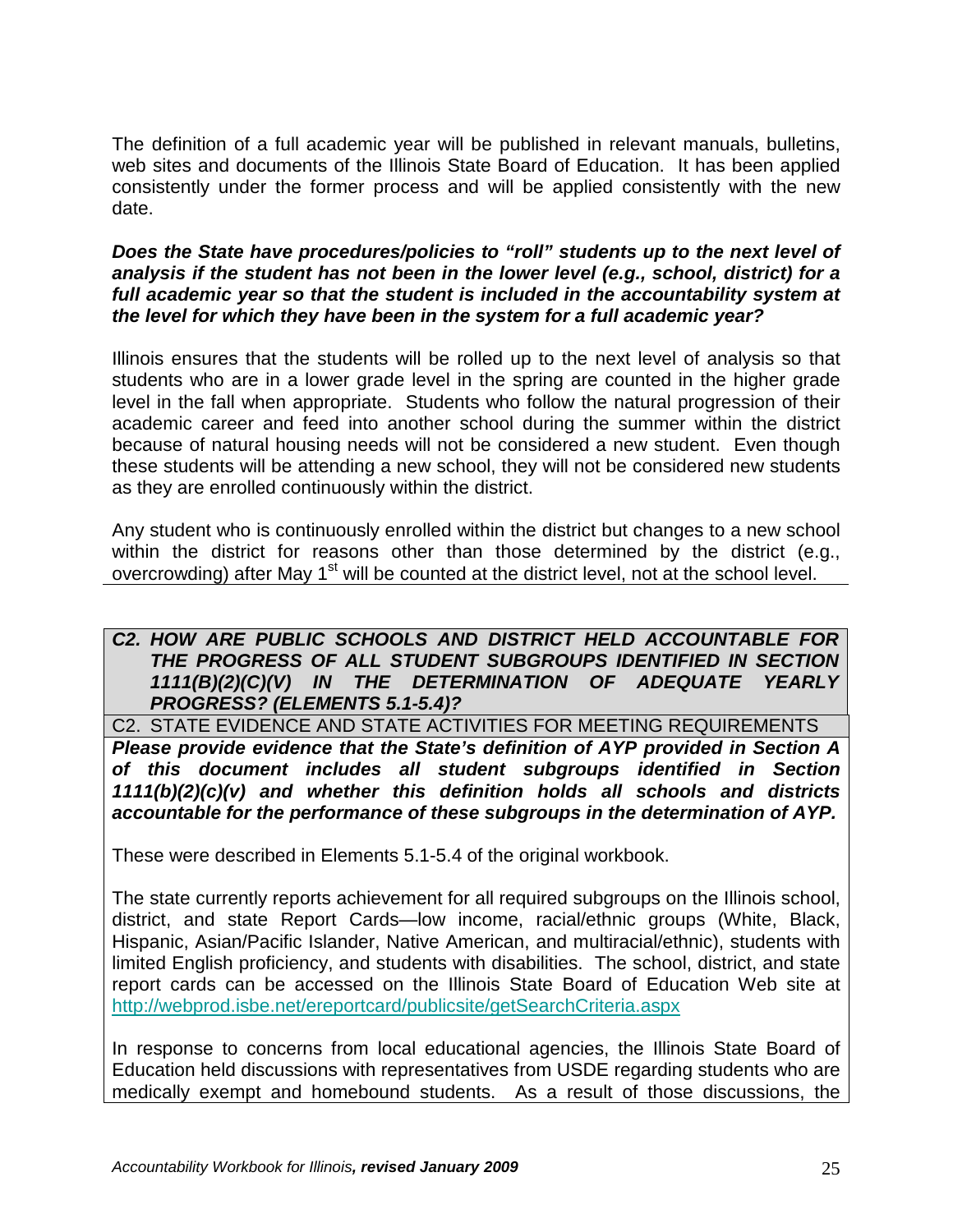The definition of a full academic year will be published in relevant manuals, bulletins, web sites and documents of the Illinois State Board of Education. It has been applied consistently under the former process and will be applied consistently with the new date.

***Does the State have procedures/policies to "roll" students up to the next level of analysis if the student has not been in the lower level (e.g., school, district) for a full academic year so that the student is included in the accountability system at the level for which they have been in the system for a full academic year?***

Illinois ensures that the students will be rolled up to the next level of analysis so that students who are in a lower grade level in the spring are counted in the higher grade level in the fall when appropriate. Students who follow the natural progression of their academic career and feed into another school during the summer within the district because of natural housing needs will not be considered a new student. Even though these students will be attending a new school, they will not be considered new students as they are enrolled continuously within the district.

Any student who is continuously enrolled within the district but changes to a new school within the district for reasons other than those determined by the district (e.g., overcrowding) after May 1st will be counted at the district level, not at the school level.

***C2. HOW ARE PUBLIC SCHOOLS AND DISTRICT HELD ACCOUNTABLE FOR THE PROGRESS OF ALL STUDENT SUBGROUPS IDENTIFIED IN SECTION 1111(B)(2)(C)(V) IN THE DETERMINATION OF ADEQUATE YEARLY PROGRESS? (ELEMENTS 5.1-5.4)?***

C2. STATE EVIDENCE AND STATE ACTIVITIES FOR MEETING REQUIREMENTS

***Please provide evidence that the State's definition of AYP provided in Section A of this document includes all student subgroups identified in Section 1111(b)(2)(c)(v) and whether this definition holds all schools and districts accountable for the performance of these subgroups in the determination of AYP.***

These were described in Elements 5.1-5.4 of the original workbook.

The state currently reports achievement for all required subgroups on the Illinois school, district, and state Report Cards—low income, racial/ethnic groups (White, Black, Hispanic, Asian/Pacific Islander, Native American, and multiracial/ethnic), students with limited English proficiency, and students with disabilities. The school, district, and state report cards can be accessed on the Illinois State Board of Education Web site at http://webprod.isbe.net/ereportcard/publicsite/getSearchCriteria.aspx

In response to concerns from local educational agencies, the Illinois State Board of Education held discussions with representatives from USDE regarding students who are medically exempt and homebound students. As a result of those discussions, the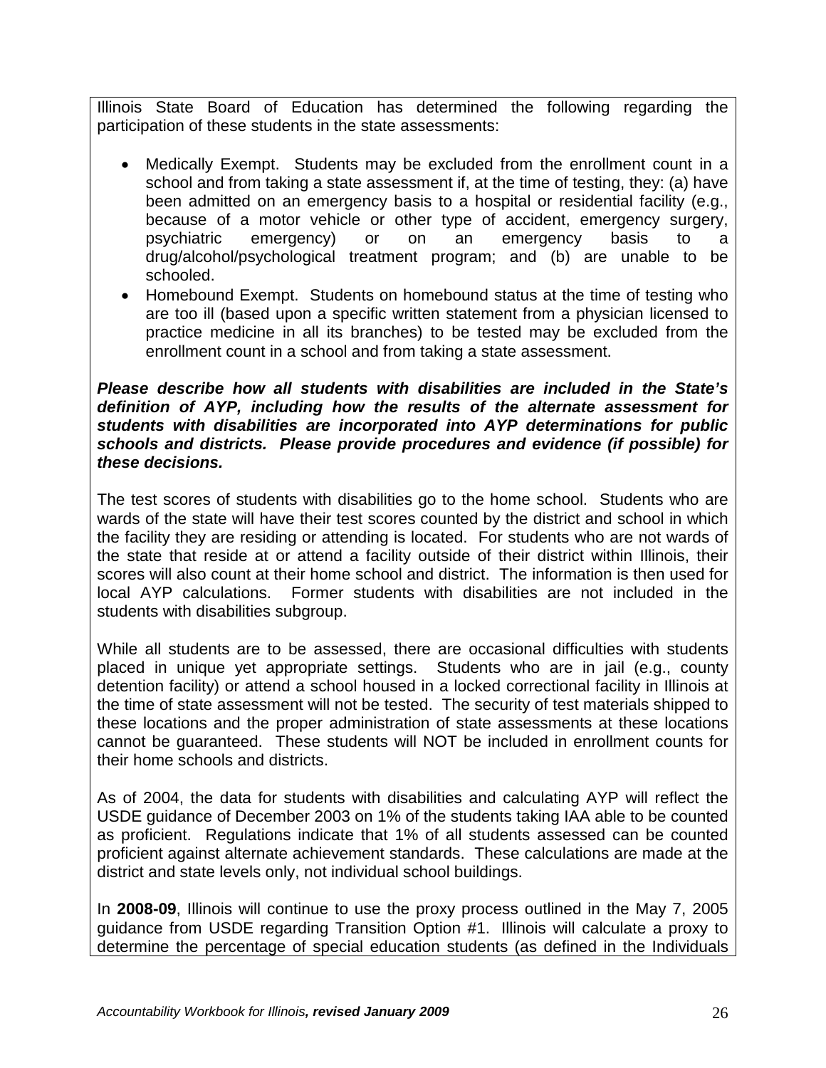Illinois State Board of Education has determined the following regarding the participation of these students in the state assessments:

- Medically Exempt. Students may be excluded from the enrollment count in a school and from taking a state assessment if, at the time of testing, they: (a) have been admitted on an emergency basis to a hospital or residential facility (e.g., because of a motor vehicle or other type of accident, emergency surgery, psychiatric emergency) or on an emergency basis to a drug/alcohol/psychological treatment program; and (b) are unable to be schooled.
- Homebound Exempt. Students on homebound status at the time of testing who are too ill (based upon a specific written statement from a physician licensed to practice medicine in all its branches) to be tested may be excluded from the enrollment count in a school and from taking a state assessment.

***Please describe how all students with disabilities are included in the State's definition of AYP, including how the results of the alternate assessment for students with disabilities are incorporated into AYP determinations for public schools and districts. Please provide procedures and evidence (if possible) for these decisions.***

The test scores of students with disabilities go to the home school. Students who are wards of the state will have their test scores counted by the district and school in which the facility they are residing or attending is located. For students who are not wards of the state that reside at or attend a facility outside of their district within Illinois, their scores will also count at their home school and district. The information is then used for local AYP calculations. Former students with disabilities are not included in the students with disabilities subgroup.

While all students are to be assessed, there are occasional difficulties with students placed in unique yet appropriate settings. Students who are in jail (e.g., county detention facility) or attend a school housed in a locked correctional facility in Illinois at the time of state assessment will not be tested. The security of test materials shipped to these locations and the proper administration of state assessments at these locations cannot be guaranteed. These students will NOT be included in enrollment counts for their home schools and districts.

As of 2004, the data for students with disabilities and calculating AYP will reflect the USDE guidance of December 2003 on 1% of the students taking IAA able to be counted as proficient. Regulations indicate that 1% of all students assessed can be counted proficient against alternate achievement standards. These calculations are made at the district and state levels only, not individual school buildings.

In **2008-09**, Illinois will continue to use the proxy process outlined in the May 7, 2005 guidance from USDE regarding Transition Option #1. Illinois will calculate a proxy to determine the percentage of special education students (as defined in the Individuals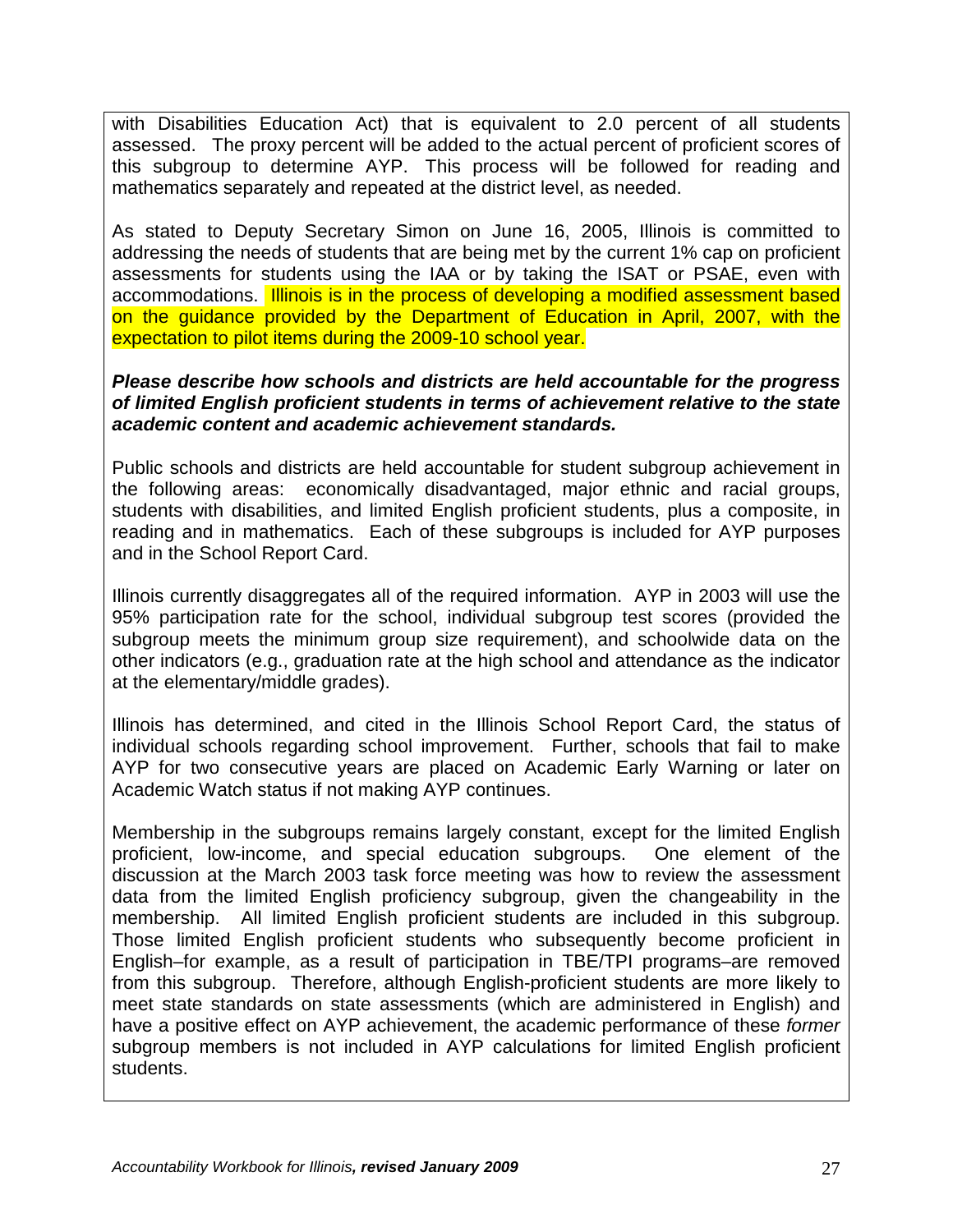with Disabilities Education Act) that is equivalent to 2.0 percent of all students assessed. The proxy percent will be added to the actual percent of proficient scores of this subgroup to determine AYP. This process will be followed for reading and mathematics separately and repeated at the district level, as needed.

As stated to Deputy Secretary Simon on June 16, 2005, Illinois is committed to addressing the needs of students that are being met by the current 1% cap on proficient assessments for students using the IAA or by taking the ISAT or PSAE, even with accommodations. Illinois is in the process of developing a modified assessment based on the guidance provided by the Department of Education in April, 2007, with the expectation to pilot items during the 2009-10 school year.

***Please describe how schools and districts are held accountable for the progress of limited English proficient students in terms of achievement relative to the state academic content and academic achievement standards.***

Public schools and districts are held accountable for student subgroup achievement in the following areas: economically disadvantaged, major ethnic and racial groups, students with disabilities, and limited English proficient students, plus a composite, in reading and in mathematics. Each of these subgroups is included for AYP purposes and in the School Report Card.

Illinois currently disaggregates all of the required information. AYP in 2003 will use the 95% participation rate for the school, individual subgroup test scores (provided the subgroup meets the minimum group size requirement), and schoolwide data on the other indicators (e.g., graduation rate at the high school and attendance as the indicator at the elementary/middle grades).

Illinois has determined, and cited in the Illinois School Report Card, the status of individual schools regarding school improvement. Further, schools that fail to make AYP for two consecutive years are placed on Academic Early Warning or later on Academic Watch status if not making AYP continues.

Membership in the subgroups remains largely constant, except for the limited English proficient, low-income, and special education subgroups. One element of the discussion at the March 2003 task force meeting was how to review the assessment data from the limited English proficiency subgroup, given the changeability in the membership. All limited English proficient students are included in this subgroup. Those limited English proficient students who subsequently become proficient in English–for example, as a result of participation in TBE/TPI programs–are removed from this subgroup. Therefore, although English-proficient students are more likely to meet state standards on state assessments (which are administered in English) and have a positive effect on AYP achievement, the academic performance of these *former* subgroup members is not included in AYP calculations for limited English proficient students.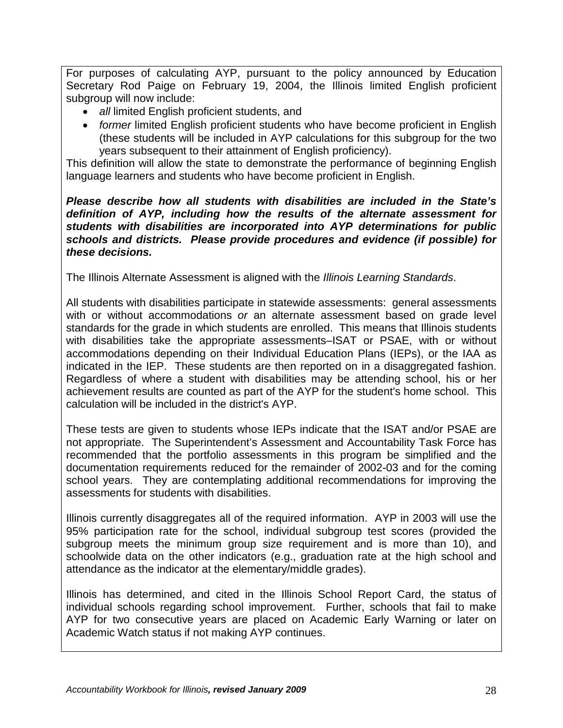For purposes of calculating AYP, pursuant to the policy announced by Education Secretary Rod Paige on February 19, 2004, the Illinois limited English proficient subgroup will now include:

- *all* limited English proficient students, and
- *former* limited English proficient students who have become proficient in English (these students will be included in AYP calculations for this subgroup for the two years subsequent to their attainment of English proficiency).

This definition will allow the state to demonstrate the performance of beginning English language learners and students who have become proficient in English.

***Please describe how all students with disabilities are included in the State's definition of AYP, including how the results of the alternate assessment for students with disabilities are incorporated into AYP determinations for public schools and districts. Please provide procedures and evidence (if possible) for these decisions.***

The Illinois Alternate Assessment is aligned with the *Illinois Learning Standards*.

All students with disabilities participate in statewide assessments: general assessments with or without accommodations *or* an alternate assessment based on grade level standards for the grade in which students are enrolled. This means that Illinois students with disabilities take the appropriate assessments–ISAT or PSAE, with or without accommodations depending on their Individual Education Plans (IEPs), or the IAA as indicated in the IEP. These students are then reported on in a disaggregated fashion. Regardless of where a student with disabilities may be attending school, his or her achievement results are counted as part of the AYP for the student's home school. This calculation will be included in the district's AYP.

These tests are given to students whose IEPs indicate that the ISAT and/or PSAE are not appropriate. The Superintendent's Assessment and Accountability Task Force has recommended that the portfolio assessments in this program be simplified and the documentation requirements reduced for the remainder of 2002-03 and for the coming school years. They are contemplating additional recommendations for improving the assessments for students with disabilities.

Illinois currently disaggregates all of the required information. AYP in 2003 will use the 95% participation rate for the school, individual subgroup test scores (provided the subgroup meets the minimum group size requirement and is more than 10), and schoolwide data on the other indicators (e.g., graduation rate at the high school and attendance as the indicator at the elementary/middle grades).

Illinois has determined, and cited in the Illinois School Report Card, the status of individual schools regarding school improvement. Further, schools that fail to make AYP for two consecutive years are placed on Academic Early Warning or later on Academic Watch status if not making AYP continues.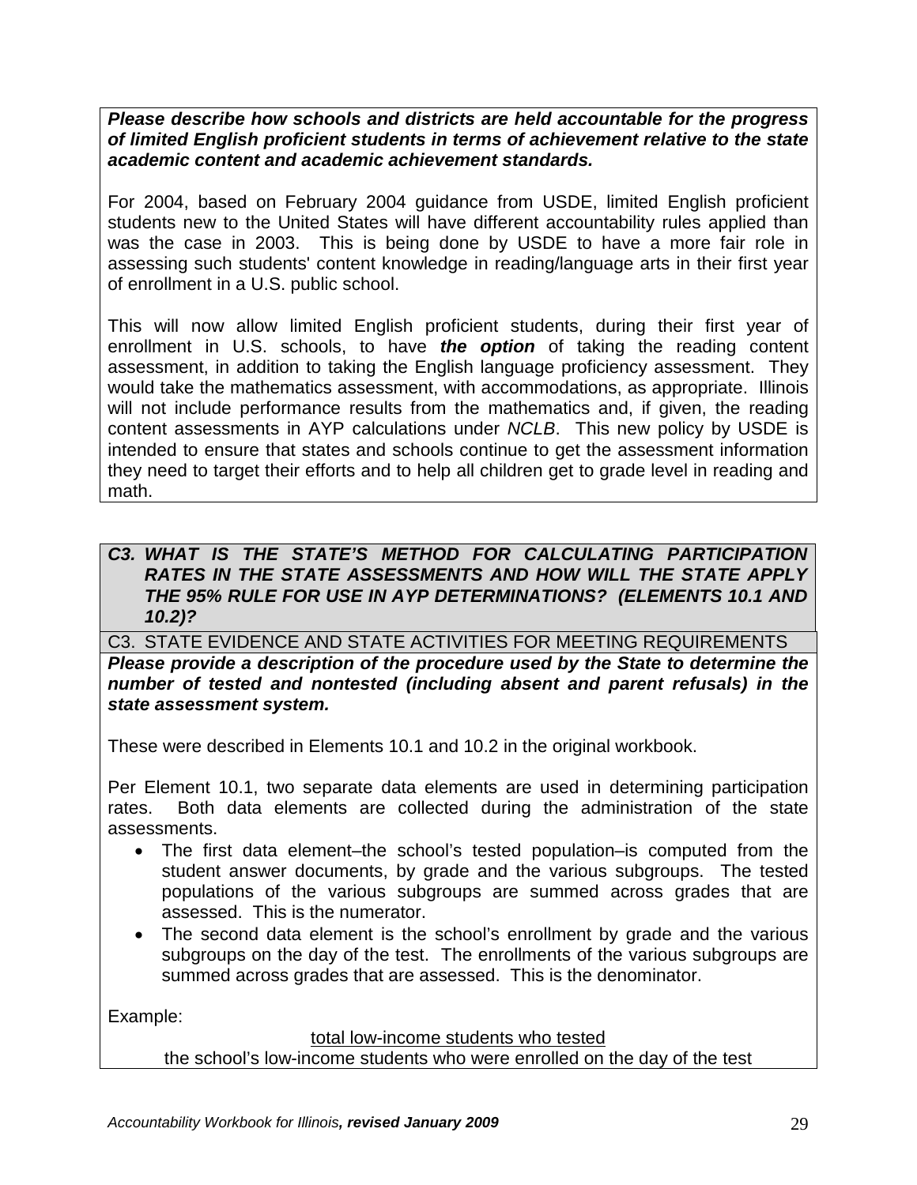***Please describe how schools and districts are held accountable for the progress of limited English proficient students in terms of achievement relative to the state academic content and academic achievement standards.***

For 2004, based on February 2004 guidance from USDE, limited English proficient students new to the United States will have different accountability rules applied than was the case in 2003. This is being done by USDE to have a more fair role in assessing such students' content knowledge in reading/language arts in their first year of enrollment in a U.S. public school.

This will now allow limited English proficient students, during their first year of enrollment in U.S. schools, to have ***the option*** of taking the reading content assessment, in addition to taking the English language proficiency assessment. They would take the mathematics assessment, with accommodations, as appropriate. Illinois will not include performance results from the mathematics and, if given, the reading content assessments in AYP calculations under *NCLB*. This new policy by USDE is intended to ensure that states and schools continue to get the assessment information they need to target their efforts and to help all children get to grade level in reading and math.

### *C3. WHAT IS THE STATE'S METHOD FOR CALCULATING PARTICIPATION RATES IN THE STATE ASSESSMENTS AND HOW WILL THE STATE APPLY THE 95% RULE FOR USE IN AYP DETERMINATIONS? (ELEMENTS 10.1 AND 10.2)?*

C3. STATE EVIDENCE AND STATE ACTIVITIES FOR MEETING REQUIREMENTS

***Please provide a description of the procedure used by the State to determine the number of tested and nontested (including absent and parent refusals) in the state assessment system.***

These were described in Elements 10.1 and 10.2 in the original workbook.

Per Element 10.1, two separate data elements are used in determining participation rates. Both data elements are collected during the administration of the state assessments.

- The first data element–the school's tested population–is computed from the student answer documents, by grade and the various subgroups. The tested populations of the various subgroups are summed across grades that are assessed. This is the numerator.
- The second data element is the school's enrollment by grade and the various subgroups on the day of the test. The enrollments of the various subgroups are summed across grades that are assessed. This is the denominator.

Example:

$$\frac{\text{total low-income students who tested}}{\text{the school's low-income students who were enrolled on the day of the test}}$$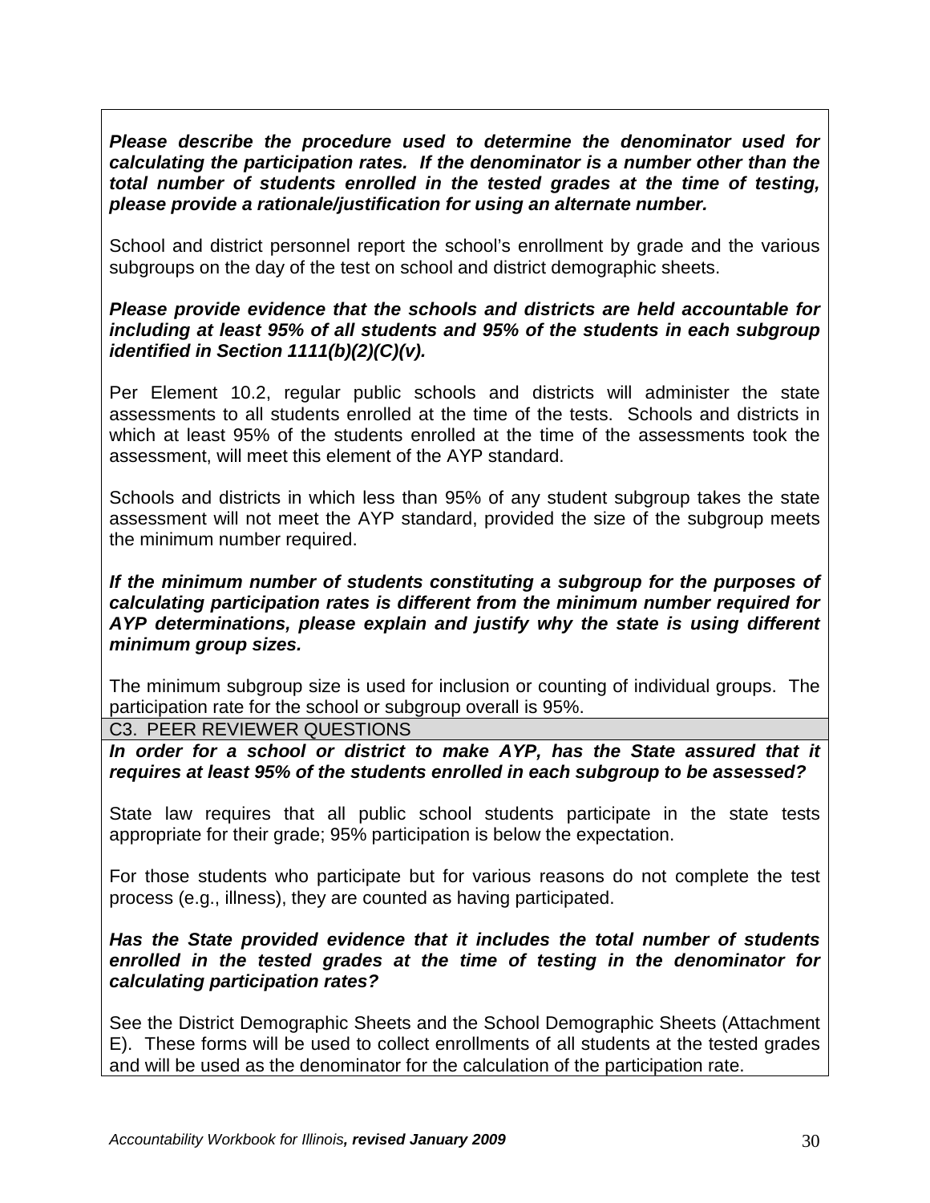***Please describe the procedure used to determine the denominator used for calculating the participation rates. If the denominator is a number other than the total number of students enrolled in the tested grades at the time of testing, please provide a rationale/justification for using an alternate number.***

School and district personnel report the school's enrollment by grade and the various subgroups on the day of the test on school and district demographic sheets.

***Please provide evidence that the schools and districts are held accountable for including at least 95% of all students and 95% of the students in each subgroup identified in Section 1111(b)(2)(C)(v).***

Per Element 10.2, regular public schools and districts will administer the state assessments to all students enrolled at the time of the tests. Schools and districts in which at least 95% of the students enrolled at the time of the assessments took the assessment, will meet this element of the AYP standard.

Schools and districts in which less than 95% of any student subgroup takes the state assessment will not meet the AYP standard, provided the size of the subgroup meets the minimum number required.

***If the minimum number of students constituting a subgroup for the purposes of calculating participation rates is different from the minimum number required for AYP determinations, please explain and justify why the state is using different minimum group sizes.***

The minimum subgroup size is used for inclusion or counting of individual groups. The participation rate for the school or subgroup overall is 95%.

C3. PEER REVIEWER QUESTIONS

***In order for a school or district to make AYP, has the State assured that it requires at least 95% of the students enrolled in each subgroup to be assessed?***

State law requires that all public school students participate in the state tests appropriate for their grade; 95% participation is below the expectation.

For those students who participate but for various reasons do not complete the test process (e.g., illness), they are counted as having participated.

***Has the State provided evidence that it includes the total number of students enrolled in the tested grades at the time of testing in the denominator for calculating participation rates?***

See the District Demographic Sheets and the School Demographic Sheets (Attachment E). These forms will be used to collect enrollments of all students at the tested grades and will be used as the denominator for the calculation of the participation rate.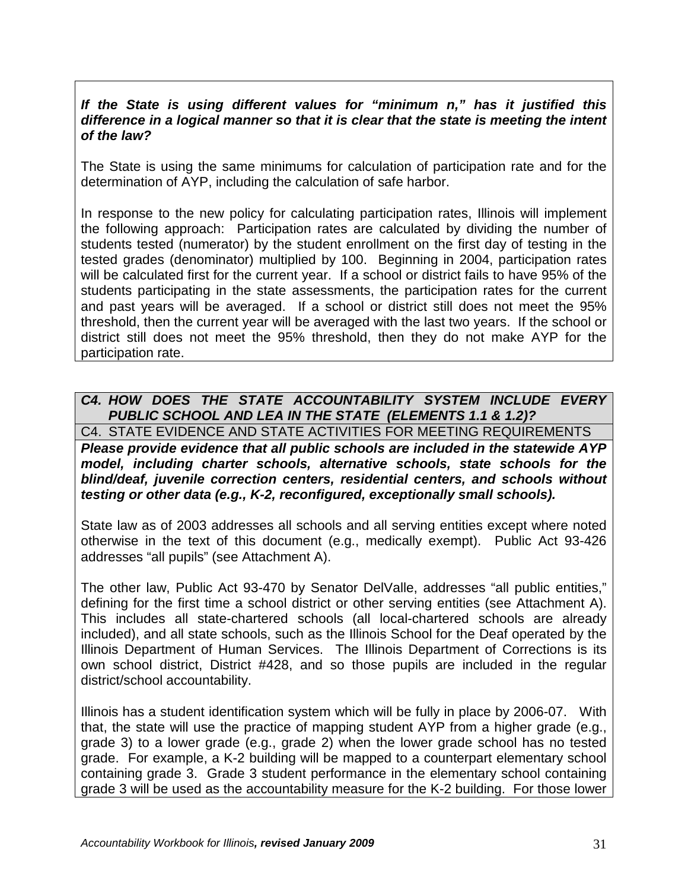***If the State is using different values for "minimum n," has it justified this difference in a logical manner so that it is clear that the state is meeting the intent of the law?***

The State is using the same minimums for calculation of participation rate and for the determination of AYP, including the calculation of safe harbor.

In response to the new policy for calculating participation rates, Illinois will implement the following approach: Participation rates are calculated by dividing the number of students tested (numerator) by the student enrollment on the first day of testing in the tested grades (denominator) multiplied by 100. Beginning in 2004, participation rates will be calculated first for the current year. If a school or district fails to have 95% of the students participating in the state assessments, the participation rates for the current and past years will be averaged. If a school or district still does not meet the 95% threshold, then the current year will be averaged with the last two years. If the school or district still does not meet the 95% threshold, then they do not make AYP for the participation rate.

## *C4. HOW DOES THE STATE ACCOUNTABILITY SYSTEM INCLUDE EVERY PUBLIC SCHOOL AND LEA IN THE STATE (ELEMENTS 1.1 & 1.2)?*

C4. STATE EVIDENCE AND STATE ACTIVITIES FOR MEETING REQUIREMENTS

***Please provide evidence that all public schools are included in the statewide AYP model, including charter schools, alternative schools, state schools for the blind/deaf, juvenile correction centers, residential centers, and schools without testing or other data (e.g., K-2, reconfigured, exceptionally small schools).***

State law as of 2003 addresses all schools and all serving entities except where noted otherwise in the text of this document (e.g., medically exempt). Public Act 93-426 addresses "all pupils" (see Attachment A).

The other law, Public Act 93-470 by Senator DelValle, addresses "all public entities," defining for the first time a school district or other serving entities (see Attachment A). This includes all state-chartered schools (all local-chartered schools are already included), and all state schools, such as the Illinois School for the Deaf operated by the Illinois Department of Human Services. The Illinois Department of Corrections is its own school district, District #428, and so those pupils are included in the regular district/school accountability.

Illinois has a student identification system which will be fully in place by 2006-07. With that, the state will use the practice of mapping student AYP from a higher grade (e.g., grade 3) to a lower grade (e.g., grade 2) when the lower grade school has no tested grade. For example, a K-2 building will be mapped to a counterpart elementary school containing grade 3. Grade 3 student performance in the elementary school containing grade 3 will be used as the accountability measure for the K-2 building. For those lower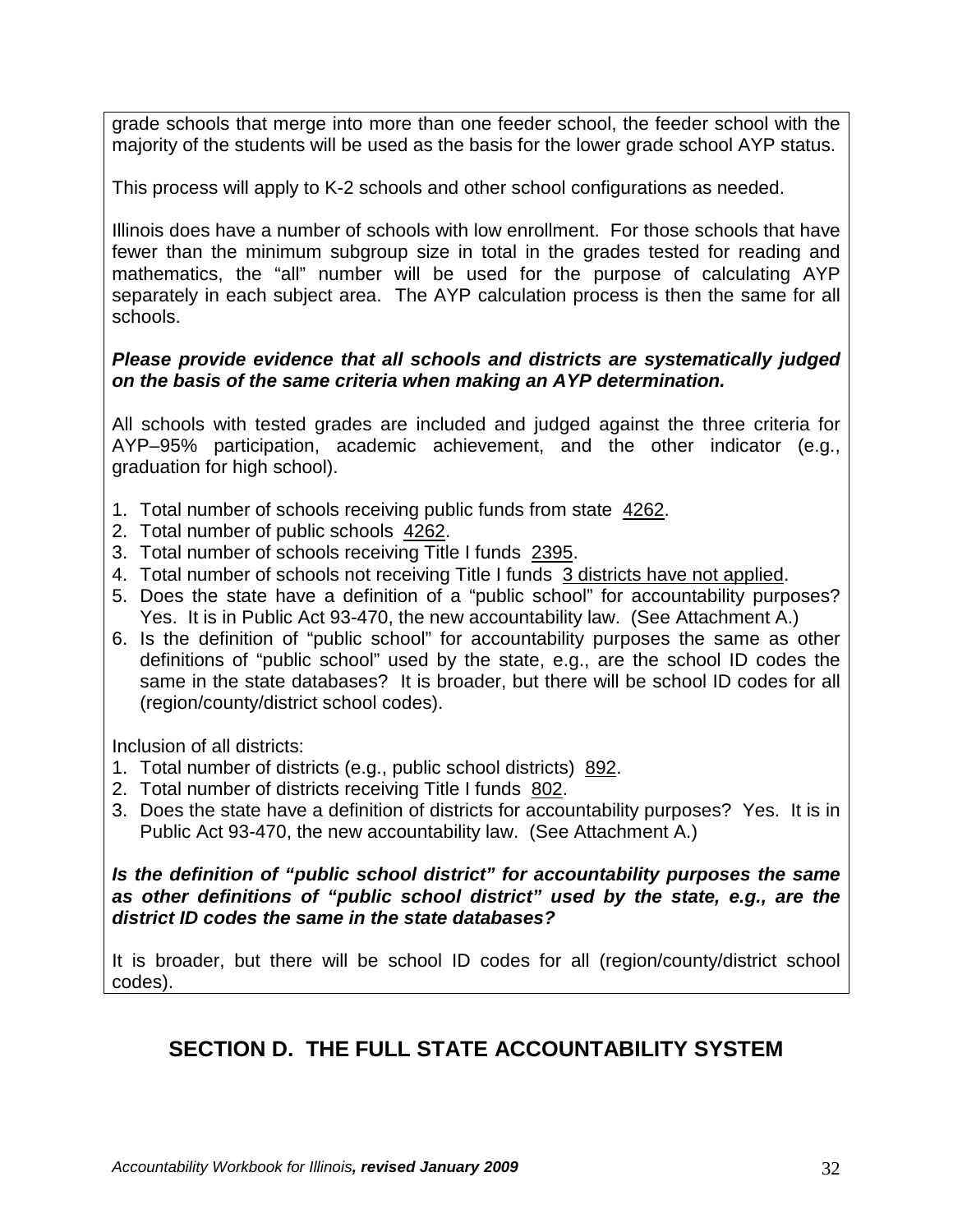grade schools that merge into more than one feeder school, the feeder school with the majority of the students will be used as the basis for the lower grade school AYP status.

This process will apply to K-2 schools and other school configurations as needed.

Illinois does have a number of schools with low enrollment. For those schools that have fewer than the minimum subgroup size in total in the grades tested for reading and mathematics, the "all" number will be used for the purpose of calculating AYP separately in each subject area. The AYP calculation process is then the same for all schools.

***Please provide evidence that all schools and districts are systematically judged on the basis of the same criteria when making an AYP determination.***

All schools with tested grades are included and judged against the three criteria for AYP–95% participation, academic achievement, and the other indicator (e.g., graduation for high school).

1. Total number of schools receiving public funds from state 4262.
2. Total number of public schools 4262.
3. Total number of schools receiving Title I funds 2395.
4. Total number of schools not receiving Title I funds 3 districts have not applied.
5. Does the state have a definition of a "public school" for accountability purposes? Yes. It is in Public Act 93-470, the new accountability law. (See Attachment A.)
6. Is the definition of "public school" for accountability purposes the same as other definitions of "public school" used by the state, e.g., are the school ID codes the same in the state databases? It is broader, but there will be school ID codes for all (region/county/district school codes).

Inclusion of all districts:

1. Total number of districts (e.g., public school districts) 892.
2. Total number of districts receiving Title I funds 802.
3. Does the state have a definition of districts for accountability purposes? Yes. It is in Public Act 93-470, the new accountability law. (See Attachment A.)

***Is the definition of "public school district" for accountability purposes the same as other definitions of "public school district" used by the state, e.g., are the district ID codes the same in the state databases?***

It is broader, but there will be school ID codes for all (region/county/district school codes).

## SECTION D. THE FULL STATE ACCOUNTABILITY SYSTEM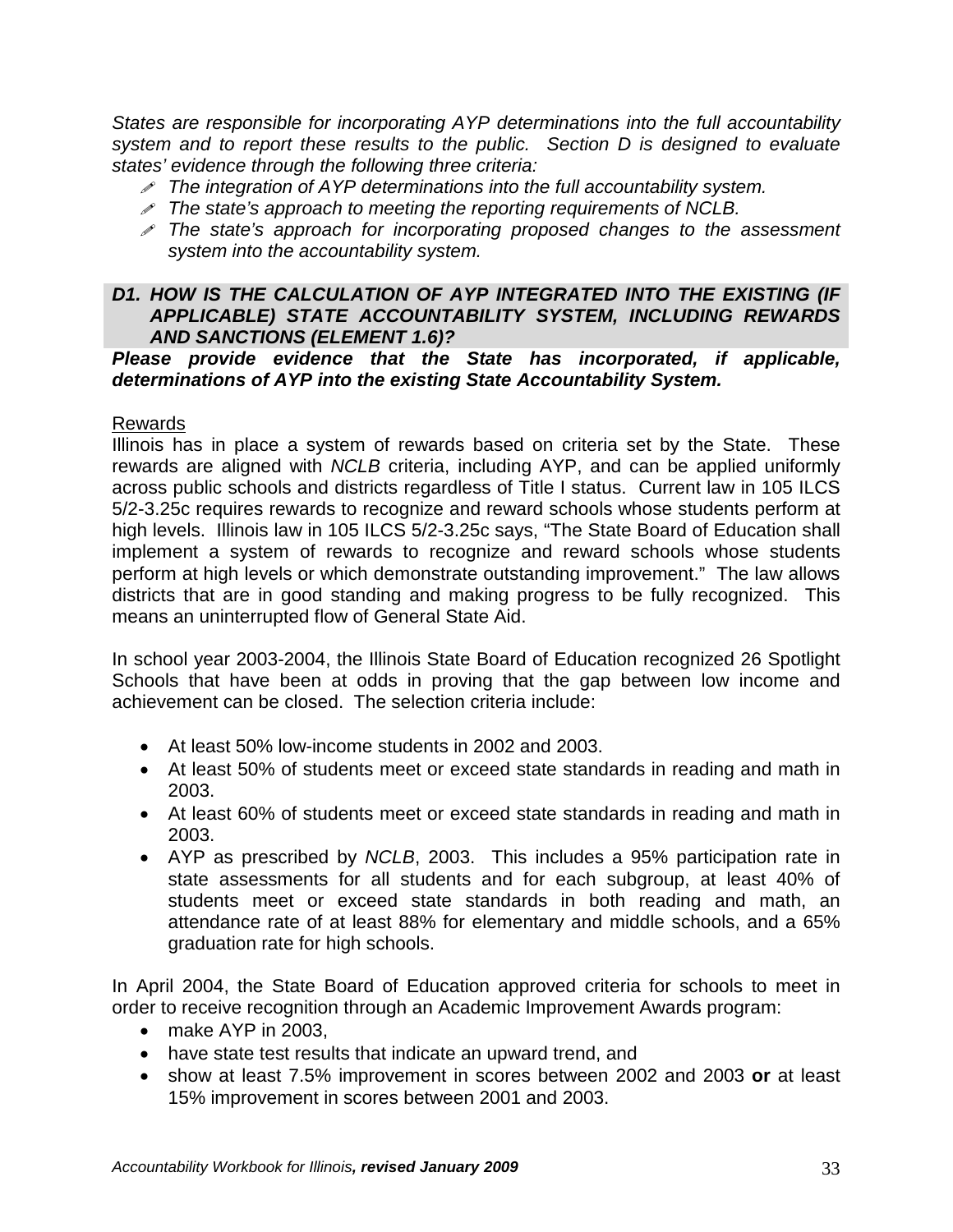*States are responsible for incorporating AYP determinations into the full accountability system and to report these results to the public. Section D is designed to evaluate states' evidence through the following three criteria:*

- *The integration of AYP determinations into the full accountability system.*
- *The state's approach to meeting the reporting requirements of NCLB.*
- *The state's approach for incorporating proposed changes to the assessment system into the accountability system.*

### *D1. HOW IS THE CALCULATION OF AYP INTEGRATED INTO THE EXISTING (IF APPLICABLE) STATE ACCOUNTABILITY SYSTEM, INCLUDING REWARDS AND SANCTIONS (ELEMENT 1.6)?*

***Please provide evidence that the State has incorporated, if applicable, determinations of AYP into the existing State Accountability System.***

Rewards

Illinois has in place a system of rewards based on criteria set by the State. These rewards are aligned with *NCLB* criteria, including AYP, and can be applied uniformly across public schools and districts regardless of Title I status. Current law in 105 ILCS 5/2-3.25c requires rewards to recognize and reward schools whose students perform at high levels. Illinois law in 105 ILCS 5/2-3.25c says, "The State Board of Education shall implement a system of rewards to recognize and reward schools whose students perform at high levels or which demonstrate outstanding improvement." The law allows districts that are in good standing and making progress to be fully recognized. This means an uninterrupted flow of General State Aid.

In school year 2003-2004, the Illinois State Board of Education recognized 26 Spotlight Schools that have been at odds in proving that the gap between low income and achievement can be closed. The selection criteria include:

- At least 50% low-income students in 2002 and 2003.
- At least 50% of students meet or exceed state standards in reading and math in 2003.
- At least 60% of students meet or exceed state standards in reading and math in 2003.
- AYP as prescribed by *NCLB*, 2003. This includes a 95% participation rate in state assessments for all students and for each subgroup, at least 40% of students meet or exceed state standards in both reading and math, an attendance rate of at least 88% for elementary and middle schools, and a 65% graduation rate for high schools.

In April 2004, the State Board of Education approved criteria for schools to meet in order to receive recognition through an Academic Improvement Awards program:

- make AYP in 2003,
- have state test results that indicate an upward trend, and
- show at least 7.5% improvement in scores between 2002 and 2003 **or** at least 15% improvement in scores between 2001 and 2003.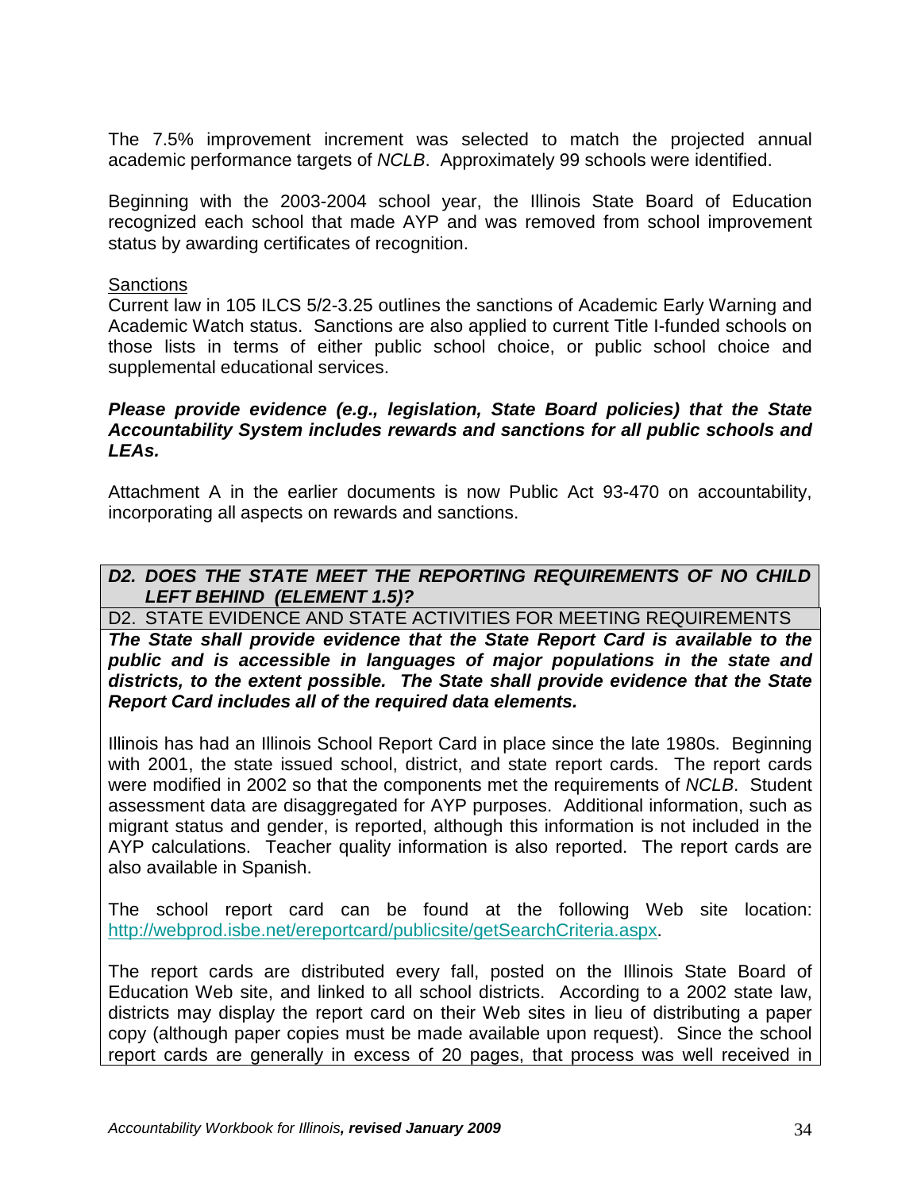The 7.5% improvement increment was selected to match the projected annual academic performance targets of *NCLB*. Approximately 99 schools were identified.

Beginning with the 2003-2004 school year, the Illinois State Board of Education recognized each school that made AYP and was removed from school improvement status by awarding certificates of recognition.

Sanctions

Current law in 105 ILCS 5/2-3.25 outlines the sanctions of Academic Early Warning and Academic Watch status. Sanctions are also applied to current Title I-funded schools on those lists in terms of either public school choice, or public school choice and supplemental educational services.

***Please provide evidence (e.g., legislation, State Board policies) that the State Accountability System includes rewards and sanctions for all public schools and LEAs.***

Attachment A in the earlier documents is now Public Act 93-470 on accountability, incorporating all aspects on rewards and sanctions.

## *D2. DOES THE STATE MEET THE REPORTING REQUIREMENTS OF NO CHILD LEFT BEHIND (ELEMENT 1.5)?*

D2. STATE EVIDENCE AND STATE ACTIVITIES FOR MEETING REQUIREMENTS

***The State shall provide evidence that the State Report Card is available to the public and is accessible in languages of major populations in the state and districts, to the extent possible. The State shall provide evidence that the State Report Card includes all of the required data elements.***

Illinois has had an Illinois School Report Card in place since the late 1980s. Beginning with 2001, the state issued school, district, and state report cards. The report cards were modified in 2002 so that the components met the requirements of *NCLB*. Student assessment data are disaggregated for AYP purposes. Additional information, such as migrant status and gender, is reported, although this information is not included in the AYP calculations. Teacher quality information is also reported. The report cards are also available in Spanish.

The school report card can be found at the following Web site location: http://webprod.isbe.net/ereportcard/publicsite/getSearchCriteria.aspx.

The report cards are distributed every fall, posted on the Illinois State Board of Education Web site, and linked to all school districts. According to a 2002 state law, districts may display the report card on their Web sites in lieu of distributing a paper copy (although paper copies must be made available upon request). Since the school report cards are generally in excess of 20 pages, that process was well received in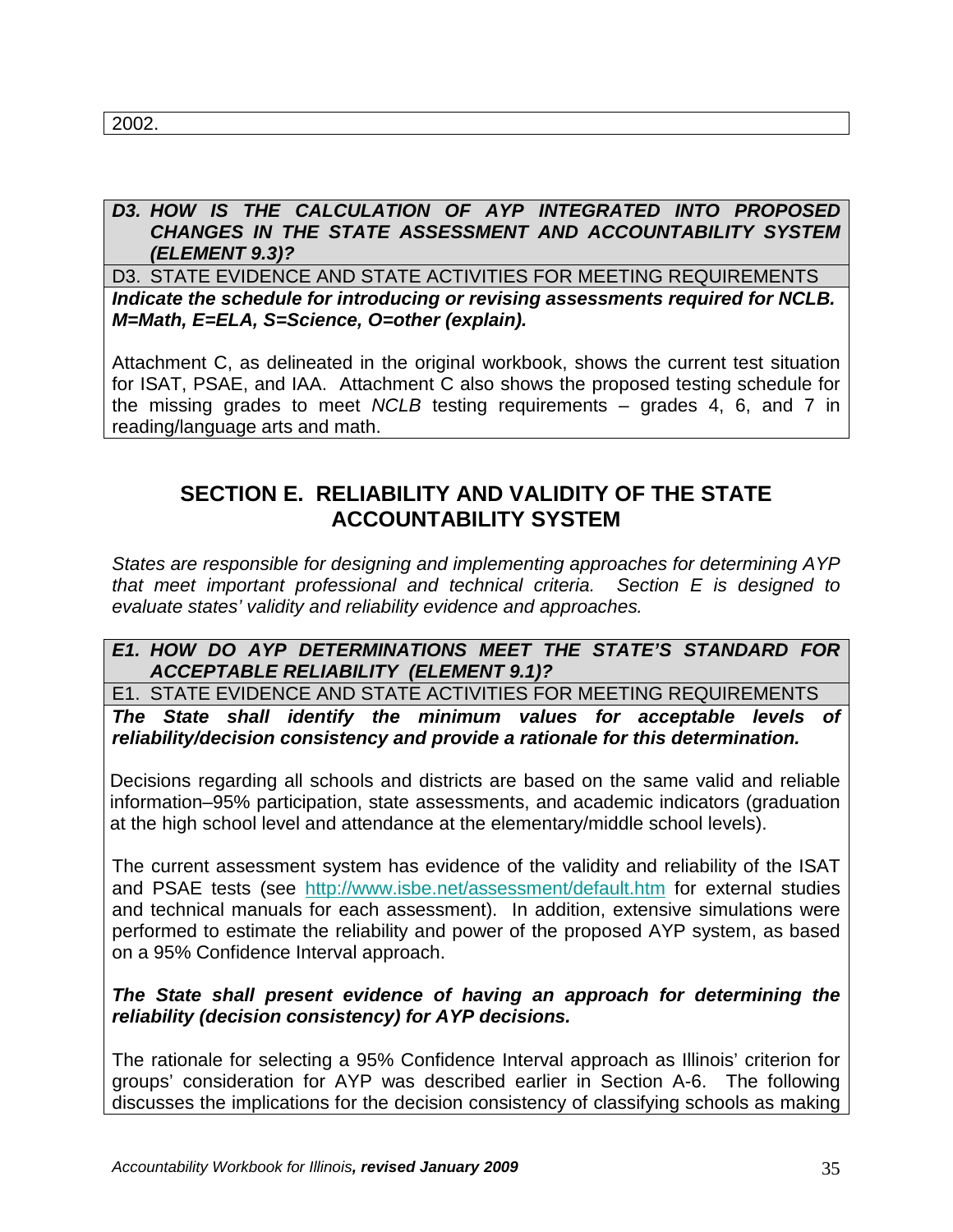2002.

***D3. HOW IS THE CALCULATION OF AYP INTEGRATED INTO PROPOSED CHANGES IN THE STATE ASSESSMENT AND ACCOUNTABILITY SYSTEM (ELEMENT 9.3)?***

D3. STATE EVIDENCE AND STATE ACTIVITIES FOR MEETING REQUIREMENTS

***Indicate the schedule for introducing or revising assessments required for NCLB. M=Math, E=ELA, S=Science, O=other (explain).***

Attachment C, as delineated in the original workbook, shows the current test situation for ISAT, PSAE, and IAA. Attachment C also shows the proposed testing schedule for the missing grades to meet *NCLB* testing requirements – grades 4, 6, and 7 in reading/language arts and math.

## SECTION E. RELIABILITY AND VALIDITY OF THE STATE ACCOUNTABILITY SYSTEM

*States are responsible for designing and implementing approaches for determining AYP that meet important professional and technical criteria. Section E is designed to evaluate states' validity and reliability evidence and approaches.*

***E1. HOW DO AYP DETERMINATIONS MEET THE STATE'S STANDARD FOR ACCEPTABLE RELIABILITY (ELEMENT 9.1)?***

E1. STATE EVIDENCE AND STATE ACTIVITIES FOR MEETING REQUIREMENTS

***The State shall identify the minimum values for acceptable levels of reliability/decision consistency and provide a rationale for this determination.***

Decisions regarding all schools and districts are based on the same valid and reliable information–95% participation, state assessments, and academic indicators (graduation at the high school level and attendance at the elementary/middle school levels).

The current assessment system has evidence of the validity and reliability of the ISAT and PSAE tests (see http://www.isbe.net/assessment/default.htm for external studies and technical manuals for each assessment). In addition, extensive simulations were performed to estimate the reliability and power of the proposed AYP system, as based on a 95% Confidence Interval approach.

***The State shall present evidence of having an approach for determining the reliability (decision consistency) for AYP decisions.***

The rationale for selecting a 95% Confidence Interval approach as Illinois' criterion for groups' consideration for AYP was described earlier in Section A-6. The following discusses the implications for the decision consistency of classifying schools as making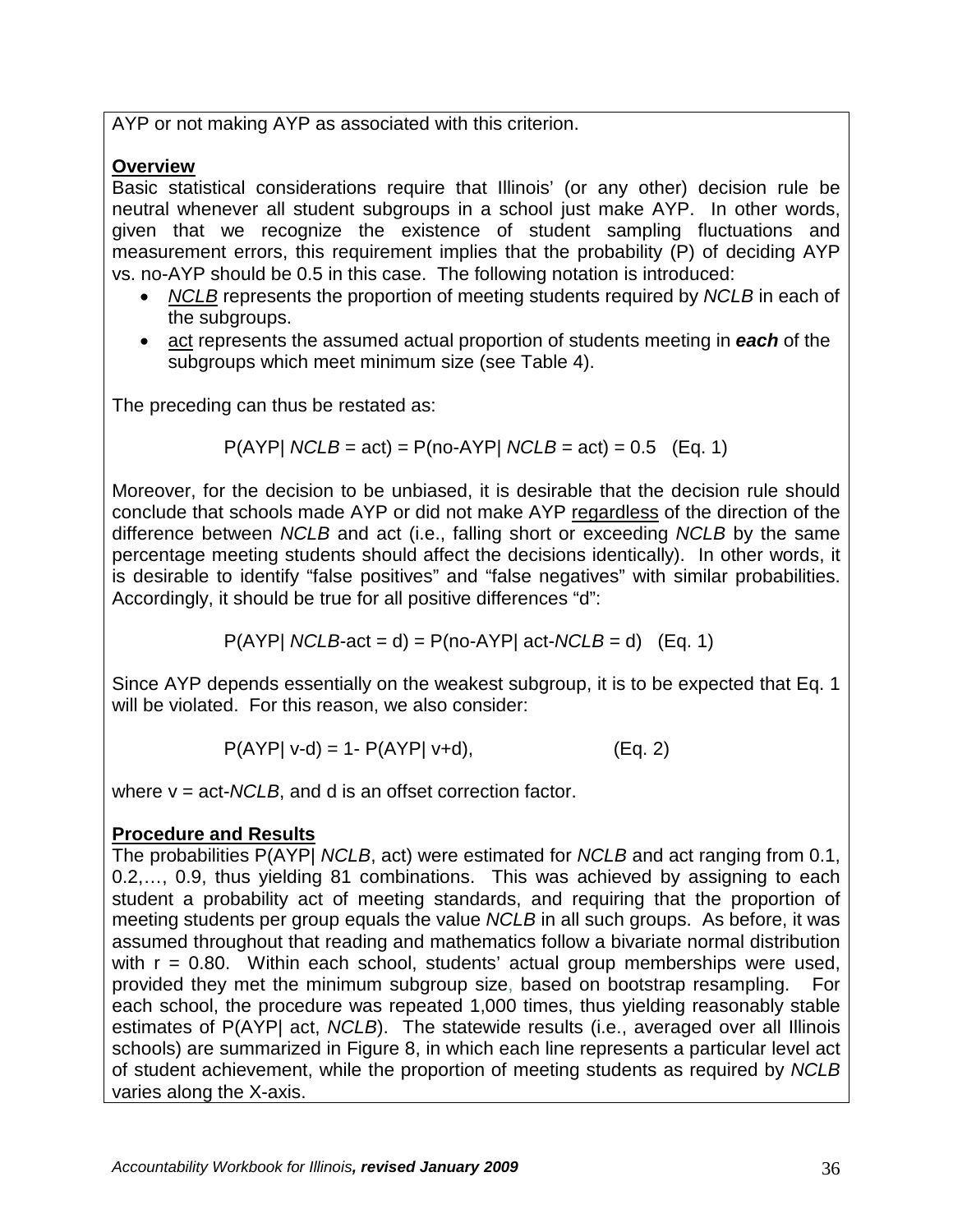AYP or not making AYP as associated with this criterion.

**Overview**

Basic statistical considerations require that Illinois' (or any other) decision rule be neutral whenever all student subgroups in a school just make AYP. In other words, given that we recognize the existence of student sampling fluctuations and measurement errors, this requirement implies that the probability (P) of deciding AYP vs. no-AYP should be 0.5 in this case. The following notation is introduced:

- *NCLB* represents the proportion of meeting students required by *NCLB* in each of the subgroups.
- act represents the assumed actual proportion of students meeting in ***each*** of the subgroups which meet minimum size (see Table 4).

The preceding can thus be restated as:

$$P(\text{AYP}|\ NCLB = \text{act}) = P(\text{no-AYP}|\ NCLB = \text{act}) = 0.5 \quad \text{(Eq. 1)}$$

Moreover, for the decision to be unbiased, it is desirable that the decision rule should conclude that schools made AYP or did not make AYP regardless of the direction of the difference between *NCLB* and act (i.e., falling short or exceeding *NCLB* by the same percentage meeting students should affect the decisions identically). In other words, it is desirable to identify "false positives" and "false negatives" with similar probabilities. Accordingly, it should be true for all positive differences "d":

$$P(\text{AYP}|\ NCLB\text{-act} = d) = P(\text{no-AYP}|\ \text{act-}NCLB = d) \quad \text{(Eq. 1)}$$

Since AYP depends essentially on the weakest subgroup, it is to be expected that Eq. 1 will be violated. For this reason, we also consider:

$$P(\text{AYP}|\ v-d) = 1 - P(\text{AYP}|\ v+d), \qquad \text{(Eq. 2)}$$

where v = act-*NCLB*, and d is an offset correction factor.

**Procedure and Results**

The probabilities P(AYP| *NCLB*, act) were estimated for *NCLB* and act ranging from 0.1, 0.2,…, 0.9, thus yielding 81 combinations. This was achieved by assigning to each student a probability act of meeting standards, and requiring that the proportion of meeting students per group equals the value *NCLB* in all such groups. As before, it was assumed throughout that reading and mathematics follow a bivariate normal distribution with $r = 0.80$. Within each school, students' actual group memberships were used, provided they met the minimum subgroup size, based on bootstrap resampling. For each school, the procedure was repeated 1,000 times, thus yielding reasonably stable estimates of P(AYP| act, *NCLB*). The statewide results (i.e., averaged over all Illinois schools) are summarized in Figure 8, in which each line represents a particular level act of student achievement, while the proportion of meeting students as required by *NCLB* varies along the X-axis.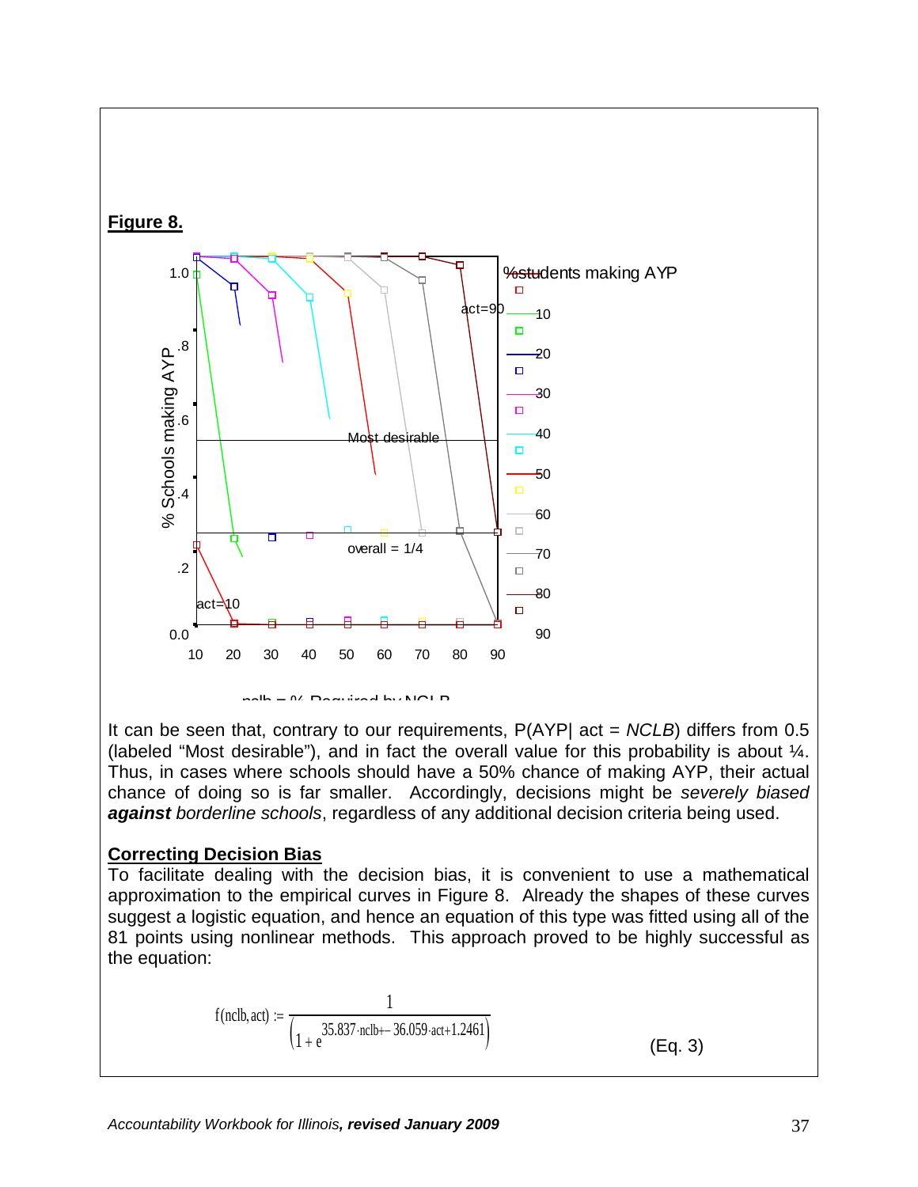**Figure 8.**

It can be seen that, contrary to our requirements, P(AYP| act = *NCLB*) differs from 0.5 (labeled “Most desirable”), and in fact the overall value for this probability is about ¼. Thus, in cases where schools should have a 50% chance of making AYP, their actual chance of doing so is far smaller. Accordingly, decisions might be *severely biased* ***against*** *borderline schools*, regardless of any additional decision criteria being used.

**Correcting Decision Bias**

To facilitate dealing with the decision bias, it is convenient to use a mathematical approximation to the empirical curves in Figure 8. Already the shapes of these curves suggest a logistic equation, and hence an equation of this type was fitted using all of the 81 points using nonlinear methods. This approach proved to be highly successful as the equation:

$$f(nclb, act) := \frac{1}{\left(1 + e^{35.837 \cdot nclb + -36.059 \cdot act + 1.2461}\right)} \qquad \text{(Eq. 3)}$$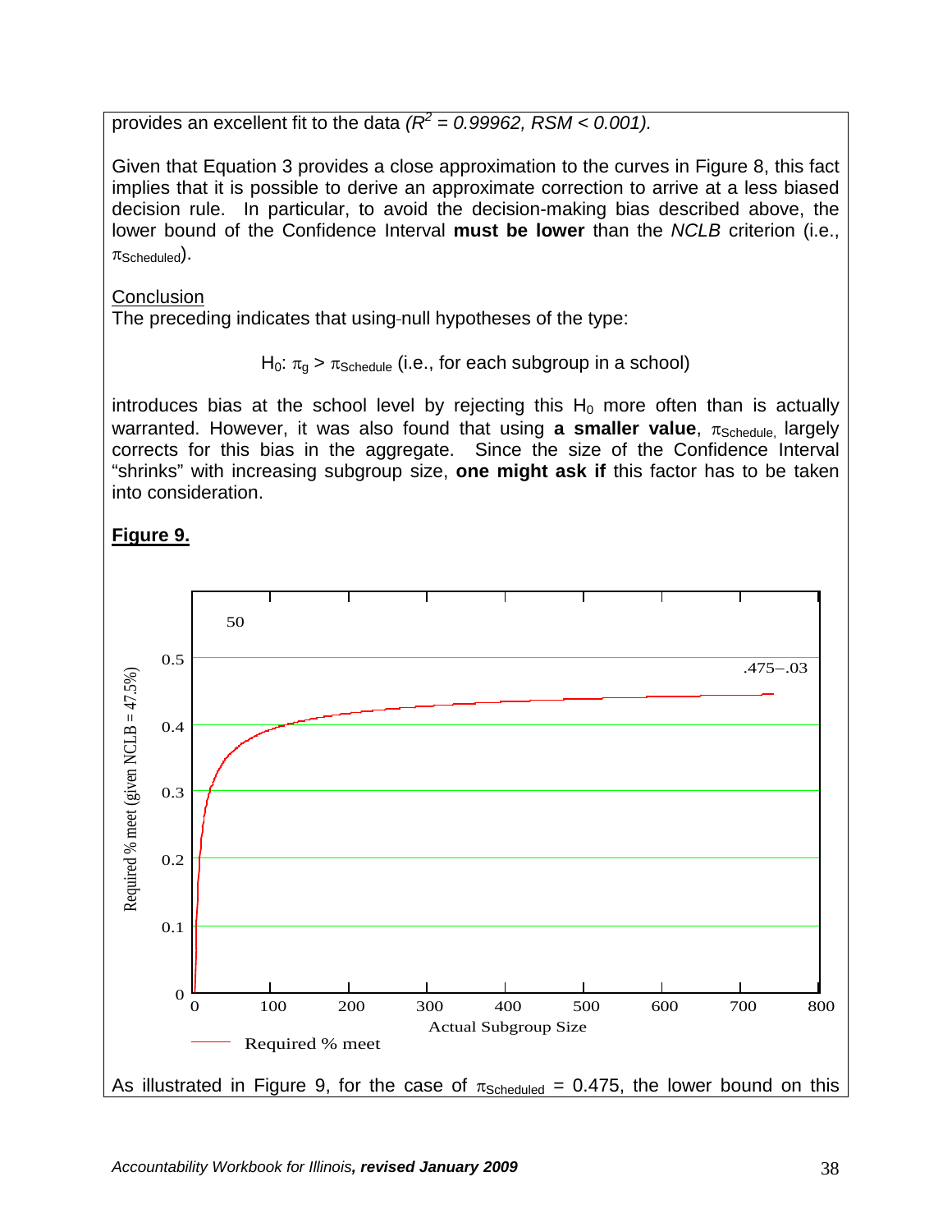provides an excellent fit to the data *($R^2$ = 0.99962, RSM < 0.001).*

Given that Equation 3 provides a close approximation to the curves in Figure 8, this fact implies that it is possible to derive an approximate correction to arrive at a less biased decision rule. In particular, to avoid the decision-making bias described above, the lower bound of the Confidence Interval **must be lower** than the *NCLB* criterion (i.e., $\pi_{Scheduled}$).

Conclusion

The preceding indicates that using-null hypotheses of the type:

$$H_0: \pi_g > \pi_{Schedule} \text{ (i.e., for each subgroup in a school)}$$

introduces bias at the school level by rejecting this $H_0$ more often than is actually warranted. However, it was also found that using **a smaller value**, $\pi_{Schedule,}$ largely corrects for this bias in the aggregate. Since the size of the Confidence Interval "shrinks" with increasing subgroup size, **one might ask if** this factor has to be taken into consideration.

**Figure 9.**

As illustrated in Figure 9, for the case of $\pi_{Scheduled}$ = 0.475, the lower bound on this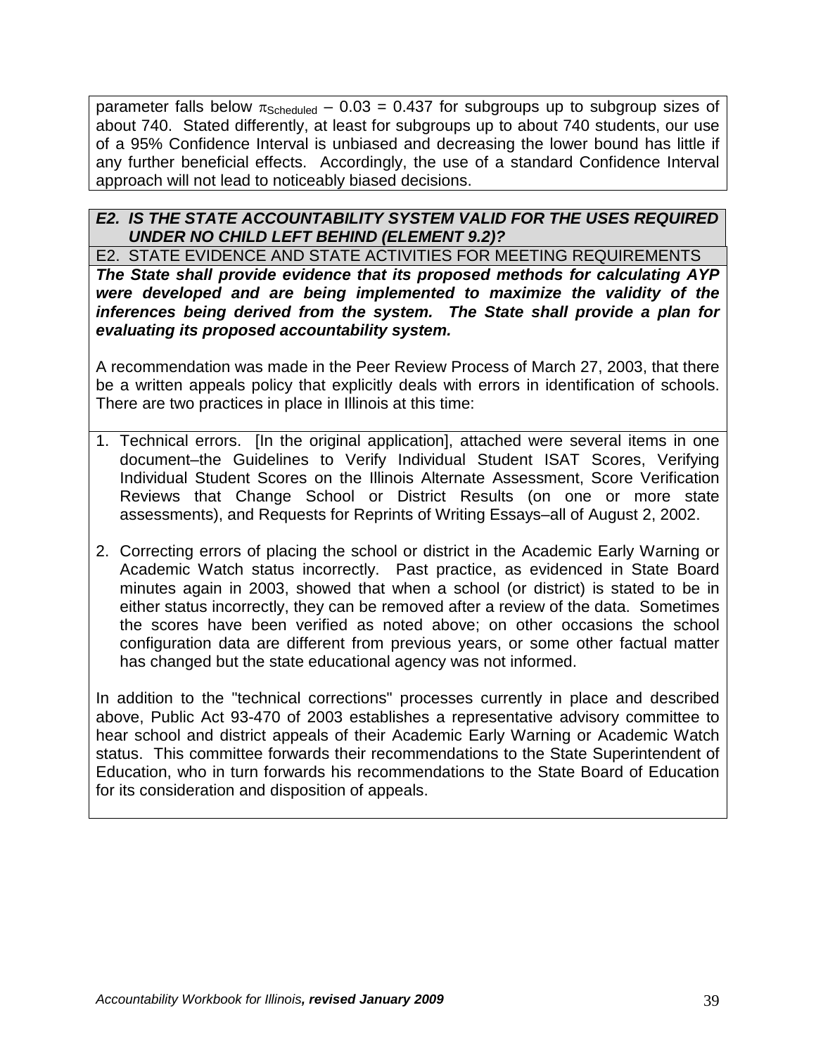parameter falls below $\pi_{Scheduled} - 0.03 = 0.437$ for subgroups up to subgroup sizes of about 740. Stated differently, at least for subgroups up to about 740 students, our use of a 95% Confidence Interval is unbiased and decreasing the lower bound has little if any further beneficial effects. Accordingly, the use of a standard Confidence Interval approach will not lead to noticeably biased decisions.

### *E2. IS THE STATE ACCOUNTABILITY SYSTEM VALID FOR THE USES REQUIRED UNDER NO CHILD LEFT BEHIND (ELEMENT 9.2)?*

E2. STATE EVIDENCE AND STATE ACTIVITIES FOR MEETING REQUIREMENTS

***The State shall provide evidence that its proposed methods for calculating AYP were developed and are being implemented to maximize the validity of the inferences being derived from the system. The State shall provide a plan for evaluating its proposed accountability system.***

A recommendation was made in the Peer Review Process of March 27, 2003, that there be a written appeals policy that explicitly deals with errors in identification of schools. There are two practices in place in Illinois at this time:

1. Technical errors. [In the original application], attached were several items in one document–the Guidelines to Verify Individual Student ISAT Scores, Verifying Individual Student Scores on the Illinois Alternate Assessment, Score Verification Reviews that Change School or District Results (on one or more state assessments), and Requests for Reprints of Writing Essays–all of August 2, 2002.

2. Correcting errors of placing the school or district in the Academic Early Warning or Academic Watch status incorrectly. Past practice, as evidenced in State Board minutes again in 2003, showed that when a school (or district) is stated to be in either status incorrectly, they can be removed after a review of the data. Sometimes the scores have been verified as noted above; on other occasions the school configuration data are different from previous years, or some other factual matter has changed but the state educational agency was not informed.

In addition to the "technical corrections" processes currently in place and described above, Public Act 93-470 of 2003 establishes a representative advisory committee to hear school and district appeals of their Academic Early Warning or Academic Watch status. This committee forwards their recommendations to the State Superintendent of Education, who in turn forwards his recommendations to the State Board of Education for its consideration and disposition of appeals.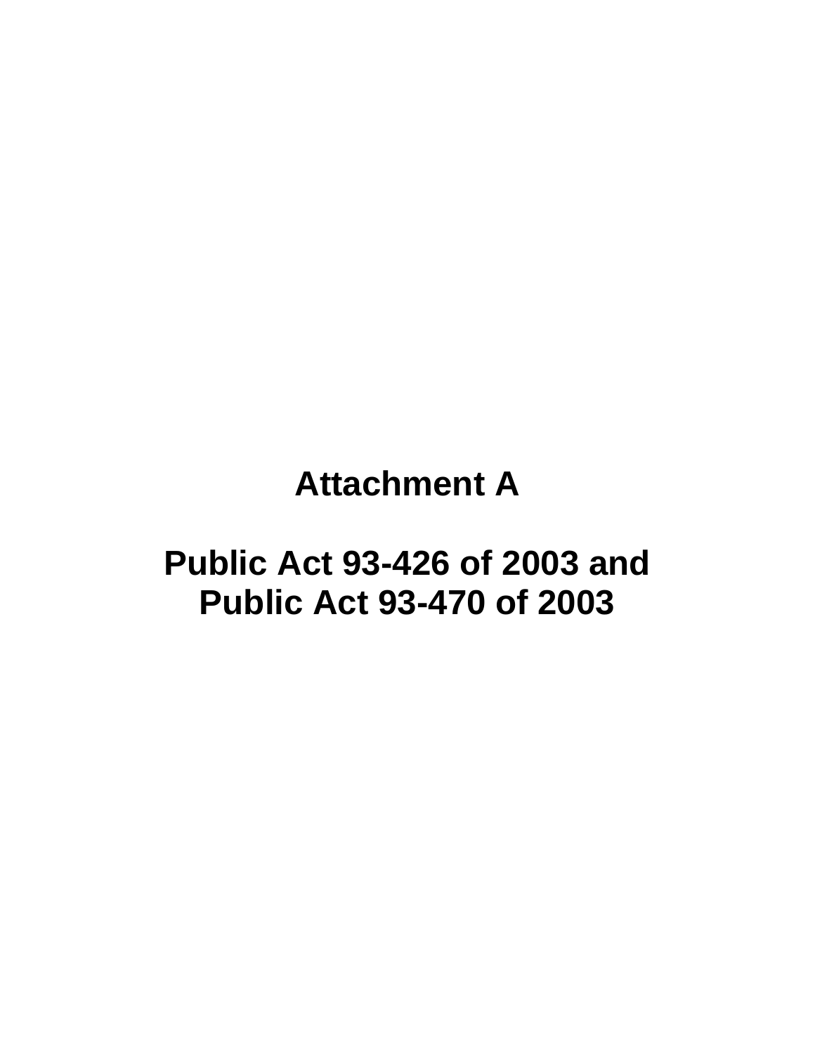# Attachment A

# Public Act 93-426 of 2003 and Public Act 93-470 of 2003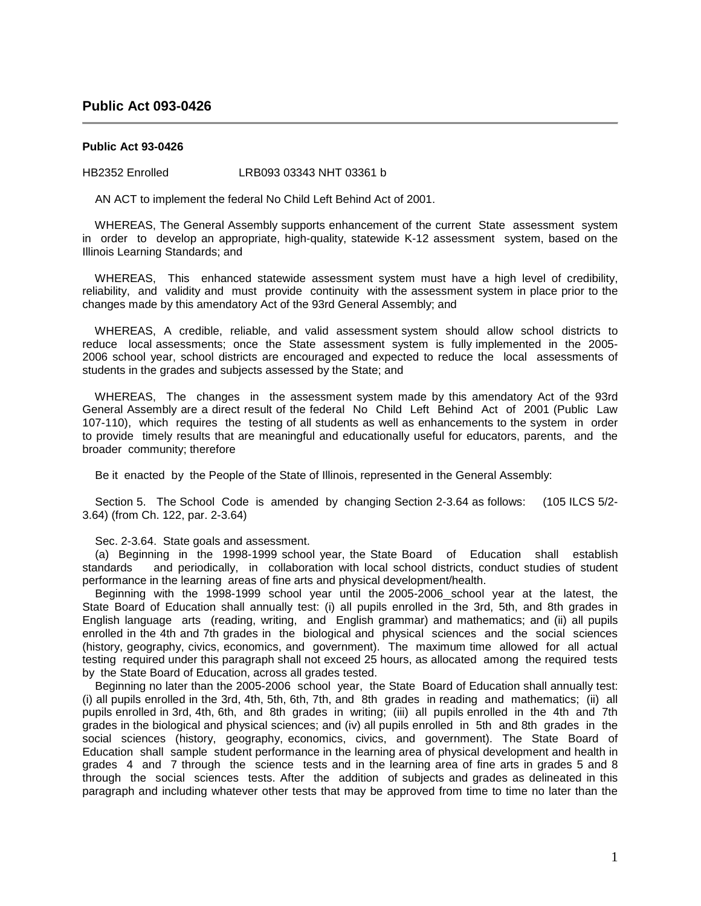## Public Act 093-0426

**Public Act 93-0426**

HB2352 Enrolled LRB093 03343 NHT 03361 b

AN ACT to implement the federal No Child Left Behind Act of 2001.

WHEREAS, The General Assembly supports enhancement of the current State assessment system in order to develop an appropriate, high-quality, statewide K-12 assessment system, based on the Illinois Learning Standards; and

WHEREAS, This enhanced statewide assessment system must have a high level of credibility, reliability, and validity and must provide continuity with the assessment system in place prior to the changes made by this amendatory Act of the 93rd General Assembly; and

WHEREAS, A credible, reliable, and valid assessment system should allow school districts to reduce local assessments; once the State assessment system is fully implemented in the 2005-2006 school year, school districts are encouraged and expected to reduce the local assessments of students in the grades and subjects assessed by the State; and

WHEREAS, The changes in the assessment system made by this amendatory Act of the 93rd General Assembly are a direct result of the federal No Child Left Behind Act of 2001 (Public Law 107-110), which requires the testing of all students as well as enhancements to the system in order to provide timely results that are meaningful and educationally useful for educators, parents, and the broader community; therefore

Be it enacted by the People of the State of Illinois, represented in the General Assembly:

Section 5. The School Code is amended by changing Section 2-3.64 as follows: (105 ILCS 5/2-3.64) (from Ch. 122, par. 2-3.64)

Sec. 2-3.64. State goals and assessment.

(a) Beginning in the 1998-1999 school year, the State Board of Education shall establish standards and periodically, in collaboration with local school districts, conduct studies of student performance in the learning areas of fine arts and physical development/health.

Beginning with the 1998-1999 school year until the 2005-2006_school year at the latest, the State Board of Education shall annually test: (i) all pupils enrolled in the 3rd, 5th, and 8th grades in English language arts (reading, writing, and English grammar) and mathematics; and (ii) all pupils enrolled in the 4th and 7th grades in the biological and physical sciences and the social sciences (history, geography, civics, economics, and government). The maximum time allowed for all actual testing required under this paragraph shall not exceed 25 hours, as allocated among the required tests by the State Board of Education, across all grades tested.

Beginning no later than the 2005-2006 school year, the State Board of Education shall annually test: (i) all pupils enrolled in the 3rd, 4th, 5th, 6th, 7th, and 8th grades in reading and mathematics; (ii) all pupils enrolled in 3rd, 4th, 6th, and 8th grades in writing; (iii) all pupils enrolled in the 4th and 7th grades in the biological and physical sciences; and (iv) all pupils enrolled in 5th and 8th grades in the social sciences (history, geography, economics, civics, and government). The State Board of Education shall sample student performance in the learning area of physical development and health in grades 4 and 7 through the science tests and in the learning area of fine arts in grades 5 and 8 through the social sciences tests. After the addition of subjects and grades as delineated in this paragraph and including whatever other tests that may be approved from time to time no later than the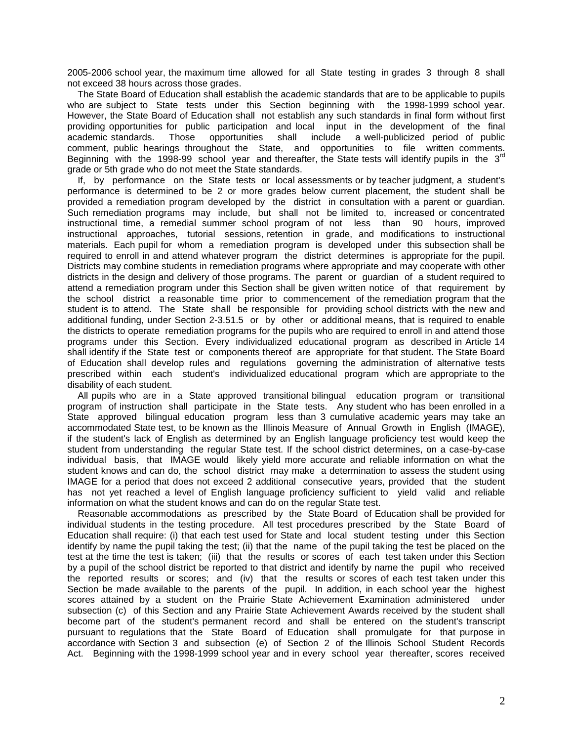2005-2006 school year, the maximum time allowed for all State testing in grades 3 through 8 shall not exceed 38 hours across those grades.

The State Board of Education shall establish the academic standards that are to be applicable to pupils who are subject to State tests under this Section beginning with the 1998-1999 school year. However, the State Board of Education shall not establish any such standards in final form without first providing opportunities for public participation and local input in the development of the final academic standards. Those opportunities shall include a well-publicized period of public comment, public hearings throughout the State, and opportunities to file written comments. Beginning with the 1998-99 school year and thereafter, the State tests will identify pupils in the 3rd grade or 5th grade who do not meet the State standards.

If, by performance on the State tests or local assessments or by teacher judgment, a student's performance is determined to be 2 or more grades below current placement, the student shall be provided a remediation program developed by the district in consultation with a parent or guardian. Such remediation programs may include, but shall not be limited to, increased or concentrated instructional time, a remedial summer school program of not less than 90 hours, improved instructional approaches, tutorial sessions, retention in grade, and modifications to instructional materials. Each pupil for whom a remediation program is developed under this subsection shall be required to enroll in and attend whatever program the district determines is appropriate for the pupil. Districts may combine students in remediation programs where appropriate and may cooperate with other districts in the design and delivery of those programs. The parent or guardian of a student required to attend a remediation program under this Section shall be given written notice of that requirement by the school district a reasonable time prior to commencement of the remediation program that the student is to attend. The State shall be responsible for providing school districts with the new and additional funding, under Section 2-3.51.5 or by other or additional means, that is required to enable the districts to operate remediation programs for the pupils who are required to enroll in and attend those programs under this Section. Every individualized educational program as described in Article 14 shall identify if the State test or components thereof are appropriate for that student. The State Board of Education shall develop rules and regulations governing the administration of alternative tests prescribed within each student's individualized educational program which are appropriate to the disability of each student.

All pupils who are in a State approved transitional bilingual education program or transitional program of instruction shall participate in the State tests. Any student who has been enrolled in a State approved bilingual education program less than 3 cumulative academic years may take an accommodated State test, to be known as the Illinois Measure of Annual Growth in English (IMAGE), if the student's lack of English as determined by an English language proficiency test would keep the student from understanding the regular State test. If the school district determines, on a case-by-case individual basis, that IMAGE would likely yield more accurate and reliable information on what the student knows and can do, the school district may make a determination to assess the student using IMAGE for a period that does not exceed 2 additional consecutive years, provided that the student has not yet reached a level of English language proficiency sufficient to yield valid and reliable information on what the student knows and can do on the regular State test.

Reasonable accommodations as prescribed by the State Board of Education shall be provided for individual students in the testing procedure. All test procedures prescribed by the State Board of Education shall require: (i) that each test used for State and local student testing under this Section identify by name the pupil taking the test; (ii) that the name of the pupil taking the test be placed on the test at the time the test is taken; (iii) that the results or scores of each test taken under this Section by a pupil of the school district be reported to that district and identify by name the pupil who received the reported results or scores; and (iv) that the results or scores of each test taken under this Section be made available to the parents of the pupil. In addition, in each school year the highest scores attained by a student on the Prairie State Achievement Examination administered under subsection (c) of this Section and any Prairie State Achievement Awards received by the student shall become part of the student's permanent record and shall be entered on the student's transcript pursuant to regulations that the State Board of Education shall promulgate for that purpose in accordance with Section 3 and subsection (e) of Section 2 of the Illinois School Student Records Act. Beginning with the 1998-1999 school year and in every school year thereafter, scores received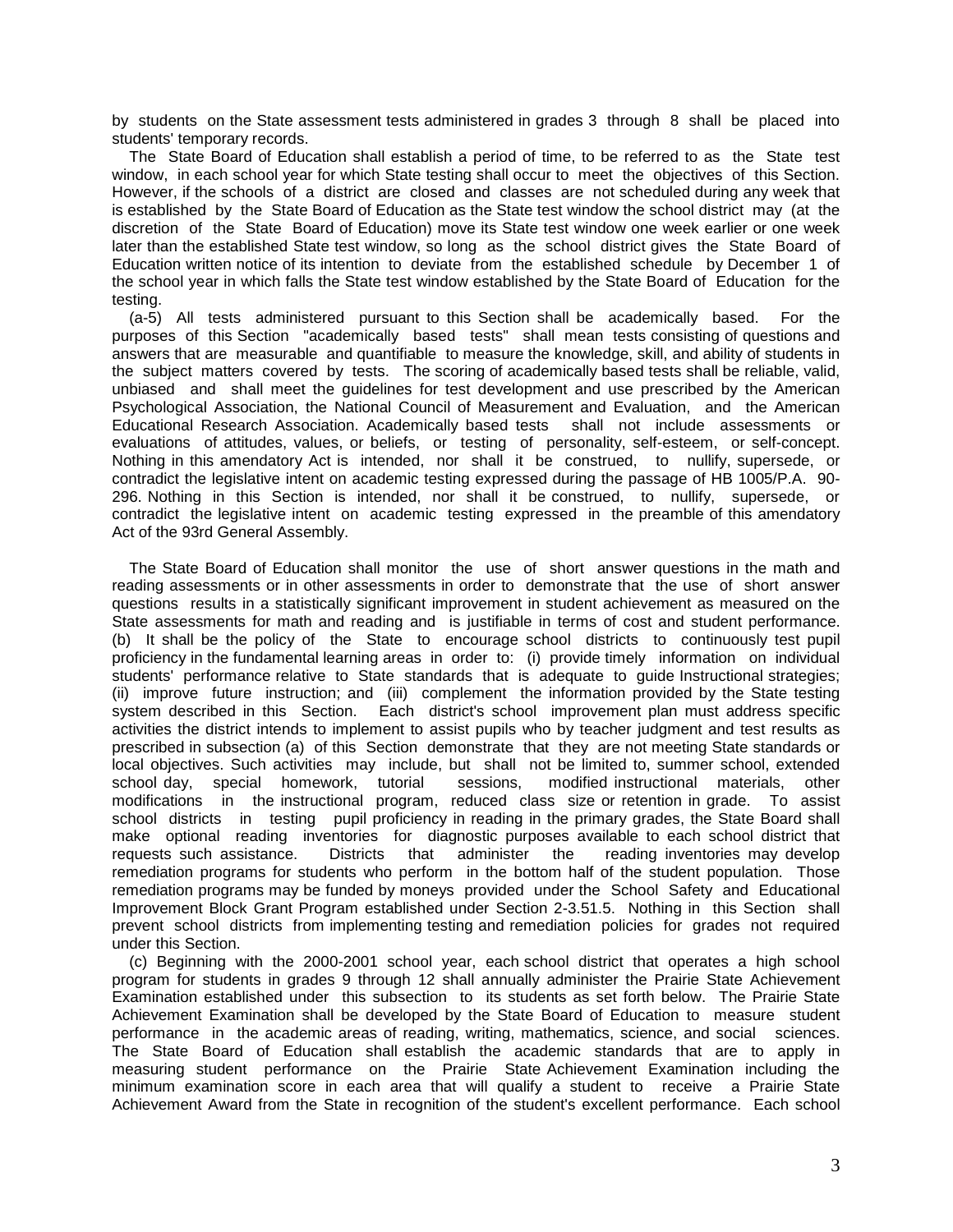by students on the State assessment tests administered in grades 3 through 8 shall be placed into students' temporary records.

The State Board of Education shall establish a period of time, to be referred to as the State test window, in each school year for which State testing shall occur to meet the objectives of this Section. However, if the schools of a district are closed and classes are not scheduled during any week that is established by the State Board of Education as the State test window the school district may (at the discretion of the State Board of Education) move its State test window one week earlier or one week later than the established State test window, so long as the school district gives the State Board of Education written notice of its intention to deviate from the established schedule by December 1 of the school year in which falls the State test window established by the State Board of Education for the testing.

(a-5) All tests administered pursuant to this Section shall be academically based. For the purposes of this Section "academically based tests" shall mean tests consisting of questions and answers that are measurable and quantifiable to measure the knowledge, skill, and ability of students in the subject matters covered by tests. The scoring of academically based tests shall be reliable, valid, unbiased and shall meet the guidelines for test development and use prescribed by the American Psychological Association, the National Council of Measurement and Evaluation, and the American Educational Research Association. Academically based tests shall not include assessments or evaluations of attitudes, values, or beliefs, or testing of personality, self-esteem, or self-concept. Nothing in this amendatory Act is intended, nor shall it be construed, to nullify, supersede, or contradict the legislative intent on academic testing expressed during the passage of HB 1005/P.A. 90-296. Nothing in this Section is intended, nor shall it be construed, to nullify, supersede, or contradict the legislative intent on academic testing expressed in the preamble of this amendatory Act of the 93rd General Assembly.

The State Board of Education shall monitor the use of short answer questions in the math and reading assessments or in other assessments in order to demonstrate that the use of short answer questions results in a statistically significant improvement in student achievement as measured on the State assessments for math and reading and is justifiable in terms of cost and student performance.

(b) It shall be the policy of the State to encourage school districts to continuously test pupil proficiency in the fundamental learning areas in order to: (i) provide timely information on individual students' performance relative to State standards that is adequate to guide Instructional strategies; (ii) improve future instruction; and (iii) complement the information provided by the State testing system described in this Section. Each district's school improvement plan must address specific activities the district intends to implement to assist pupils who by teacher judgment and test results as prescribed in subsection (a) of this Section demonstrate that they are not meeting State standards or local objectives. Such activities may include, but shall not be limited to, summer school, extended school day, special homework, tutorial sessions, modified instructional materials, other modifications in the instructional program, reduced class size or retention in grade. To assist school districts in testing pupil proficiency in reading in the primary grades, the State Board shall make optional reading inventories for diagnostic purposes available to each school district that requests such assistance. Districts that administer the reading inventories may develop remediation programs for students who perform in the bottom half of the student population. Those remediation programs may be funded by moneys provided under the School Safety and Educational Improvement Block Grant Program established under Section 2-3.51.5. Nothing in this Section shall prevent school districts from implementing testing and remediation policies for grades not required under this Section.

(c) Beginning with the 2000-2001 school year, each school district that operates a high school program for students in grades 9 through 12 shall annually administer the Prairie State Achievement Examination established under this subsection to its students as set forth below. The Prairie State Achievement Examination shall be developed by the State Board of Education to measure student performance in the academic areas of reading, writing, mathematics, science, and social sciences. The State Board of Education shall establish the academic standards that are to apply in measuring student performance on the Prairie State Achievement Examination including the minimum examination score in each area that will qualify a student to receive a Prairie State Achievement Award from the State in recognition of the student's excellent performance. Each school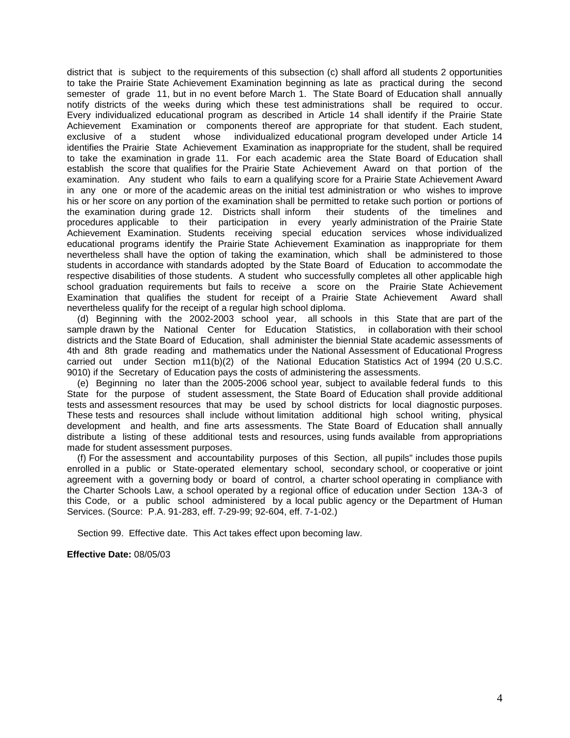district that is subject to the requirements of this subsection (c) shall afford all students 2 opportunities to take the Prairie State Achievement Examination beginning as late as practical during the second semester of grade 11, but in no event before March 1. The State Board of Education shall annually notify districts of the weeks during which these test administrations shall be required to occur. Every individualized educational program as described in Article 14 shall identify if the Prairie State Achievement Examination or components thereof are appropriate for that student. Each student, exclusive of a student whose individualized educational program developed under Article 14 identifies the Prairie State Achievement Examination as inappropriate for the student, shall be required to take the examination in grade 11. For each academic area the State Board of Education shall establish the score that qualifies for the Prairie State Achievement Award on that portion of the examination. Any student who fails to earn a qualifying score for a Prairie State Achievement Award in any one or more of the academic areas on the initial test administration or who wishes to improve his or her score on any portion of the examination shall be permitted to retake such portion or portions of the examination during grade 12. Districts shall inform their students of the timelines and procedures applicable to their participation in every yearly administration of the Prairie State Achievement Examination. Students receiving special education services whose individualized educational programs identify the Prairie State Achievement Examination as inappropriate for them nevertheless shall have the option of taking the examination, which shall be administered to those students in accordance with standards adopted by the State Board of Education to accommodate the respective disabilities of those students. A student who successfully completes all other applicable high school graduation requirements but fails to receive a score on the Prairie State Achievement Examination that qualifies the student for receipt of a Prairie State Achievement Award shall nevertheless qualify for the receipt of a regular high school diploma.

(d) Beginning with the 2002-2003 school year, all schools in this State that are part of the sample drawn by the National Center for Education Statistics, in collaboration with their school districts and the State Board of Education, shall administer the biennial State academic assessments of 4th and 8th grade reading and mathematics under the National Assessment of Educational Progress carried out under Section m11(b)(2) of the National Education Statistics Act of 1994 (20 U.S.C. 9010) if the Secretary of Education pays the costs of administering the assessments.

(e) Beginning no later than the 2005-2006 school year, subject to available federal funds to this State for the purpose of student assessment, the State Board of Education shall provide additional tests and assessment resources that may be used by school districts for local diagnostic purposes. These tests and resources shall include without limitation additional high school writing, physical development and health, and fine arts assessments. The State Board of Education shall annually distribute a listing of these additional tests and resources, using funds available from appropriations made for student assessment purposes.

(f) For the assessment and accountability purposes of this Section, all pupils" includes those pupils enrolled in a public or State-operated elementary school, secondary school, or cooperative or joint agreement with a governing body or board of control, a charter school operating in compliance with the Charter Schools Law, a school operated by a regional office of education under Section 13A-3 of this Code, or a public school administered by a local public agency or the Department of Human Services. (Source: P.A. 91-283, eff. 7-29-99; 92-604, eff. 7-1-02.)

Section 99. Effective date. This Act takes effect upon becoming law.

**Effective Date:** 08/05/03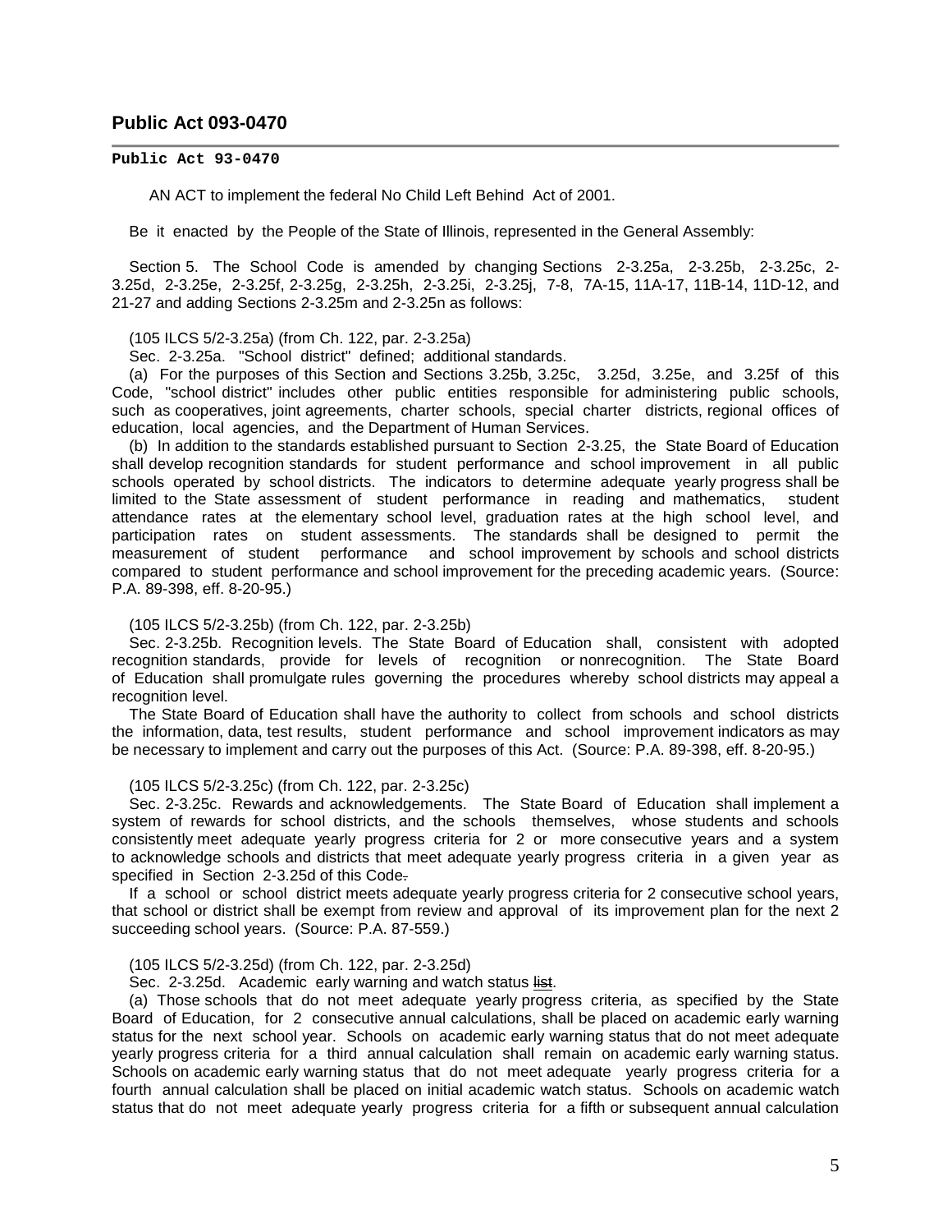## Public Act 093-0470

**Public Act 93-0470**

AN ACT to implement the federal No Child Left Behind Act of 2001.

Be it enacted by the People of the State of Illinois, represented in the General Assembly:

Section 5. The School Code is amended by changing Sections 2-3.25a, 2-3.25b, 2-3.25c, 2-3.25d, 2-3.25e, 2-3.25f, 2-3.25g, 2-3.25h, 2-3.25i, 2-3.25j, 7-8, 7A-15, 11A-17, 11B-14, 11D-12, and 21-27 and adding Sections 2-3.25m and 2-3.25n as follows:

(105 ILCS 5/2-3.25a) (from Ch. 122, par. 2-3.25a)

Sec. 2-3.25a. "School district" defined; additional standards.

(a) For the purposes of this Section and Sections 3.25b, 3.25c, 3.25d, 3.25e, and 3.25f of this Code, "school district" includes other public entities responsible for administering public schools, such as cooperatives, joint agreements, charter schools, special charter districts, regional offices of education, local agencies, and the Department of Human Services.

(b) In addition to the standards established pursuant to Section 2-3.25, the State Board of Education shall develop recognition standards for student performance and school improvement in all public schools operated by school districts. The indicators to determine adequate yearly progress shall be limited to the State assessment of student performance in reading and mathematics, student attendance rates at the elementary school level, graduation rates at the high school level, and participation rates on student assessments. The standards shall be designed to permit the measurement of student performance and school improvement by schools and school districts compared to student performance and school improvement for the preceding academic years. (Source: P.A. 89-398, eff. 8-20-95.)

(105 ILCS 5/2-3.25b) (from Ch. 122, par. 2-3.25b)

Sec. 2-3.25b. Recognition levels. The State Board of Education shall, consistent with adopted recognition standards, provide for levels of recognition or nonrecognition. The State Board of Education shall promulgate rules governing the procedures whereby school districts may appeal a recognition level.

The State Board of Education shall have the authority to collect from schools and school districts the information, data, test results, student performance and school improvement indicators as may be necessary to implement and carry out the purposes of this Act. (Source: P.A. 89-398, eff. 8-20-95.)

(105 ILCS 5/2-3.25c) (from Ch. 122, par. 2-3.25c)

Sec. 2-3.25c. Rewards and acknowledgements. The State Board of Education shall implement a system of rewards for school districts, and the schools themselves, whose students and schools consistently meet adequate yearly progress criteria for 2 or more consecutive years and a system to acknowledge schools and districts that meet adequate yearly progress criteria in a given year as specified in Section 2-3.25d of this Code~~.~~

If a school or school district meets adequate yearly progress criteria for 2 consecutive school years, that school or district shall be exempt from review and approval of its improvement plan for the next 2 succeeding school years. (Source: P.A. 87-559.)

(105 ILCS 5/2-3.25d) (from Ch. 122, par. 2-3.25d)

Sec. 2-3.25d. Academic early warning and watch status ~~list~~.

(a) Those schools that do not meet adequate yearly progress criteria, as specified by the State Board of Education, for 2 consecutive annual calculations, shall be placed on academic early warning status for the next school year. Schools on academic early warning status that do not meet adequate yearly progress criteria for a third annual calculation shall remain on academic early warning status. Schools on academic early warning status that do not meet adequate yearly progress criteria for a fourth annual calculation shall be placed on initial academic watch status. Schools on academic watch status that do not meet adequate yearly progress criteria for a fifth or subsequent annual calculation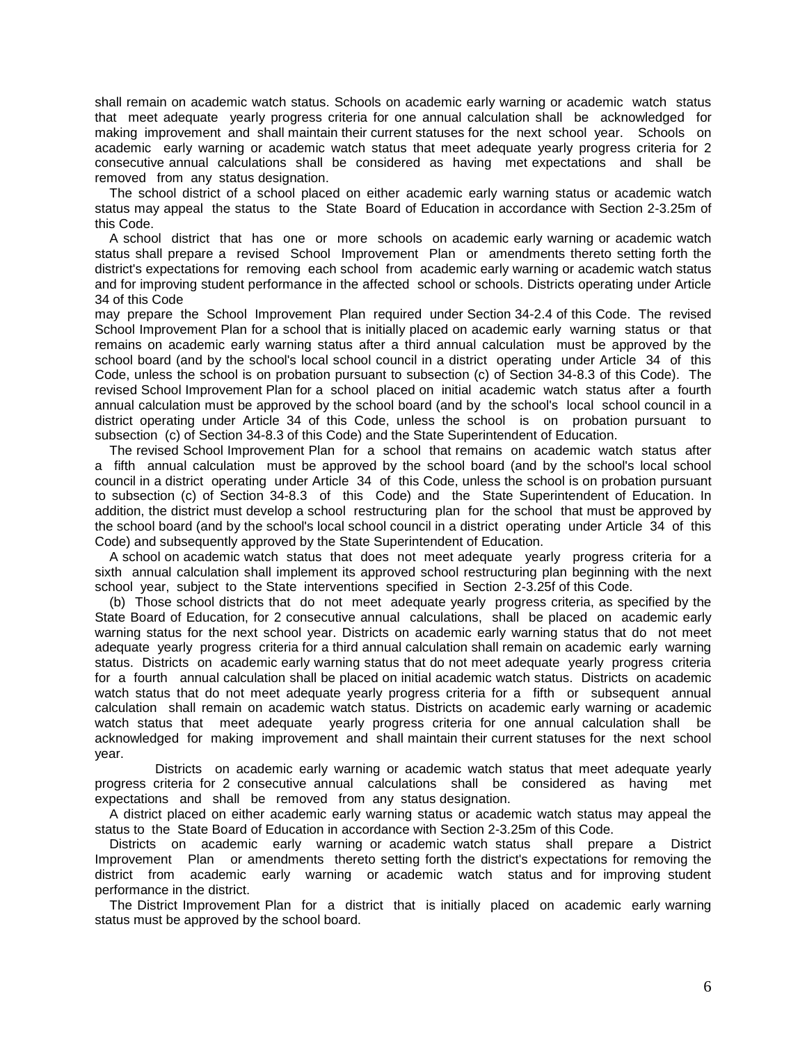shall remain on academic watch status. Schools on academic early warning or academic watch status that meet adequate yearly progress criteria for one annual calculation shall be acknowledged for making improvement and shall maintain their current statuses for the next school year. Schools on academic early warning or academic watch status that meet adequate yearly progress criteria for 2 consecutive annual calculations shall be considered as having met expectations and shall be removed from any status designation.

The school district of a school placed on either academic early warning status or academic watch status may appeal the status to the State Board of Education in accordance with Section 2-3.25m of this Code.

A school district that has one or more schools on academic early warning or academic watch status shall prepare a revised School Improvement Plan or amendments thereto setting forth the district's expectations for removing each school from academic early warning or academic watch status and for improving student performance in the affected school or schools. Districts operating under Article 34 of this Code

may prepare the School Improvement Plan required under Section 34-2.4 of this Code. The revised School Improvement Plan for a school that is initially placed on academic early warning status or that remains on academic early warning status after a third annual calculation must be approved by the school board (and by the school's local school council in a district operating under Article 34 of this Code, unless the school is on probation pursuant to subsection (c) of Section 34-8.3 of this Code). The revised School Improvement Plan for a school placed on initial academic watch status after a fourth annual calculation must be approved by the school board (and by the school's local school council in a district operating under Article 34 of this Code, unless the school is on probation pursuant to subsection (c) of Section 34-8.3 of this Code) and the State Superintendent of Education.

The revised School Improvement Plan for a school that remains on academic watch status after a fifth annual calculation must be approved by the school board (and by the school's local school council in a district operating under Article 34 of this Code, unless the school is on probation pursuant to subsection (c) of Section 34-8.3 of this Code) and the State Superintendent of Education. In addition, the district must develop a school restructuring plan for the school that must be approved by the school board (and by the school's local school council in a district operating under Article 34 of this Code) and subsequently approved by the State Superintendent of Education.

A school on academic watch status that does not meet adequate yearly progress criteria for a sixth annual calculation shall implement its approved school restructuring plan beginning with the next school year, subject to the State interventions specified in Section 2-3.25f of this Code.

(b) Those school districts that do not meet adequate yearly progress criteria, as specified by the State Board of Education, for 2 consecutive annual calculations, shall be placed on academic early warning status for the next school year. Districts on academic early warning status that do not meet adequate yearly progress criteria for a third annual calculation shall remain on academic early warning status. Districts on academic early warning status that do not meet adequate yearly progress criteria for a fourth annual calculation shall be placed on initial academic watch status. Districts on academic watch status that do not meet adequate yearly progress criteria for a fifth or subsequent annual calculation shall remain on academic watch status. Districts on academic early warning or academic watch status that meet adequate yearly progress criteria for one annual calculation shall be acknowledged for making improvement and shall maintain their current statuses for the next school year.

Districts on academic early warning or academic watch status that meet adequate yearly progress criteria for 2 consecutive annual calculations shall be considered as having met expectations and shall be removed from any status designation.

A district placed on either academic early warning status or academic watch status may appeal the status to the State Board of Education in accordance with Section 2-3.25m of this Code.

Districts on academic early warning or academic watch status shall prepare a District Improvement Plan or amendments thereto setting forth the district's expectations for removing the district from academic early warning or academic watch status and for improving student performance in the district.

The District Improvement Plan for a district that is initially placed on academic early warning status must be approved by the school board.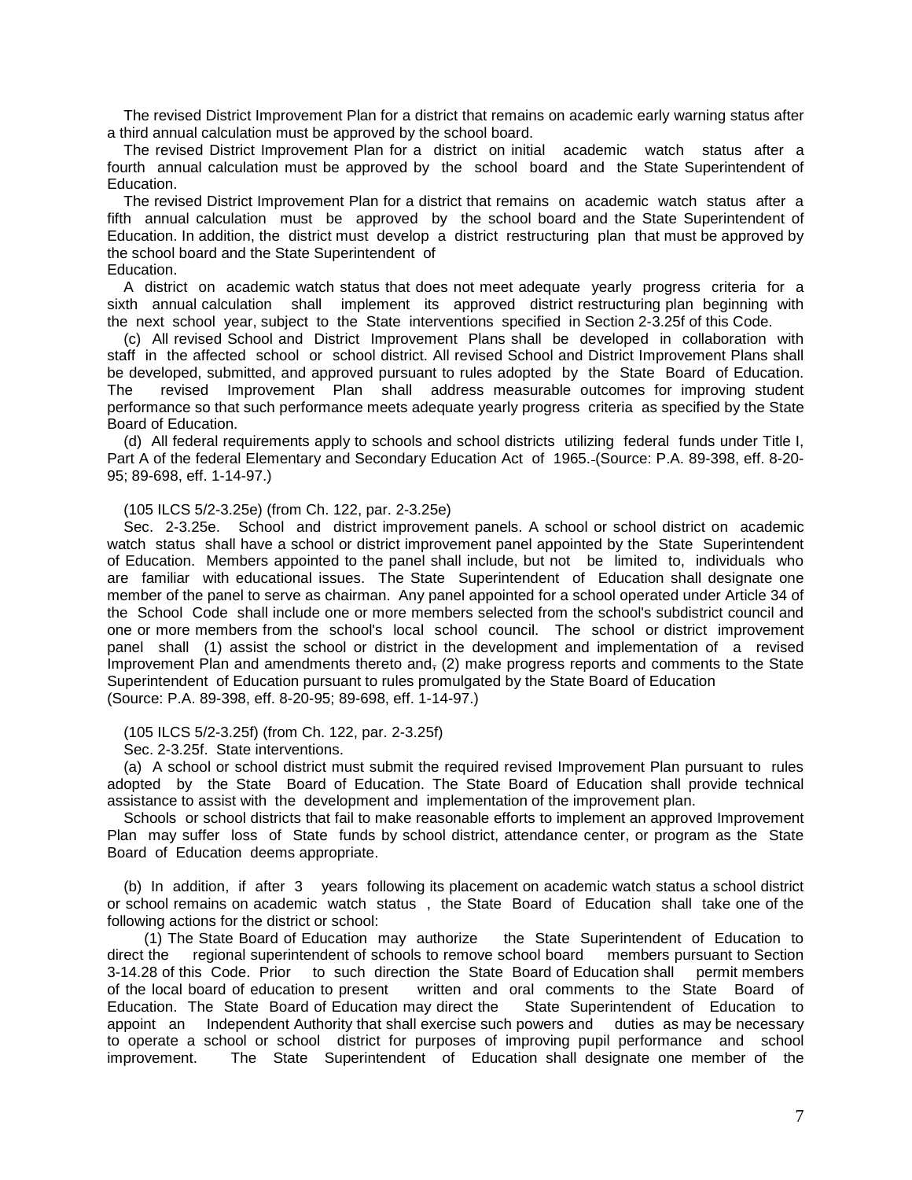The revised District Improvement Plan for a district that remains on academic early warning status after a third annual calculation must be approved by the school board.

The revised District Improvement Plan for a district on initial academic watch status after a fourth annual calculation must be approved by the school board and the State Superintendent of Education.

The revised District Improvement Plan for a district that remains on academic watch status after a fifth annual calculation must be approved by the school board and the State Superintendent of Education. In addition, the district must develop a district restructuring plan that must be approved by the school board and the State Superintendent of Education.

A district on academic watch status that does not meet adequate yearly progress criteria for a sixth annual calculation shall implement its approved district restructuring plan beginning with the next school year, subject to the State interventions specified in Section 2-3.25f of this Code.

(c) All revised School and District Improvement Plans shall be developed in collaboration with staff in the affected school or school district. All revised School and District Improvement Plans shall be developed, submitted, and approved pursuant to rules adopted by the State Board of Education. The revised Improvement Plan shall address measurable outcomes for improving student performance so that such performance meets adequate yearly progress criteria as specified by the State Board of Education.

(d) All federal requirements apply to schools and school districts utilizing federal funds under Title I, Part A of the federal Elementary and Secondary Education Act of 1965. (Source: P.A. 89-398, eff. 8-20-95; 89-698, eff. 1-14-97.)

(105 ILCS 5/2-3.25e) (from Ch. 122, par. 2-3.25e)

Sec. 2-3.25e. School and district improvement panels. A school or school district on academic watch status shall have a school or district improvement panel appointed by the State Superintendent of Education. Members appointed to the panel shall include, but not be limited to, individuals who are familiar with educational issues. The State Superintendent of Education shall designate one member of the panel to serve as chairman. Any panel appointed for a school operated under Article 34 of the School Code shall include one or more members selected from the school's subdistrict council and one or more members from the school's local school council. The school or district improvement panel shall (1) assist the school or district in the development and implementation of a revised Improvement Plan and amendments thereto and, (2) make progress reports and comments to the State Superintendent of Education pursuant to rules promulgated by the State Board of Education
(Source: P.A. 89-398, eff. 8-20-95; 89-698, eff. 1-14-97.)

(105 ILCS 5/2-3.25f) (from Ch. 122, par. 2-3.25f)

Sec. 2-3.25f. State interventions.

(a) A school or school district must submit the required revised Improvement Plan pursuant to rules adopted by the State Board of Education. The State Board of Education shall provide technical assistance to assist with the development and implementation of the improvement plan.

Schools or school districts that fail to make reasonable efforts to implement an approved Improvement Plan may suffer loss of State funds by school district, attendance center, or program as the State Board of Education deems appropriate.

(b) In addition, if after 3 years following its placement on academic watch status a school district or school remains on academic watch status , the State Board of Education shall take one of the following actions for the district or school:

(1) The State Board of Education may authorize the State Superintendent of Education to direct the regional superintendent of schools to remove school board members pursuant to Section 3-14.28 of this Code. Prior to such direction the State Board of Education shall permit members of the local board of education to present written and oral comments to the State Board of Education. The State Board of Education may direct the State Superintendent of Education to appoint an Independent Authority that shall exercise such powers and duties as may be necessary to operate a school or school district for purposes of improving pupil performance and school improvement. The State Superintendent of Education shall designate one member of the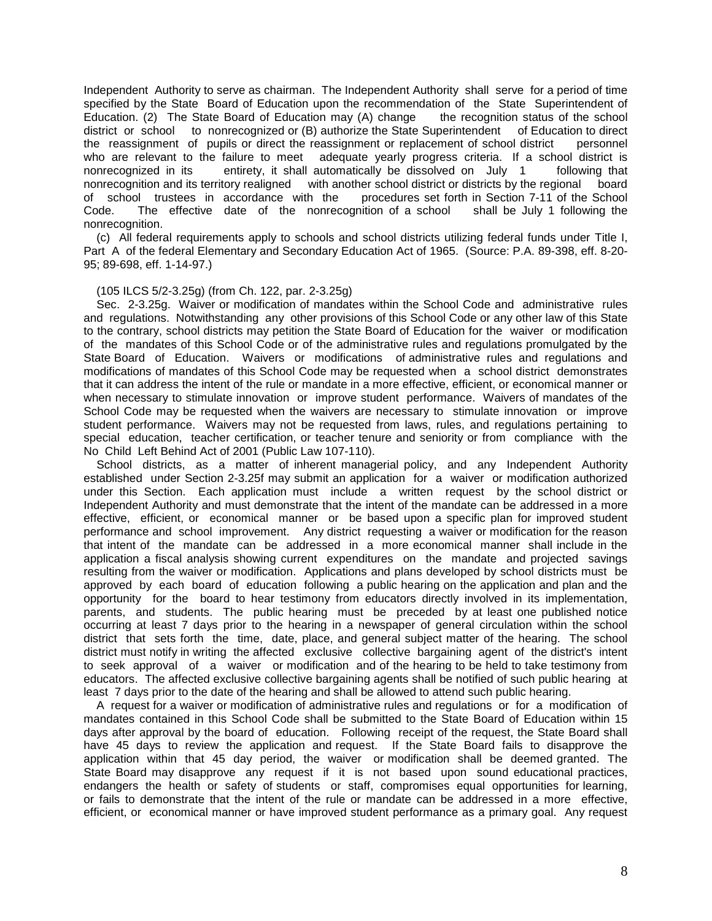Independent Authority to serve as chairman. The Independent Authority shall serve for a period of time specified by the State Board of Education upon the recommendation of the State Superintendent of Education. (2) The State Board of Education may (A) change the recognition status of the school district or school to nonrecognized or (B) authorize the State Superintendent of Education to direct the reassignment of pupils or direct the reassignment or replacement of school district personnel who are relevant to the failure to meet adequate yearly progress criteria. If a school district is nonrecognized in its entirety, it shall automatically be dissolved on July 1 following that nonrecognition and its territory realigned with another school district or districts by the regional board of school trustees in accordance with the procedures set forth in Section 7-11 of the School Code. The effective date of the nonrecognition of a school shall be July 1 following the nonrecognition.

(c) All federal requirements apply to schools and school districts utilizing federal funds under Title I, Part A of the federal Elementary and Secondary Education Act of 1965. (Source: P.A. 89-398, eff. 8-20-95; 89-698, eff. 1-14-97.)

(105 ILCS 5/2-3.25g) (from Ch. 122, par. 2-3.25g)

Sec. 2-3.25g. Waiver or modification of mandates within the School Code and administrative rules and regulations. Notwithstanding any other provisions of this School Code or any other law of this State to the contrary, school districts may petition the State Board of Education for the waiver or modification of the mandates of this School Code or of the administrative rules and regulations promulgated by the State Board of Education. Waivers or modifications of administrative rules and regulations and modifications of mandates of this School Code may be requested when a school district demonstrates that it can address the intent of the rule or mandate in a more effective, efficient, or economical manner or when necessary to stimulate innovation or improve student performance. Waivers of mandates of the School Code may be requested when the waivers are necessary to stimulate innovation or improve student performance. Waivers may not be requested from laws, rules, and regulations pertaining to special education, teacher certification, or teacher tenure and seniority or from compliance with the No Child Left Behind Act of 2001 (Public Law 107-110).

School districts, as a matter of inherent managerial policy, and any Independent Authority established under Section 2-3.25f may submit an application for a waiver or modification authorized under this Section. Each application must include a written request by the school district or Independent Authority and must demonstrate that the intent of the mandate can be addressed in a more effective, efficient, or economical manner or be based upon a specific plan for improved student performance and school improvement. Any district requesting a waiver or modification for the reason that intent of the mandate can be addressed in a more economical manner shall include in the application a fiscal analysis showing current expenditures on the mandate and projected savings resulting from the waiver or modification. Applications and plans developed by school districts must be approved by each board of education following a public hearing on the application and plan and the opportunity for the board to hear testimony from educators directly involved in its implementation, parents, and students. The public hearing must be preceded by at least one published notice occurring at least 7 days prior to the hearing in a newspaper of general circulation within the school district that sets forth the time, date, place, and general subject matter of the hearing. The school district must notify in writing the affected exclusive collective bargaining agent of the district's intent to seek approval of a waiver or modification and of the hearing to be held to take testimony from educators. The affected exclusive collective bargaining agents shall be notified of such public hearing at least 7 days prior to the date of the hearing and shall be allowed to attend such public hearing.

A request for a waiver or modification of administrative rules and regulations or for a modification of mandates contained in this School Code shall be submitted to the State Board of Education within 15 days after approval by the board of education. Following receipt of the request, the State Board shall have 45 days to review the application and request. If the State Board fails to disapprove the application within that 45 day period, the waiver or modification shall be deemed granted. The State Board may disapprove any request if it is not based upon sound educational practices, endangers the health or safety of students or staff, compromises equal opportunities for learning, or fails to demonstrate that the intent of the rule or mandate can be addressed in a more effective, efficient, or economical manner or have improved student performance as a primary goal. Any request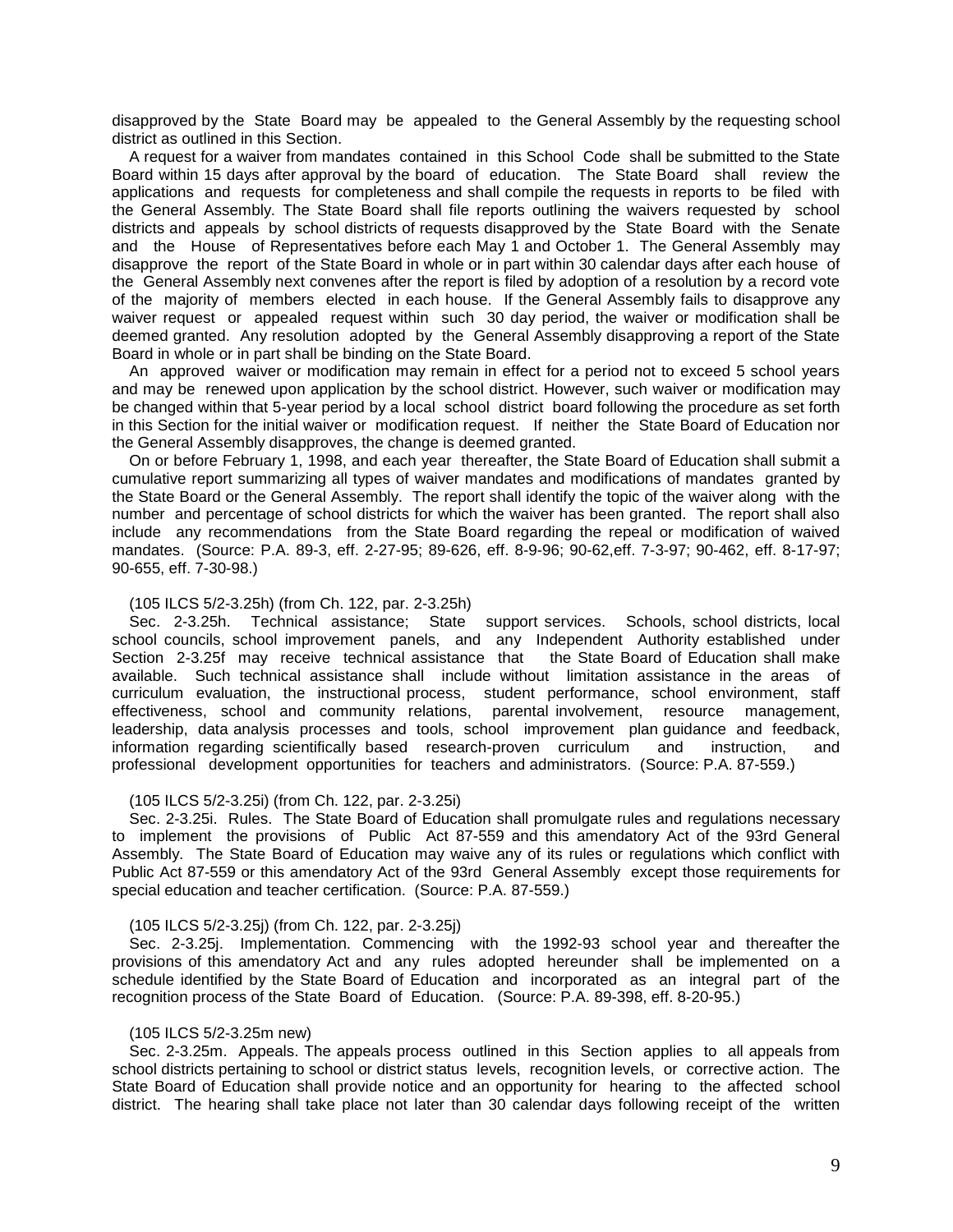disapproved by the State Board may be appealed to the General Assembly by the requesting school district as outlined in this Section.

A request for a waiver from mandates contained in this School Code shall be submitted to the State Board within 15 days after approval by the board of education. The State Board shall review the applications and requests for completeness and shall compile the requests in reports to be filed with the General Assembly. The State Board shall file reports outlining the waivers requested by school districts and appeals by school districts of requests disapproved by the State Board with the Senate and the House of Representatives before each May 1 and October 1. The General Assembly may disapprove the report of the State Board in whole or in part within 30 calendar days after each house of the General Assembly next convenes after the report is filed by adoption of a resolution by a record vote of the majority of members elected in each house. If the General Assembly fails to disapprove any waiver request or appealed request within such 30 day period, the waiver or modification shall be deemed granted. Any resolution adopted by the General Assembly disapproving a report of the State Board in whole or in part shall be binding on the State Board.

An approved waiver or modification may remain in effect for a period not to exceed 5 school years and may be renewed upon application by the school district. However, such waiver or modification may be changed within that 5-year period by a local school district board following the procedure as set forth in this Section for the initial waiver or modification request. If neither the State Board of Education nor the General Assembly disapproves, the change is deemed granted.

On or before February 1, 1998, and each year thereafter, the State Board of Education shall submit a cumulative report summarizing all types of waiver mandates and modifications of mandates granted by the State Board or the General Assembly. The report shall identify the topic of the waiver along with the number and percentage of school districts for which the waiver has been granted. The report shall also include any recommendations from the State Board regarding the repeal or modification of waived mandates. (Source: P.A. 89-3, eff. 2-27-95; 89-626, eff. 8-9-96; 90-62,eff. 7-3-97; 90-462, eff. 8-17-97; 90-655, eff. 7-30-98.)

(105 ILCS 5/2-3.25h) (from Ch. 122, par. 2-3.25h)

Sec. 2-3.25h. Technical assistance; State support services. Schools, school districts, local school councils, school improvement panels, and any Independent Authority established under Section 2-3.25f may receive technical assistance that the State Board of Education shall make available. Such technical assistance shall include without limitation assistance in the areas of curriculum evaluation, the instructional process, student performance, school environment, staff effectiveness, school and community relations, parental involvement, resource management, leadership, data analysis processes and tools, school improvement plan guidance and feedback, information regarding scientifically based research-proven curriculum and instruction, and professional development opportunities for teachers and administrators. (Source: P.A. 87-559.)

(105 ILCS 5/2-3.25i) (from Ch. 122, par. 2-3.25i)

Sec. 2-3.25i. Rules. The State Board of Education shall promulgate rules and regulations necessary to implement the provisions of Public Act 87-559 and this amendatory Act of the 93rd General Assembly. The State Board of Education may waive any of its rules or regulations which conflict with Public Act 87-559 or this amendatory Act of the 93rd General Assembly except those requirements for special education and teacher certification. (Source: P.A. 87-559.)

(105 ILCS 5/2-3.25j) (from Ch. 122, par. 2-3.25j)

Sec. 2-3.25j. Implementation. Commencing with the 1992-93 school year and thereafter the provisions of this amendatory Act and any rules adopted hereunder shall be implemented on a schedule identified by the State Board of Education and incorporated as an integral part of the recognition process of the State Board of Education. (Source: P.A. 89-398, eff. 8-20-95.)

(105 ILCS 5/2-3.25m new)

Sec. 2-3.25m. Appeals. The appeals process outlined in this Section applies to all appeals from school districts pertaining to school or district status levels, recognition levels, or corrective action. The State Board of Education shall provide notice and an opportunity for hearing to the affected school district. The hearing shall take place not later than 30 calendar days following receipt of the written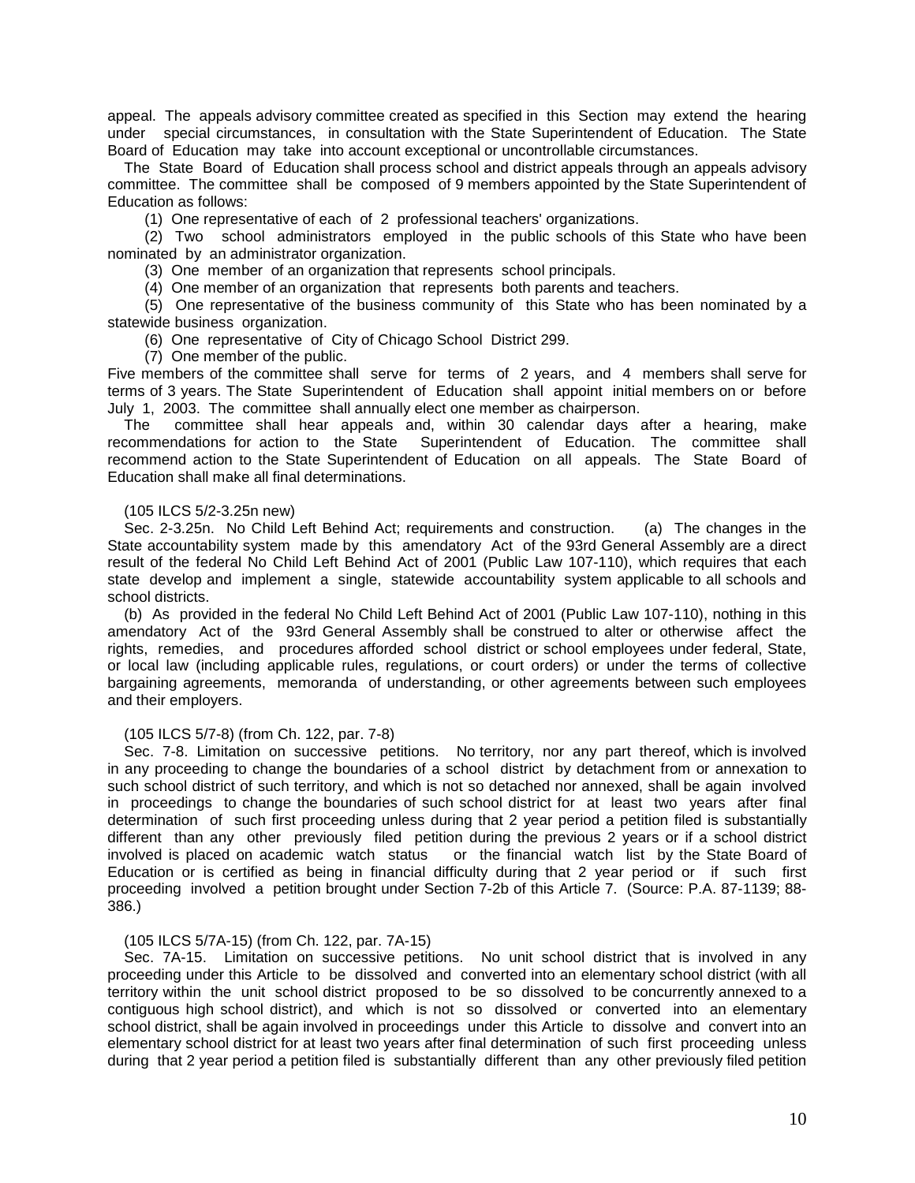appeal. The appeals advisory committee created as specified in this Section may extend the hearing under special circumstances, in consultation with the State Superintendent of Education. The State Board of Education may take into account exceptional or uncontrollable circumstances.

The State Board of Education shall process school and district appeals through an appeals advisory committee. The committee shall be composed of 9 members appointed by the State Superintendent of Education as follows:

(1) One representative of each of 2 professional teachers' organizations.

(2) Two school administrators employed in the public schools of this State who have been nominated by an administrator organization.

(3) One member of an organization that represents school principals.

(4) One member of an organization that represents both parents and teachers.

(5) One representative of the business community of this State who has been nominated by a statewide business organization.

(6) One representative of City of Chicago School District 299.

(7) One member of the public.

Five members of the committee shall serve for terms of 2 years, and 4 members shall serve for terms of 3 years. The State Superintendent of Education shall appoint initial members on or before July 1, 2003. The committee shall annually elect one member as chairperson.

The committee shall hear appeals and, within 30 calendar days after a hearing, make recommendations for action to the State Superintendent of Education. The committee shall recommend action to the State Superintendent of Education on all appeals. The State Board of Education shall make all final determinations.

(105 ILCS 5/2-3.25n new)

Sec. 2-3.25n. No Child Left Behind Act; requirements and construction. (a) The changes in the State accountability system made by this amendatory Act of the 93rd General Assembly are a direct result of the federal No Child Left Behind Act of 2001 (Public Law 107-110), which requires that each state develop and implement a single, statewide accountability system applicable to all schools and school districts.

(b) As provided in the federal No Child Left Behind Act of 2001 (Public Law 107-110), nothing in this amendatory Act of the 93rd General Assembly shall be construed to alter or otherwise affect the rights, remedies, and procedures afforded school district or school employees under federal, State, or local law (including applicable rules, regulations, or court orders) or under the terms of collective bargaining agreements, memoranda of understanding, or other agreements between such employees and their employers.

(105 ILCS 5/7-8) (from Ch. 122, par. 7-8)

Sec. 7-8. Limitation on successive petitions. No territory, nor any part thereof, which is involved in any proceeding to change the boundaries of a school district by detachment from or annexation to such school district of such territory, and which is not so detached nor annexed, shall be again involved in proceedings to change the boundaries of such school district for at least two years after final determination of such first proceeding unless during that 2 year period a petition filed is substantially different than any other previously filed petition during the previous 2 years or if a school district involved is placed on academic watch status or the financial watch list by the State Board of Education or is certified as being in financial difficulty during that 2 year period or if such first proceeding involved a petition brought under Section 7-2b of this Article 7. (Source: P.A. 87-1139; 88-386.)

(105 ILCS 5/7A-15) (from Ch. 122, par. 7A-15)

Sec. 7A-15. Limitation on successive petitions. No unit school district that is involved in any proceeding under this Article to be dissolved and converted into an elementary school district (with all territory within the unit school district proposed to be so dissolved to be concurrently annexed to a contiguous high school district), and which is not so dissolved or converted into an elementary school district, shall be again involved in proceedings under this Article to dissolve and convert into an elementary school district for at least two years after final determination of such first proceeding unless during that 2 year period a petition filed is substantially different than any other previously filed petition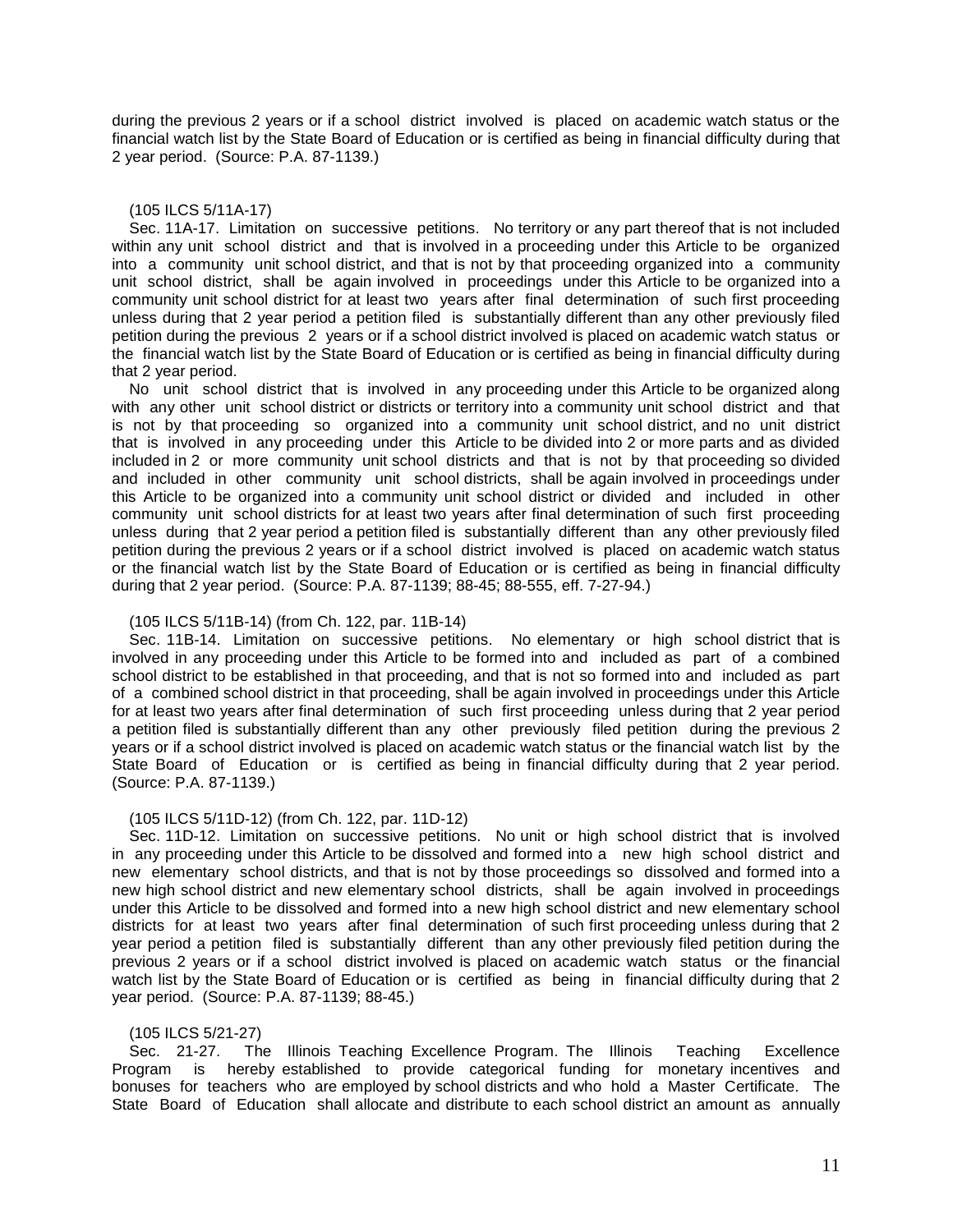during the previous 2 years or if a school district involved is placed on academic watch status or the financial watch list by the State Board of Education or is certified as being in financial difficulty during that 2 year period. (Source: P.A. 87-1139.)

(105 ILCS 5/11A-17)

Sec. 11A-17. Limitation on successive petitions. No territory or any part thereof that is not included within any unit school district and that is involved in a proceeding under this Article to be organized into a community unit school district, and that is not by that proceeding organized into a community unit school district, shall be again involved in proceedings under this Article to be organized into a community unit school district for at least two years after final determination of such first proceeding unless during that 2 year period a petition filed is substantially different than any other previously filed petition during the previous 2 years or if a school district involved is placed on academic watch status or the financial watch list by the State Board of Education or is certified as being in financial difficulty during that 2 year period.

No unit school district that is involved in any proceeding under this Article to be organized along with any other unit school district or districts or territory into a community unit school district and that is not by that proceeding so organized into a community unit school district, and no unit district that is involved in any proceeding under this Article to be divided into 2 or more parts and as divided included in 2 or more community unit school districts and that is not by that proceeding so divided and included in other community unit school districts, shall be again involved in proceedings under this Article to be organized into a community unit school district or divided and included in other community unit school districts for at least two years after final determination of such first proceeding unless during that 2 year period a petition filed is substantially different than any other previously filed petition during the previous 2 years or if a school district involved is placed on academic watch status or the financial watch list by the State Board of Education or is certified as being in financial difficulty during that 2 year period. (Source: P.A. 87-1139; 88-45; 88-555, eff. 7-27-94.)

(105 ILCS 5/11B-14) (from Ch. 122, par. 11B-14)

Sec. 11B-14. Limitation on successive petitions. No elementary or high school district that is involved in any proceeding under this Article to be formed into and included as part of a combined school district to be established in that proceeding, and that is not so formed into and included as part of a combined school district in that proceeding, shall be again involved in proceedings under this Article for at least two years after final determination of such first proceeding unless during that 2 year period a petition filed is substantially different than any other previously filed petition during the previous 2 years or if a school district involved is placed on academic watch status or the financial watch list by the State Board of Education or is certified as being in financial difficulty during that 2 year period. (Source: P.A. 87-1139.)

(105 ILCS 5/11D-12) (from Ch. 122, par. 11D-12)

Sec. 11D-12. Limitation on successive petitions. No unit or high school district that is involved in any proceeding under this Article to be dissolved and formed into a new high school district and new elementary school districts, and that is not by those proceedings so dissolved and formed into a new high school district and new elementary school districts, shall be again involved in proceedings under this Article to be dissolved and formed into a new high school district and new elementary school districts for at least two years after final determination of such first proceeding unless during that 2 year period a petition filed is substantially different than any other previously filed petition during the previous 2 years or if a school district involved is placed on academic watch status or the financial watch list by the State Board of Education or is certified as being in financial difficulty during that 2 year period. (Source: P.A. 87-1139; 88-45.)

(105 ILCS 5/21-27)

Sec. 21-27. The Illinois Teaching Excellence Program. The Illinois Teaching Excellence Program is hereby established to provide categorical funding for monetary incentives and bonuses for teachers who are employed by school districts and who hold a Master Certificate. The State Board of Education shall allocate and distribute to each school district an amount as annually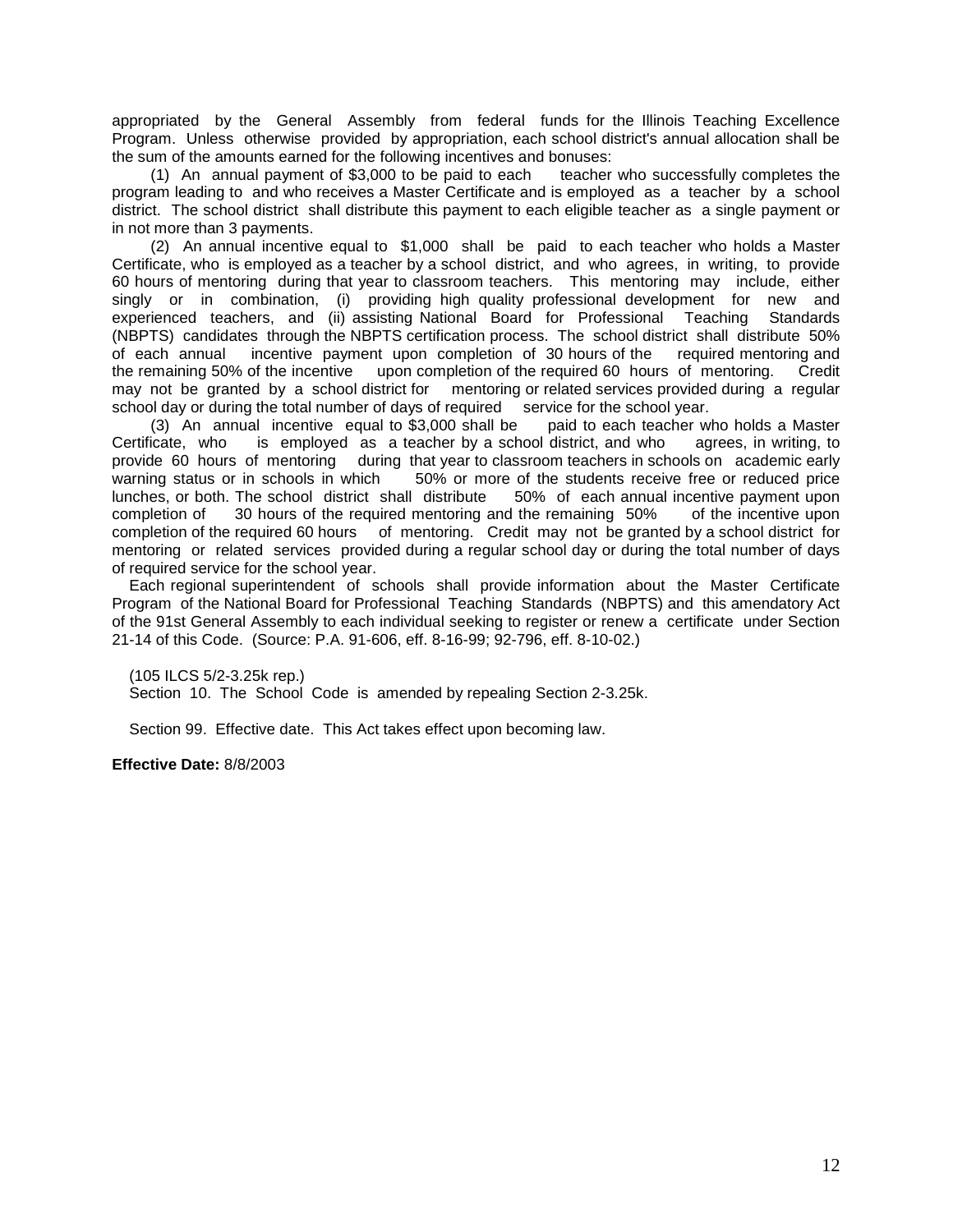appropriated by the General Assembly from federal funds for the Illinois Teaching Excellence Program. Unless otherwise provided by appropriation, each school district's annual allocation shall be the sum of the amounts earned for the following incentives and bonuses:

(1) An annual payment of $3,000 to be paid to each teacher who successfully completes the program leading to and who receives a Master Certificate and is employed as a teacher by a school district. The school district shall distribute this payment to each eligible teacher as a single payment or in not more than 3 payments.

(2) An annual incentive equal to $1,000 shall be paid to each teacher who holds a Master Certificate, who is employed as a teacher by a school district, and who agrees, in writing, to provide 60 hours of mentoring during that year to classroom teachers. This mentoring may include, either singly or in combination, (i) providing high quality professional development for new and experienced teachers, and (ii) assisting National Board for Professional Teaching Standards (NBPTS) candidates through the NBPTS certification process. The school district shall distribute 50% of each annual incentive payment upon completion of 30 hours of the required mentoring and the remaining 50% of the incentive upon completion of the required 60 hours of mentoring. Credit may not be granted by a school district for mentoring or related services provided during a regular school day or during the total number of days of required service for the school year.

(3) An annual incentive equal to $3,000 shall be paid to each teacher who holds a Master Certificate, who is employed as a teacher by a school district, and who agrees, in writing, to provide 60 hours of mentoring during that year to classroom teachers in schools on academic early warning status or in schools in which 50% or more of the students receive free or reduced price lunches, or both. The school district shall distribute 50% of each annual incentive payment upon completion of 30 hours of the required mentoring and the remaining 50% of the incentive upon completion of the required 60 hours of mentoring. Credit may not be granted by a school district for mentoring or related services provided during a regular school day or during the total number of days of required service for the school year.

Each regional superintendent of schools shall provide information about the Master Certificate Program of the National Board for Professional Teaching Standards (NBPTS) and this amendatory Act of the 91st General Assembly to each individual seeking to register or renew a certificate under Section 21-14 of this Code. (Source: P.A. 91-606, eff. 8-16-99; 92-796, eff. 8-10-02.)

(105 ILCS 5/2-3.25k rep.)
Section 10. The School Code is amended by repealing Section 2-3.25k.

Section 99. Effective date. This Act takes effect upon becoming law.

**Effective Date:** 8/8/2003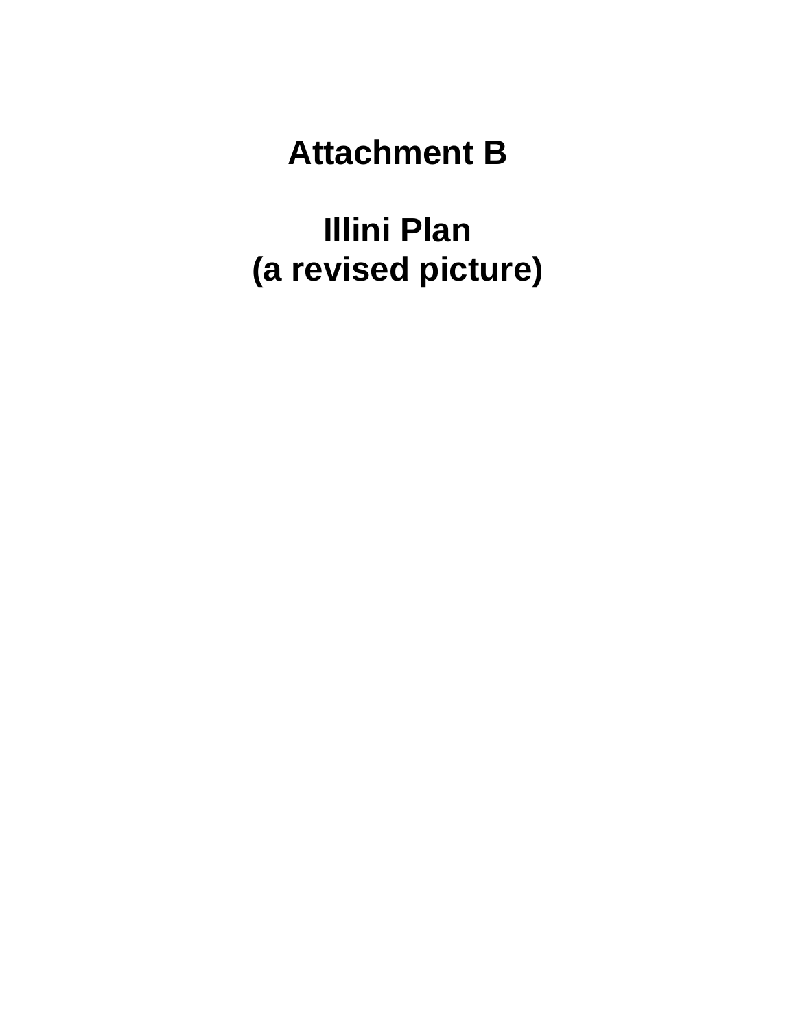# Attachment B

# Illini Plan
# (a revised picture)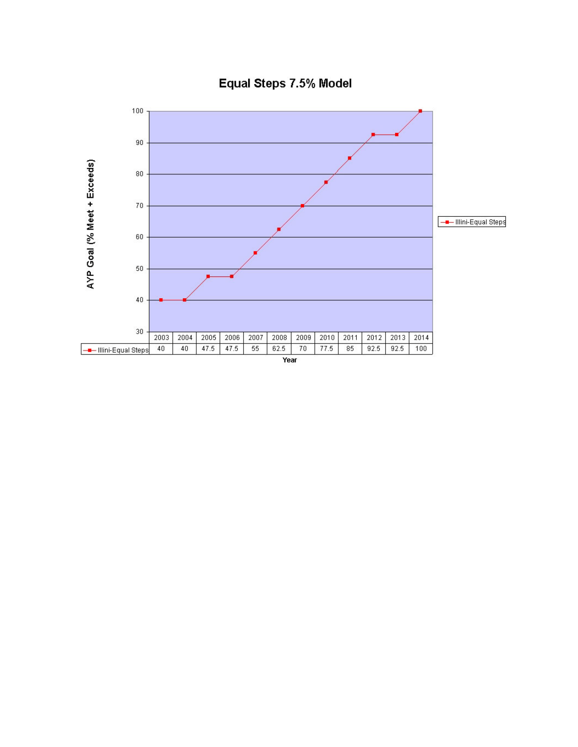# Equal Steps 7.5% Model

| Year | 2003 | 2004 | 2005 | 2006 | 2007 | 2008 | 2009 | 2010 | 2011 | 2012 | 2013 | 2014 |
|---|---|---|---|---|---|---|---|---|---|---|---|---|
| Illini-Equal Steps | 40 | 40 | 47.5 | 47.5 | 55 | 62.5 | 70 | 77.5 | 85 | 92.5 | 92.5 | 100 |

AYP Goal (% Meet + Exceeds)

Year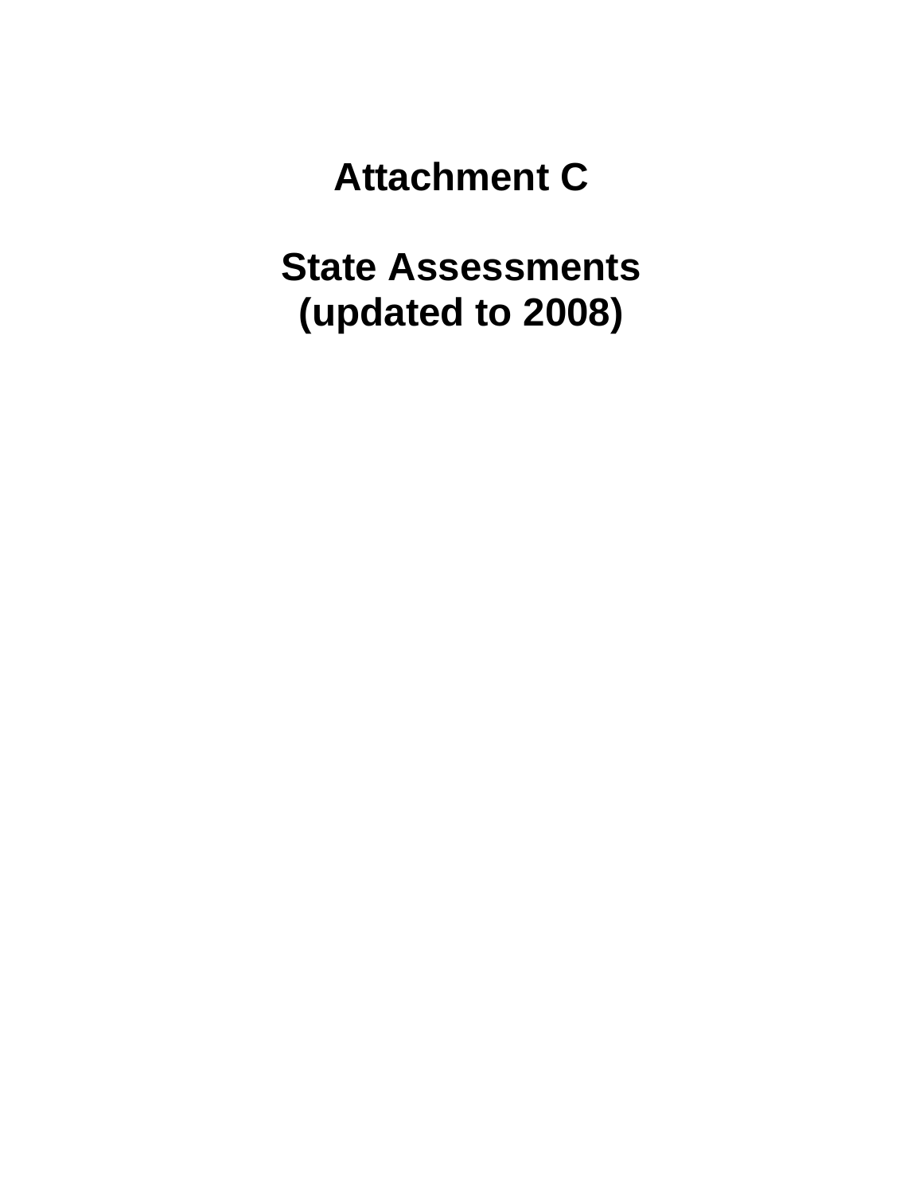# Attachment C

# State Assessments
# (updated to 2008)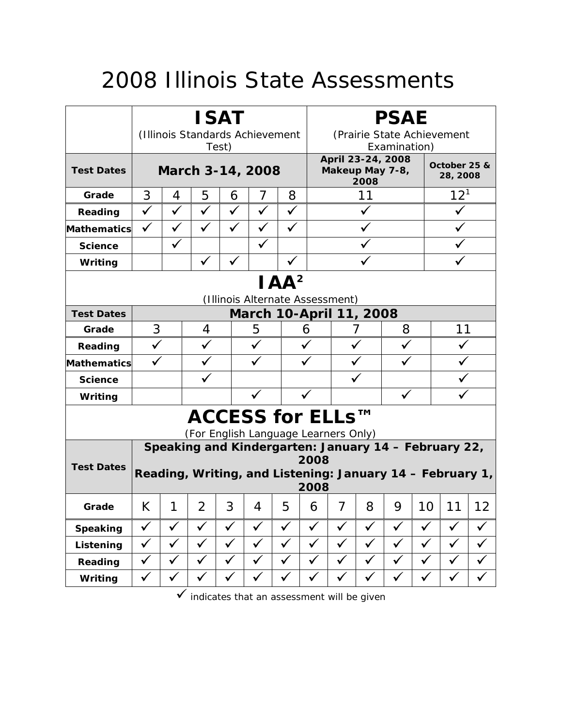# 2008 Illinois State Assessments

| | **ISAT** (Illinois Standards Achievement Test) | | | | | | **PSAE** (Prairie State Achievement Examination) | |
|---|---|---|---|---|---|---|---|---|
| **Test Dates** | **March 3-14, 2008** | | | | | | **April 23-24, 2008 Makeup May 7-8, 2008** | **October 25 & 28, 2008** |
| **Grade** | 3 | 4 | 5 | 6 | 7 | 8 | 11 | 12[1] |
| **Reading** | ✓ | ✓ | ✓ | ✓ | ✓ | ✓ | ✓ | ✓ |
| **Mathematics** | ✓ | ✓ | ✓ | ✓ | ✓ | ✓ | ✓ | ✓ |
| **Science** | | ✓ | | | ✓ | | ✓ | ✓ |
| **Writing** | | | ✓ | ✓ | | ✓ | ✓ | ✓ |

| | **IAA[2]** (Illinois Alternate Assessment) | | | | | | |
|---|---|---|---|---|---|---|---|
| **Test Dates** | **March 10-April 11, 2008** | | | | | | |
| **Grade** | 3 | 4 | 5 | 6 | 7 | 8 | 11 |
| **Reading** | ✓ | ✓ | ✓ | ✓ | ✓ | ✓ | ✓ |
| **Mathematics** | ✓ | ✓ | ✓ | ✓ | ✓ | ✓ | ✓ |
| **Science** | | ✓ | | | ✓ | | ✓ |
| **Writing** | | | ✓ | ✓ | | ✓ | ✓ |

| | **ACCESS for ELLs™** (For English Language Learners Only) | | | | | | | | | | | | |
|---|---|---|---|---|---|---|---|---|---|---|---|---|---|
| **Test Dates** | **Speaking and Kindergarten: January 14 – February 22, 2008 Reading, Writing, and Listening: January 14 – February 1, 2008** | | | | | | | | | | | | |
| **Grade** | K | 1 | 2 | 3 | 4 | 5 | 6 | 7 | 8 | 9 | 10 | 11 | 12 |
| **Speaking** | ✓ | ✓ | ✓ | ✓ | ✓ | ✓ | ✓ | ✓ | ✓ | ✓ | ✓ | ✓ | ✓ |
| **Listening** | ✓ | ✓ | ✓ | ✓ | ✓ | ✓ | ✓ | ✓ | ✓ | ✓ | ✓ | ✓ | ✓ |
| **Reading** | ✓ | ✓ | ✓ | ✓ | ✓ | ✓ | ✓ | ✓ | ✓ | ✓ | ✓ | ✓ | ✓ |
| **Writing** | ✓ | ✓ | ✓ | ✓ | ✓ | ✓ | ✓ | ✓ | ✓ | ✓ | ✓ | ✓ | ✓ |

✓ indicates that an assessment will be given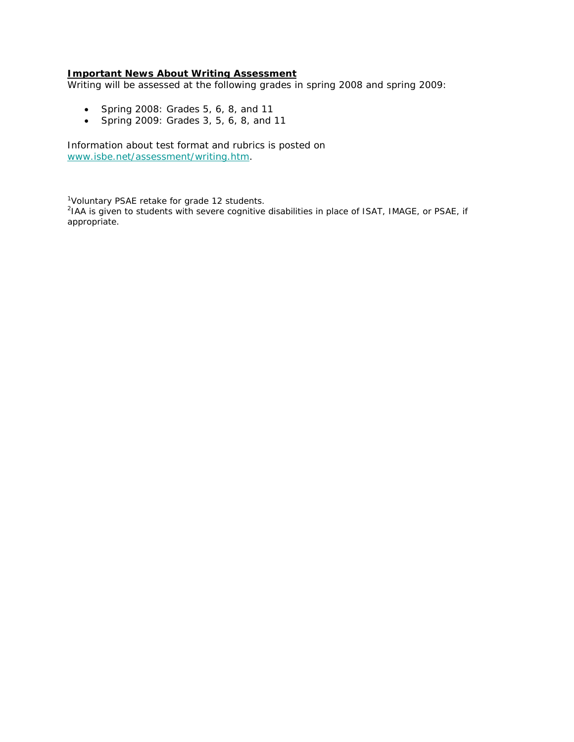**Important News About Writing Assessment**

Writing will be assessed at the following grades in spring 2008 and spring 2009:

- Spring 2008: Grades 5, 6, 8, and 11
- Spring 2009: Grades 3, 5, 6, 8, and 11

Information about test format and rubrics is posted on www.isbe.net/assessment/writing.htm.

[1]Voluntary PSAE retake for grade 12 students.

[2]IAA is given to students with severe cognitive disabilities in place of ISAT, IMAGE, or PSAE, if appropriate.